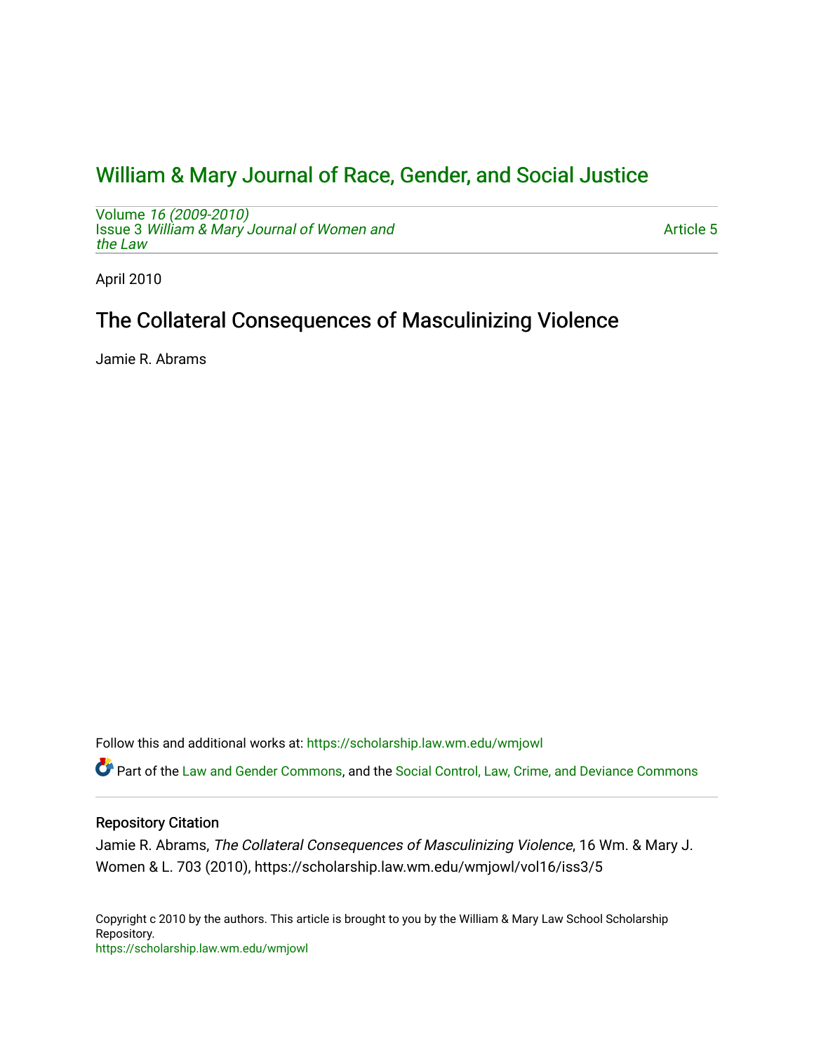# William & Mary Journal of Race, Gender, and Social Justice

Volume *16 (2009-2010)*
Issue 3 *William & Mary Journal of Women and the Law*

Article 5

April 2010

## The Collateral Consequences of Masculinizing Violence

Jamie R. Abrams

Follow this and additional works at: https://scholarship.law.wm.edu/wmjowl

Part of the Law and Gender Commons, and the Social Control, Law, Crime, and Deviance Commons

### Repository Citation

Jamie R. Abrams, *The Collateral Consequences of Masculinizing Violence*, 16 Wm. & Mary J. Women & L. 703 (2010), https://scholarship.law.wm.edu/wmjowl/vol16/iss3/5

Copyright c 2010 by the authors. This article is brought to you by the William & Mary Law School Scholarship Repository.
https://scholarship.law.wm.edu/wmjowl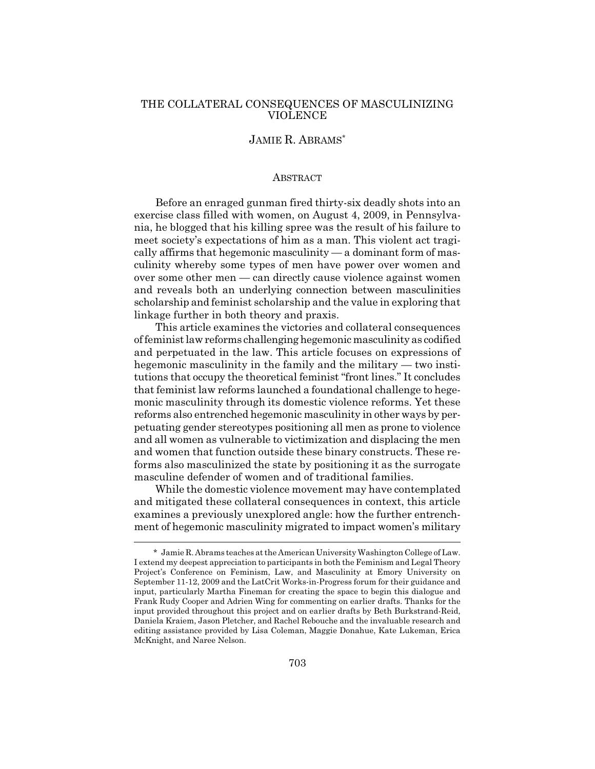# THE COLLATERAL CONSEQUENCES OF MASCULINIZING VIOLENCE

## JAMIE R. ABRAMS*

### ABSTRACT

Before an enraged gunman fired thirty-six deadly shots into an exercise class filled with women, on August 4, 2009, in Pennsylvania, he blogged that his killing spree was the result of his failure to meet society's expectations of him as a man. This violent act tragically affirms that hegemonic masculinity — a dominant form of masculinity whereby some types of men have power over women and over some other men — can directly cause violence against women and reveals both an underlying connection between masculinities scholarship and feminist scholarship and the value in exploring that linkage further in both theory and praxis.

This article examines the victories and collateral consequences of feminist law reforms challenging hegemonic masculinity as codified and perpetuated in the law. This article focuses on expressions of hegemonic masculinity in the family and the military — two institutions that occupy the theoretical feminist "front lines." It concludes that feminist law reforms launched a foundational challenge to hegemonic masculinity through its domestic violence reforms. Yet these reforms also entrenched hegemonic masculinity in other ways by perpetuating gender stereotypes positioning all men as prone to violence and all women as vulnerable to victimization and displacing the men and women that function outside these binary constructs. These reforms also masculinized the state by positioning it as the surrogate masculine defender of women and of traditional families.

While the domestic violence movement may have contemplated and mitigated these collateral consequences in context, this article examines a previously unexplored angle: how the further entrenchment of hegemonic masculinity migrated to impact women's military

---

\* Jamie R. Abrams teaches at the American University Washington College of Law. I extend my deepest appreciation to participants in both the Feminism and Legal Theory Project's Conference on Feminism, Law, and Masculinity at Emory University on September 11-12, 2009 and the LatCrit Works-in-Progress forum for their guidance and input, particularly Martha Fineman for creating the space to begin this dialogue and Frank Rudy Cooper and Adrien Wing for commenting on earlier drafts. Thanks for the input provided throughout this project and on earlier drafts by Beth Burkstrand-Reid, Daniela Kraiem, Jason Pletcher, and Rachel Rebouche and the invaluable research and editing assistance provided by Lisa Coleman, Maggie Donahue, Kate Lukeman, Erica McKnight, and Naree Nelson.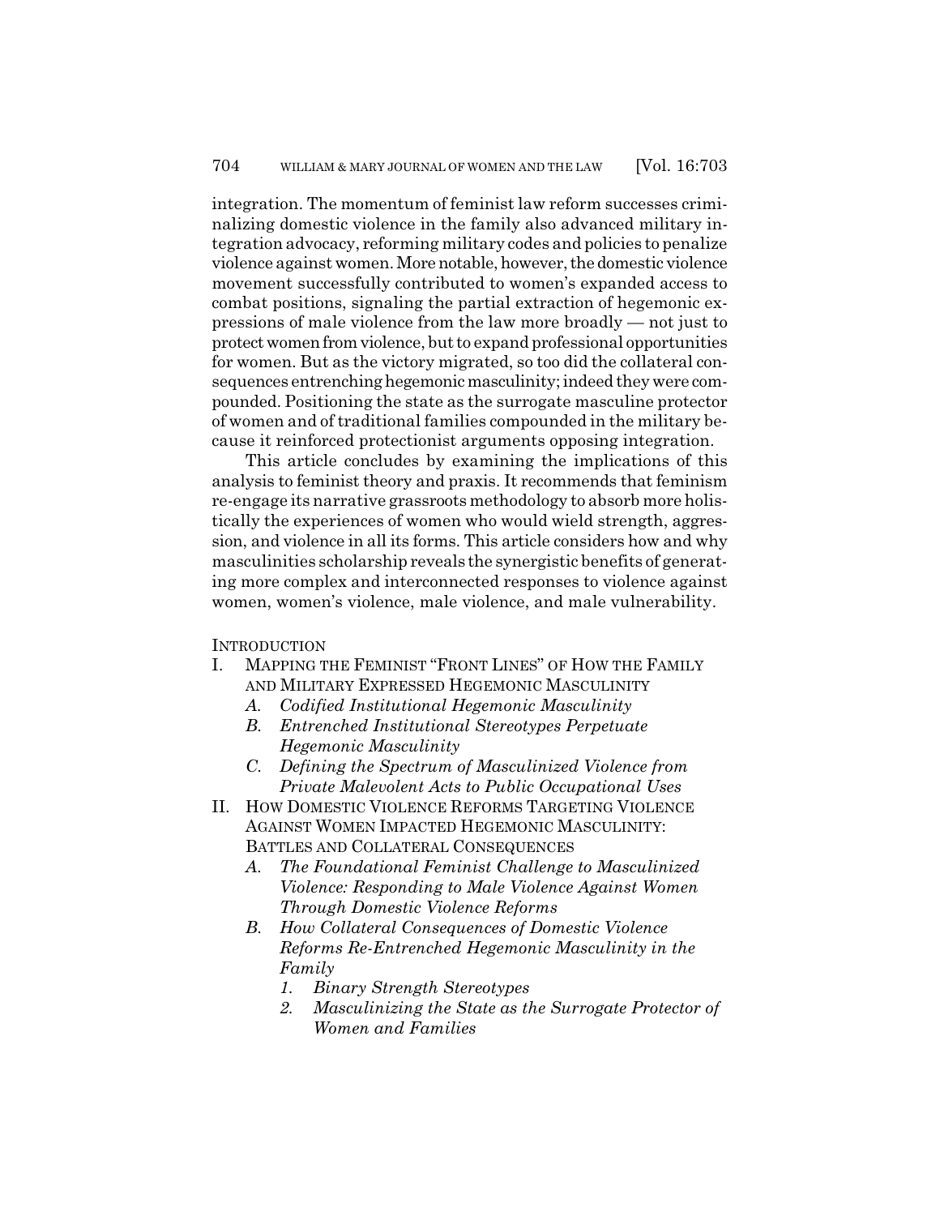integration. The momentum of feminist law reform successes criminalizing domestic violence in the family also advanced military integration advocacy, reforming military codes and policies to penalize violence against women. More notable, however, the domestic violence movement successfully contributed to women's expanded access to combat positions, signaling the partial extraction of hegemonic expressions of male violence from the law more broadly — not just to protect women from violence, but to expand professional opportunities for women. But as the victory migrated, so too did the collateral consequences entrenching hegemonic masculinity; indeed they were compounded. Positioning the state as the surrogate masculine protector of women and of traditional families compounded in the military because it reinforced protectionist arguments opposing integration.

This article concludes by examining the implications of this analysis to feminist theory and praxis. It recommends that feminism re-engage its narrative grassroots methodology to absorb more holistically the experiences of women who would wield strength, aggression, and violence in all its forms. This article considers how and why masculinities scholarship reveals the synergistic benefits of generating more complex and interconnected responses to violence against women, women's violence, male violence, and male vulnerability.

INTRODUCTION

I. MAPPING THE FEMINIST "FRONT LINES" OF HOW THE FAMILY AND MILITARY EXPRESSED HEGEMONIC MASCULINITY
   - *A. Codified Institutional Hegemonic Masculinity*
   - *B. Entrenched Institutional Stereotypes Perpetuate Hegemonic Masculinity*
   - *C. Defining the Spectrum of Masculinized Violence from Private Malevolent Acts to Public Occupational Uses*

II. HOW DOMESTIC VIOLENCE REFORMS TARGETING VIOLENCE AGAINST WOMEN IMPACTED HEGEMONIC MASCULINITY: BATTLES AND COLLATERAL CONSEQUENCES
   - *A. The Foundational Feminist Challenge to Masculinized Violence: Responding to Male Violence Against Women Through Domestic Violence Reforms*
   - *B. How Collateral Consequences of Domestic Violence Reforms Re-Entrenched Hegemonic Masculinity in the Family*
     1. *Binary Strength Stereotypes*
     2. *Masculinizing the State as the Surrogate Protector of Women and Families*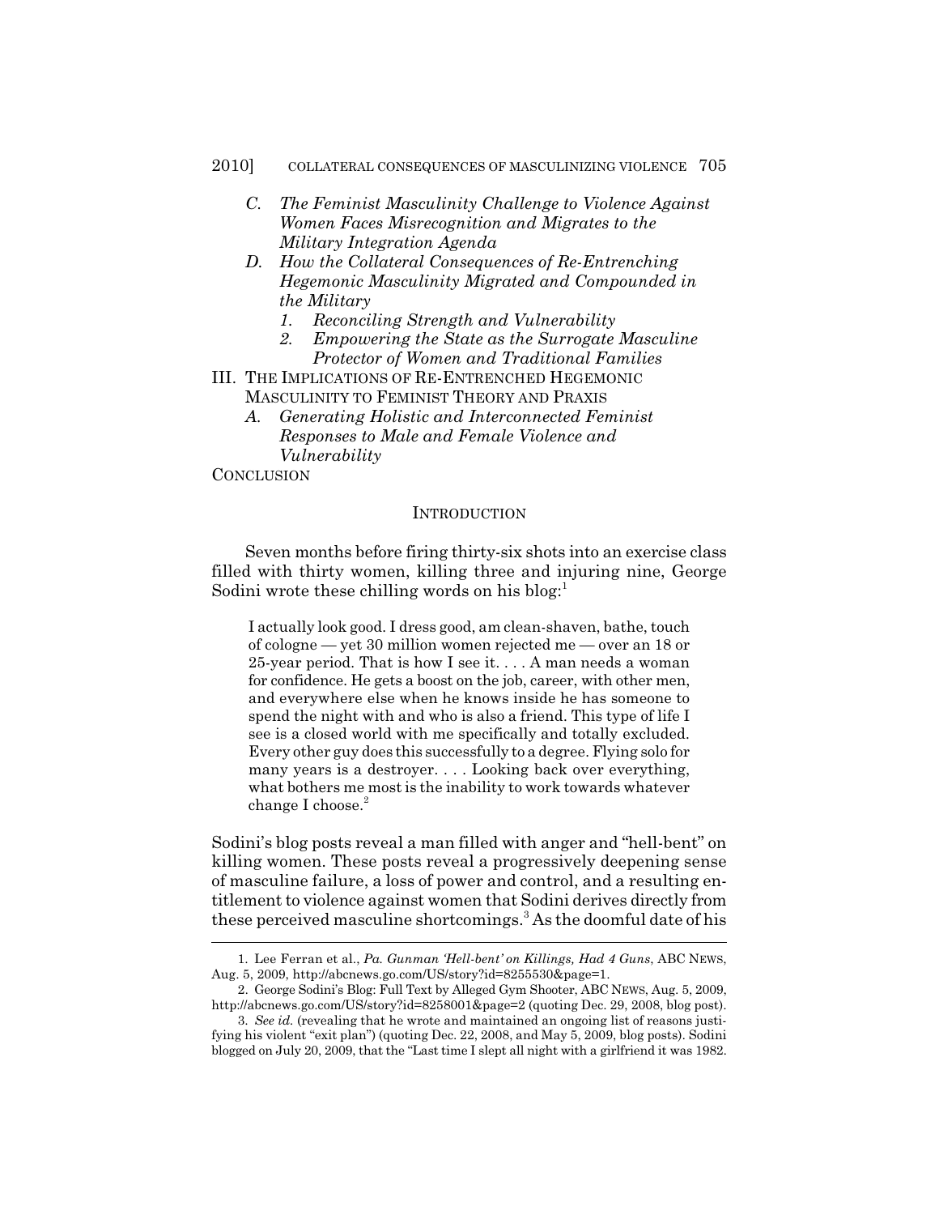*C. The Feminist Masculinity Challenge to Violence Against Women Faces Misrecognition and Migrates to the Military Integration Agenda*

*D. How the Collateral Consequences of Re-Entrenching Hegemonic Masculinity Migrated and Compounded in the Military*

*1. Reconciling Strength and Vulnerability*

*2. Empowering the State as the Surrogate Masculine Protector of Women and Traditional Families*

III. THE IMPLICATIONS OF RE-ENTRENCHED HEGEMONIC MASCULINITY TO FEMINIST THEORY AND PRAXIS

*A. Generating Holistic and Interconnected Feminist Responses to Male and Female Violence and Vulnerability*

CONCLUSION

## INTRODUCTION

Seven months before firing thirty-six shots into an exercise class filled with thirty women, killing three and injuring nine, George Sodini wrote these chilling words on his blog:[1]

> I actually look good. I dress good, am clean-shaven, bathe, touch of cologne — yet 30 million women rejected me — over an 18 or 25-year period. That is how I see it. . . . A man needs a woman for confidence. He gets a boost on the job, career, with other men, and everywhere else when he knows inside he has someone to spend the night with and who is also a friend. This type of life I see is a closed world with me specifically and totally excluded. Every other guy does this successfully to a degree. Flying solo for many years is a destroyer. . . . Looking back over everything, what bothers me most is the inability to work towards whatever change I choose.[2]

Sodini's blog posts reveal a man filled with anger and "hell-bent" on killing women. These posts reveal a progressively deepening sense of masculine failure, a loss of power and control, and a resulting entitlement to violence against women that Sodini derives directly from these perceived masculine shortcomings.[3] As the doomful date of his

---

1. Lee Ferran et al., *Pa. Gunman 'Hell-bent' on Killings, Had 4 Guns*, ABC NEWS, Aug. 5, 2009, http://abcnews.go.com/US/story?id=8255530&page=1.

2. George Sodini's Blog: Full Text by Alleged Gym Shooter, ABC NEWS, Aug. 5, 2009, http://abcnews.go.com/US/story?id=8258001&page=2 (quoting Dec. 29, 2008, blog post).

3. *See id.* (revealing that he wrote and maintained an ongoing list of reasons justifying his violent "exit plan") (quoting Dec. 22, 2008, and May 5, 2009, blog posts). Sodini blogged on July 20, 2009, that the "Last time I slept all night with a girlfriend it was 1982.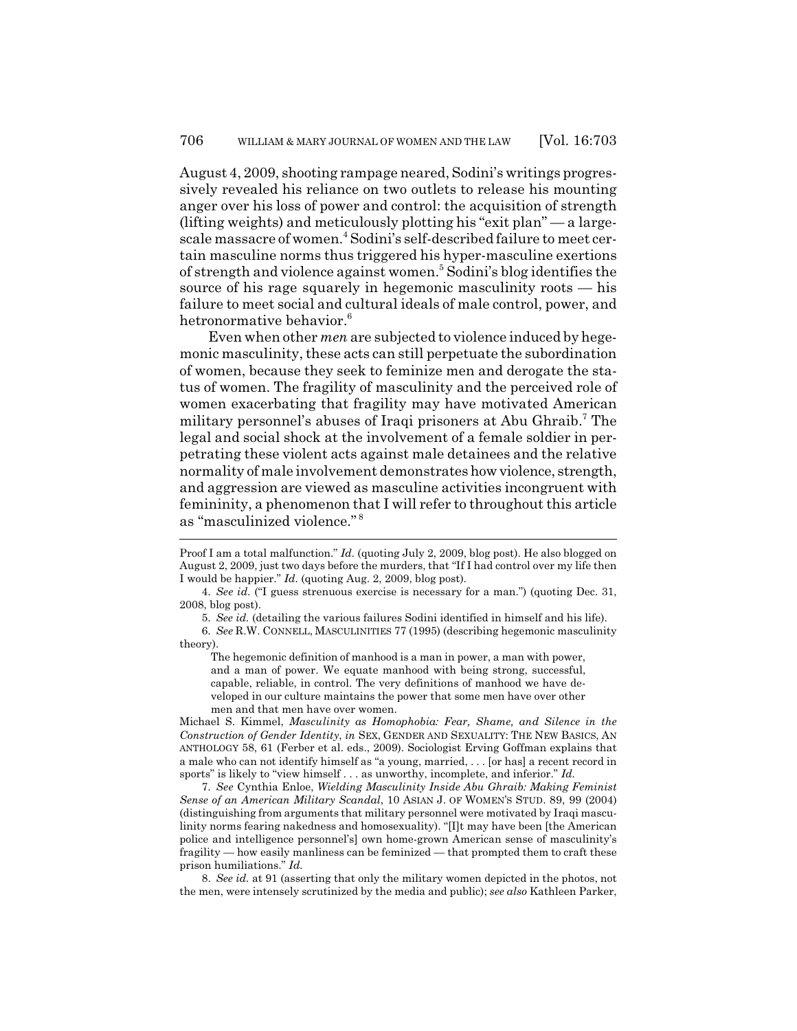August 4, 2009, shooting rampage neared, Sodini's writings progressively revealed his reliance on two outlets to release his mounting anger over his loss of power and control: the acquisition of strength (lifting weights) and meticulously plotting his "exit plan" — a large-scale massacre of women.[4] Sodini's self-described failure to meet certain masculine norms thus triggered his hyper-masculine exertions of strength and violence against women.[5] Sodini's blog identifies the source of his rage squarely in hegemonic masculinity roots — his failure to meet social and cultural ideals of male control, power, and hetronormative behavior.[6]

Even when other *men* are subjected to violence induced by hegemonic masculinity, these acts can still perpetuate the subordination of women, because they seek to feminize men and derogate the status of women. The fragility of masculinity and the perceived role of women exacerbating that fragility may have motivated American military personnel's abuses of Iraqi prisoners at Abu Ghraib.[7] The legal and social shock at the involvement of a female soldier in perpetrating these violent acts against male detainees and the relative normality of male involvement demonstrates how violence, strength, and aggression are viewed as masculine activities incongruent with femininity, a phenomenon that I will refer to throughout this article as "masculinized violence."[8]

---

Proof I am a total malfunction." *Id.* (quoting July 2, 2009, blog post). He also blogged on August 2, 2009, just two days before the murders, that "If I had control over my life then I would be happier." *Id.* (quoting Aug. 2, 2009, blog post).

4. *See id.* ("I guess strenuous exercise is necessary for a man.") (quoting Dec. 31, 2008, blog post).

5. *See id.* (detailing the various failures Sodini identified in himself and his life).

6. *See* R.W. CONNELL, MASCULINITIES 77 (1995) (describing hegemonic masculinity theory).

> The hegemonic definition of manhood is a man in power, a man with power, and a man of power. We equate manhood with being strong, successful, capable, reliable, in control. The very definitions of manhood we have developed in our culture maintains the power that some men have over other men and that men have over women.

Michael S. Kimmel, *Masculinity as Homophobia: Fear, Shame, and Silence in the Construction of Gender Identity*, *in* SEX, GENDER AND SEXUALITY: THE NEW BASICS, AN ANTHOLOGY 58, 61 (Ferber et al. eds., 2009). Sociologist Erving Goffman explains that a male who can not identify himself as "a young, married, . . . [or has] a recent record in sports" is likely to "view himself . . . as unworthy, incomplete, and inferior." *Id.*

7. *See* Cynthia Enloe, *Wielding Masculinity Inside Abu Ghraib: Making Feminist Sense of an American Military Scandal*, 10 ASIAN J. OF WOMEN'S STUD. 89, 99 (2004) (distinguishing from arguments that military personnel were motivated by Iraqi masculinity norms fearing nakedness and homosexuality). "[I]t may have been [the American police and intelligence personnel's] own home-grown American sense of masculinity's fragility — how easily manliness can be feminized — that prompted them to craft these prison humiliations." *Id.*

8. *See id.* at 91 (asserting that only the military women depicted in the photos, not the men, were intensely scrutinized by the media and public); *see also* Kathleen Parker,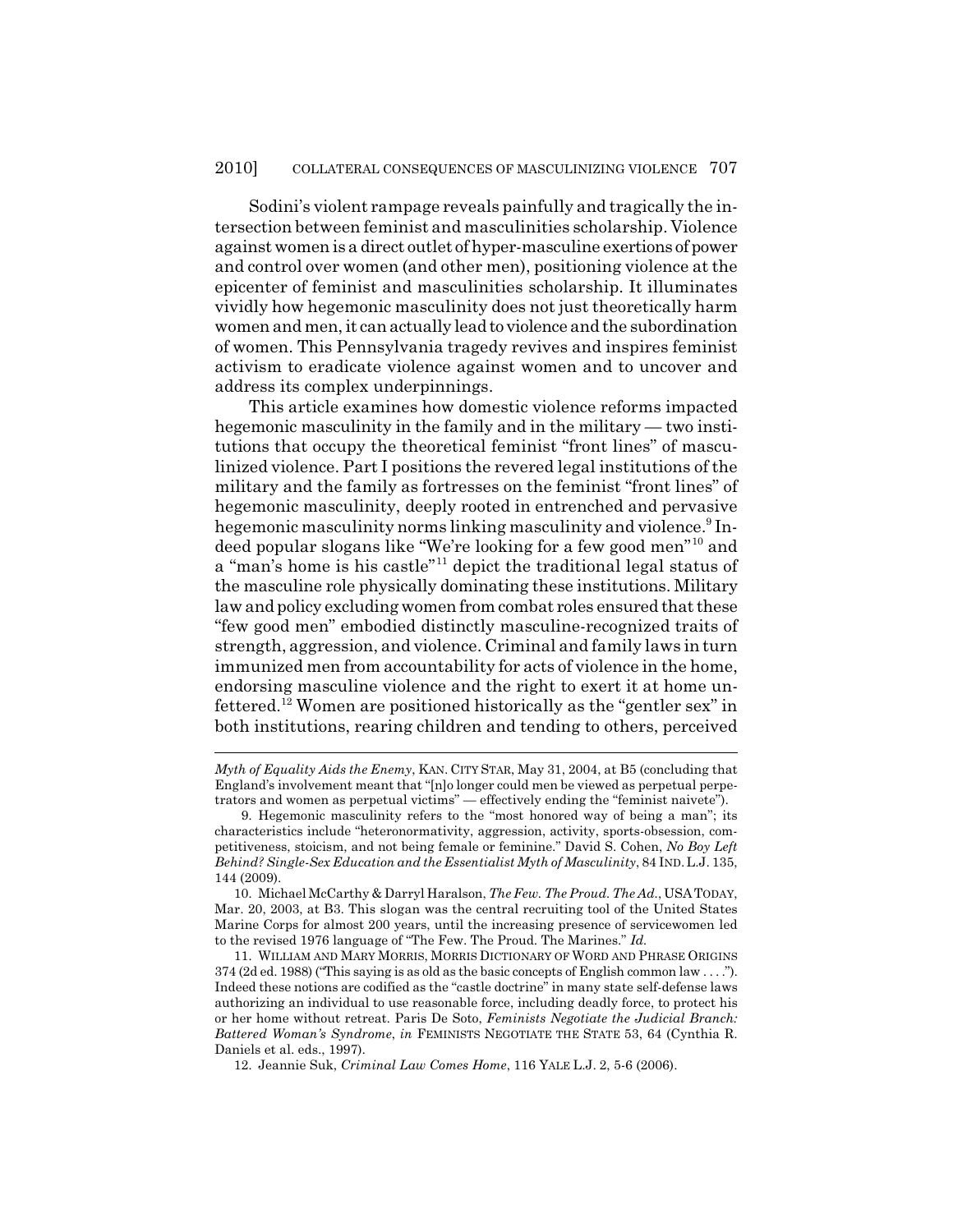Sodini's violent rampage reveals painfully and tragically the intersection between feminist and masculinities scholarship. Violence against women is a direct outlet of hyper-masculine exertions of power and control over women (and other men), positioning violence at the epicenter of feminist and masculinities scholarship. It illuminates vividly how hegemonic masculinity does not just theoretically harm women and men, it can actually lead to violence and the subordination of women. This Pennsylvania tragedy revives and inspires feminist activism to eradicate violence against women and to uncover and address its complex underpinnings.

This article examines how domestic violence reforms impacted hegemonic masculinity in the family and in the military — two institutions that occupy the theoretical feminist "front lines" of masculinized violence. Part I positions the revered legal institutions of the military and the family as fortresses on the feminist "front lines" of hegemonic masculinity, deeply rooted in entrenched and pervasive hegemonic masculinity norms linking masculinity and violence.[9] Indeed popular slogans like "We're looking for a few good men"[10] and a "man's home is his castle"[11] depict the traditional legal status of the masculine role physically dominating these institutions. Military law and policy excluding women from combat roles ensured that these "few good men" embodied distinctly masculine-recognized traits of strength, aggression, and violence. Criminal and family laws in turn immunized men from accountability for acts of violence in the home, endorsing masculine violence and the right to exert it at home unfettered.[12] Women are positioned historically as the "gentler sex" in both institutions, rearing children and tending to others, perceived

---

*Myth of Equality Aids the Enemy*, KAN. CITY STAR, May 31, 2004, at B5 (concluding that England's involvement meant that "[n]o longer could men be viewed as perpetual perpetrators and women as perpetual victims" — effectively ending the "feminist naivete").

9. Hegemonic masculinity refers to the "most honored way of being a man"; its characteristics include "heteronormativity, aggression, activity, sports-obsession, competitiveness, stoicism, and not being female or feminine." David S. Cohen, *No Boy Left Behind? Single-Sex Education and the Essentialist Myth of Masculinity*, 84 IND. L.J. 135, 144 (2009).

10. Michael McCarthy & Darryl Haralson, *The Few. The Proud. The Ad.*, USA TODAY, Mar. 20, 2003, at B3. This slogan was the central recruiting tool of the United States Marine Corps for almost 200 years, until the increasing presence of servicewomen led to the revised 1976 language of "The Few. The Proud. The Marines." *Id.*

11. WILLIAM AND MARY MORRIS, MORRIS DICTIONARY OF WORD AND PHRASE ORIGINS 374 (2d ed. 1988) ("This saying is as old as the basic concepts of English common law . . . ."). Indeed these notions are codified as the "castle doctrine" in many state self-defense laws authorizing an individual to use reasonable force, including deadly force, to protect his or her home without retreat. Paris De Soto, *Feminists Negotiate the Judicial Branch: Battered Woman's Syndrome*, *in* FEMINISTS NEGOTIATE THE STATE 53, 64 (Cynthia R. Daniels et al. eds., 1997).

12. Jeannie Suk, *Criminal Law Comes Home*, 116 YALE L.J. 2, 5-6 (2006).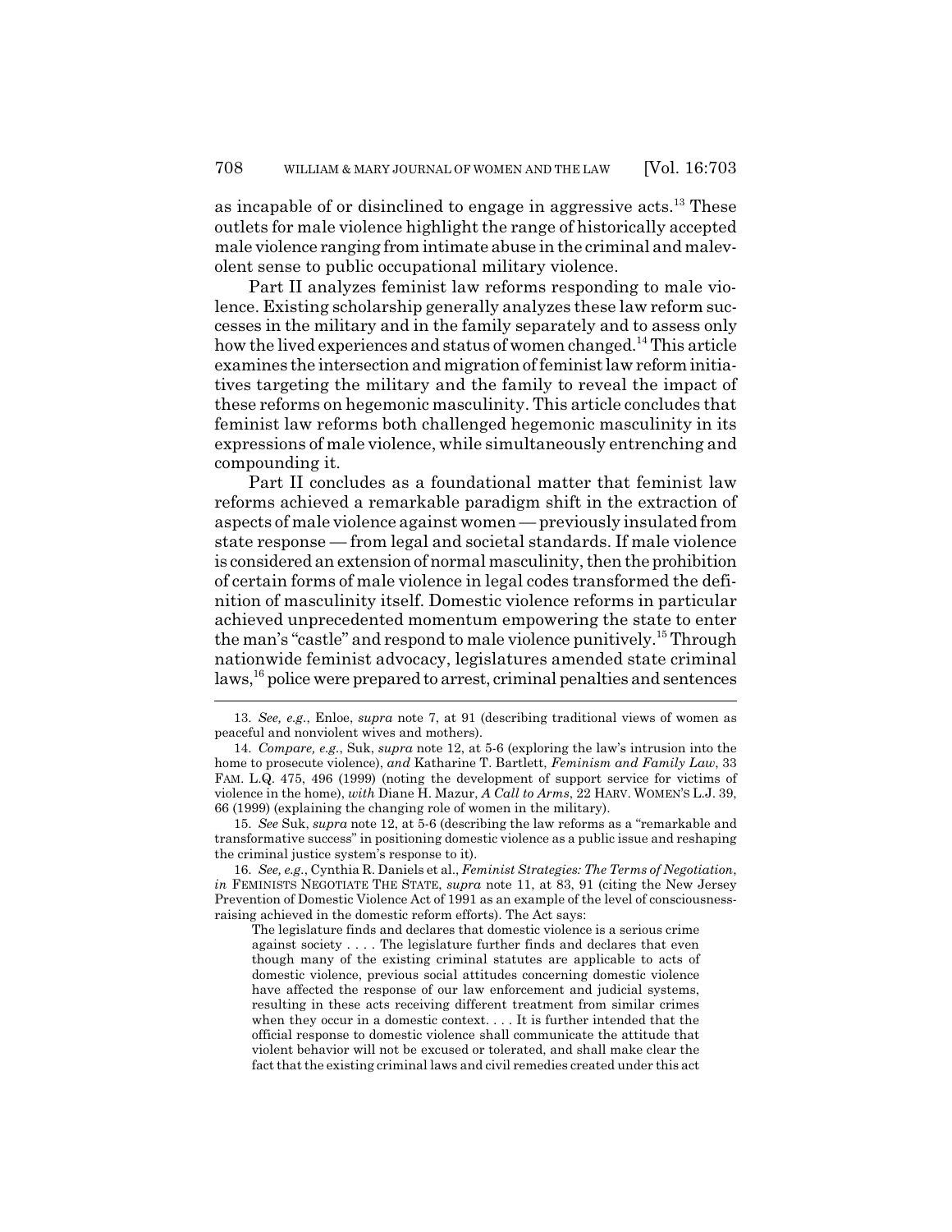as incapable of or disinclined to engage in aggressive acts.[13] These outlets for male violence highlight the range of historically accepted male violence ranging from intimate abuse in the criminal and malevolent sense to public occupational military violence.

Part II analyzes feminist law reforms responding to male violence. Existing scholarship generally analyzes these law reform successes in the military and in the family separately and to assess only how the lived experiences and status of women changed.[14] This article examines the intersection and migration of feminist law reform initiatives targeting the military and the family to reveal the impact of these reforms on hegemonic masculinity. This article concludes that feminist law reforms both challenged hegemonic masculinity in its expressions of male violence, while simultaneously entrenching and compounding it.

Part II concludes as a foundational matter that feminist law reforms achieved a remarkable paradigm shift in the extraction of aspects of male violence against women — previously insulated from state response — from legal and societal standards. If male violence is considered an extension of normal masculinity, then the prohibition of certain forms of male violence in legal codes transformed the definition of masculinity itself. Domestic violence reforms in particular achieved unprecedented momentum empowering the state to enter the man's "castle" and respond to male violence punitively.[15] Through nationwide feminist advocacy, legislatures amended state criminal laws,[16] police were prepared to arrest, criminal penalties and sentences

---

13. *See, e.g.*, Enloe, *supra* note 7, at 91 (describing traditional views of women as peaceful and nonviolent wives and mothers).

14. *Compare, e.g.*, Suk, *supra* note 12, at 5-6 (exploring the law's intrusion into the home to prosecute violence), *and* Katharine T. Bartlett, *Feminism and Family Law*, 33 FAM. L.Q. 475, 496 (1999) (noting the development of support service for victims of violence in the home), *with* Diane H. Mazur, *A Call to Arms*, 22 HARV. WOMEN'S L.J. 39, 66 (1999) (explaining the changing role of women in the military).

15. *See* Suk, *supra* note 12, at 5-6 (describing the law reforms as a "remarkable and transformative success" in positioning domestic violence as a public issue and reshaping the criminal justice system's response to it).

16. *See, e.g.*, Cynthia R. Daniels et al., *Feminist Strategies: The Terms of Negotiation*, *in* FEMINISTS NEGOTIATE THE STATE, *supra* note 11, at 83, 91 (citing the New Jersey Prevention of Domestic Violence Act of 1991 as an example of the level of consciousness-raising achieved in the domestic reform efforts). The Act says:

> The legislature finds and declares that domestic violence is a serious crime against society . . . . The legislature further finds and declares that even though many of the existing criminal statutes are applicable to acts of domestic violence, previous social attitudes concerning domestic violence have affected the response of our law enforcement and judicial systems, resulting in these acts receiving different treatment from similar crimes when they occur in a domestic context. . . . It is further intended that the official response to domestic violence shall communicate the attitude that violent behavior will not be excused or tolerated, and shall make clear the fact that the existing criminal laws and civil remedies created under this act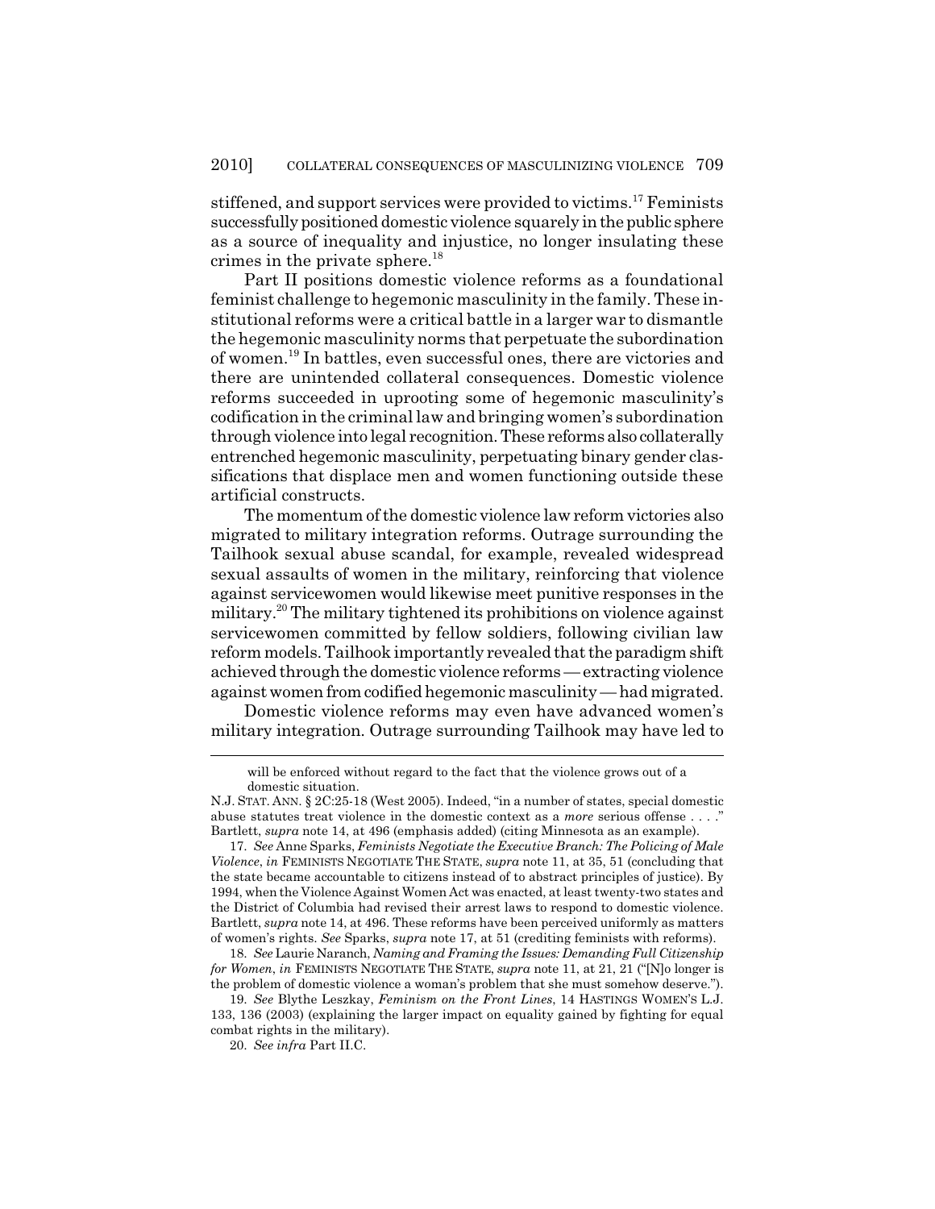stiffened, and support services were provided to victims.[17] Feminists successfully positioned domestic violence squarely in the public sphere as a source of inequality and injustice, no longer insulating these crimes in the private sphere.[18]

Part II positions domestic violence reforms as a foundational feminist challenge to hegemonic masculinity in the family. These institutional reforms were a critical battle in a larger war to dismantle the hegemonic masculinity norms that perpetuate the subordination of women.[19] In battles, even successful ones, there are victories and there are unintended collateral consequences. Domestic violence reforms succeeded in uprooting some of hegemonic masculinity's codification in the criminal law and bringing women's subordination through violence into legal recognition. These reforms also collaterally entrenched hegemonic masculinity, perpetuating binary gender classifications that displace men and women functioning outside these artificial constructs.

The momentum of the domestic violence law reform victories also migrated to military integration reforms. Outrage surrounding the Tailhook sexual abuse scandal, for example, revealed widespread sexual assaults of women in the military, reinforcing that violence against servicewomen would likewise meet punitive responses in the military.[20] The military tightened its prohibitions on violence against servicewomen committed by fellow soldiers, following civilian law reform models. Tailhook importantly revealed that the paradigm shift achieved through the domestic violence reforms — extracting violence against women from codified hegemonic masculinity — had migrated.

Domestic violence reforms may even have advanced women's military integration. Outrage surrounding Tailhook may have led to

---

will be enforced without regard to the fact that the violence grows out of a domestic situation.

N.J. STAT. ANN. § 2C:25-18 (West 2005). Indeed, "in a number of states, special domestic abuse statutes treat violence in the domestic context as a *more* serious offense . . . ." Bartlett, *supra* note 14, at 496 (emphasis added) (citing Minnesota as an example).

17. *See* Anne Sparks, *Feminists Negotiate the Executive Branch: The Policing of Male Violence*, *in* FEMINISTS NEGOTIATE THE STATE, *supra* note 11, at 35, 51 (concluding that the state became accountable to citizens instead of to abstract principles of justice). By 1994, when the Violence Against Women Act was enacted, at least twenty-two states and the District of Columbia had revised their arrest laws to respond to domestic violence. Bartlett, *supra* note 14, at 496. These reforms have been perceived uniformly as matters of women's rights. *See* Sparks, *supra* note 17, at 51 (crediting feminists with reforms).

18. *See* Laurie Naranch, *Naming and Framing the Issues: Demanding Full Citizenship for Women*, *in* FEMINISTS NEGOTIATE THE STATE, *supra* note 11, at 21, 21 ("[N]o longer is the problem of domestic violence a woman's problem that she must somehow deserve.").

19. *See* Blythe Leszkay, *Feminism on the Front Lines*, 14 HASTINGS WOMEN'S L.J. 133, 136 (2003) (explaining the larger impact on equality gained by fighting for equal combat rights in the military).

20. *See infra* Part II.C.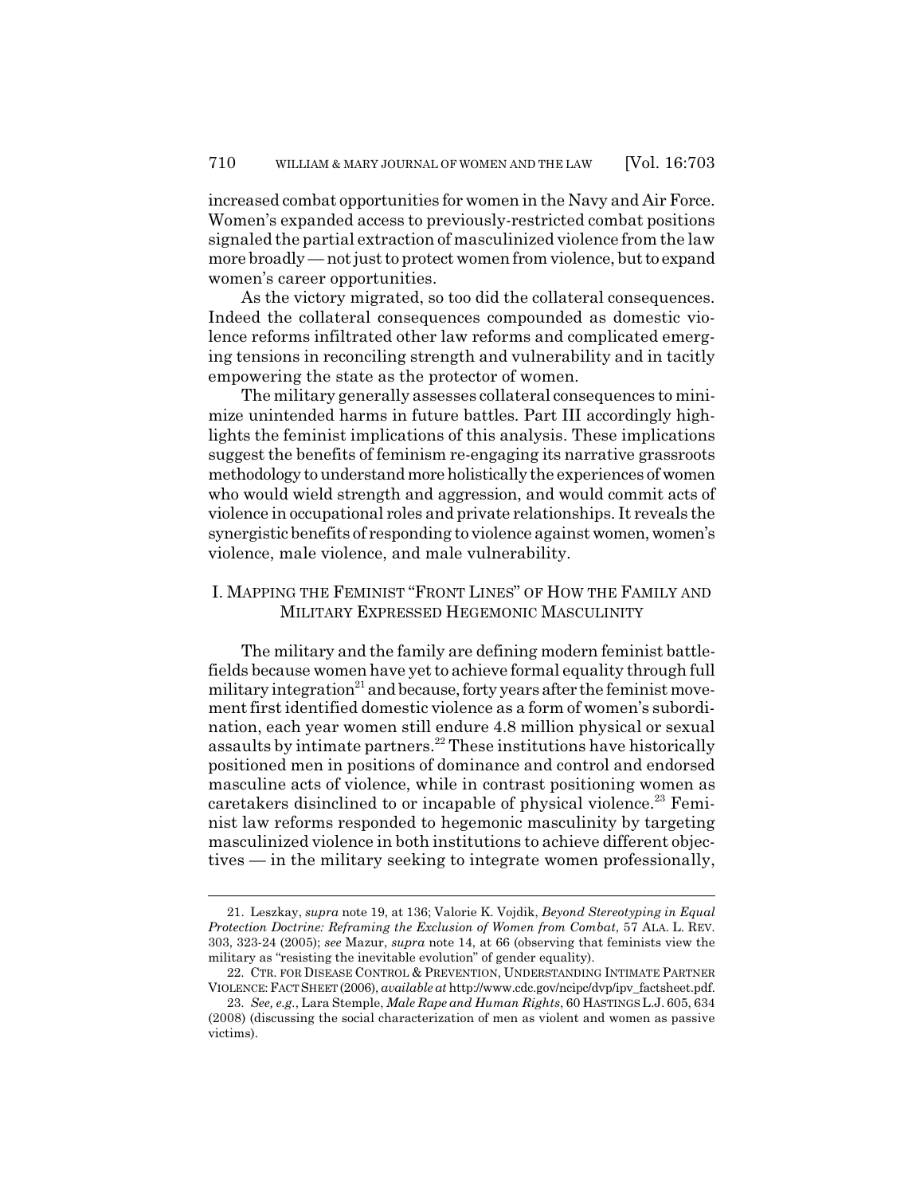increased combat opportunities for women in the Navy and Air Force. Women's expanded access to previously-restricted combat positions signaled the partial extraction of masculinized violence from the law more broadly — not just to protect women from violence, but to expand women's career opportunities.

As the victory migrated, so too did the collateral consequences. Indeed the collateral consequences compounded as domestic violence reforms infiltrated other law reforms and complicated emerging tensions in reconciling strength and vulnerability and in tacitly empowering the state as the protector of women.

The military generally assesses collateral consequences to minimize unintended harms in future battles. Part III accordingly highlights the feminist implications of this analysis. These implications suggest the benefits of feminism re-engaging its narrative grassroots methodology to understand more holistically the experiences of women who would wield strength and aggression, and would commit acts of violence in occupational roles and private relationships. It reveals the synergistic benefits of responding to violence against women, women's violence, male violence, and male vulnerability.

## I. Mapping the Feminist "Front Lines" of How the Family and Military Expressed Hegemonic Masculinity

The military and the family are defining modern feminist battlefields because women have yet to achieve formal equality through full military integration[21] and because, forty years after the feminist movement first identified domestic violence as a form of women's subordination, each year women still endure 4.8 million physical or sexual assaults by intimate partners.[22] These institutions have historically positioned men in positions of dominance and control and endorsed masculine acts of violence, while in contrast positioning women as caretakers disinclined to or incapable of physical violence.[23] Feminist law reforms responded to hegemonic masculinity by targeting masculinized violence in both institutions to achieve different objectives — in the military seeking to integrate women professionally,

---

21. Leszkay, *supra* note 19, at 136; Valorie K. Vojdik, *Beyond Stereotyping in Equal Protection Doctrine: Reframing the Exclusion of Women from Combat*, 57 ALA. L. REV. 303, 323-24 (2005); *see* Mazur, *supra* note 14, at 66 (observing that feminists view the military as "resisting the inevitable evolution" of gender equality).

22. CTR. FOR DISEASE CONTROL & PREVENTION, UNDERSTANDING INTIMATE PARTNER VIOLENCE: FACT SHEET (2006), *available at* http://www.cdc.gov/ncipc/dvp/ipv_factsheet.pdf.

23. *See, e.g.*, Lara Stemple, *Male Rape and Human Rights*, 60 HASTINGS L.J. 605, 634 (2008) (discussing the social characterization of men as violent and women as passive victims).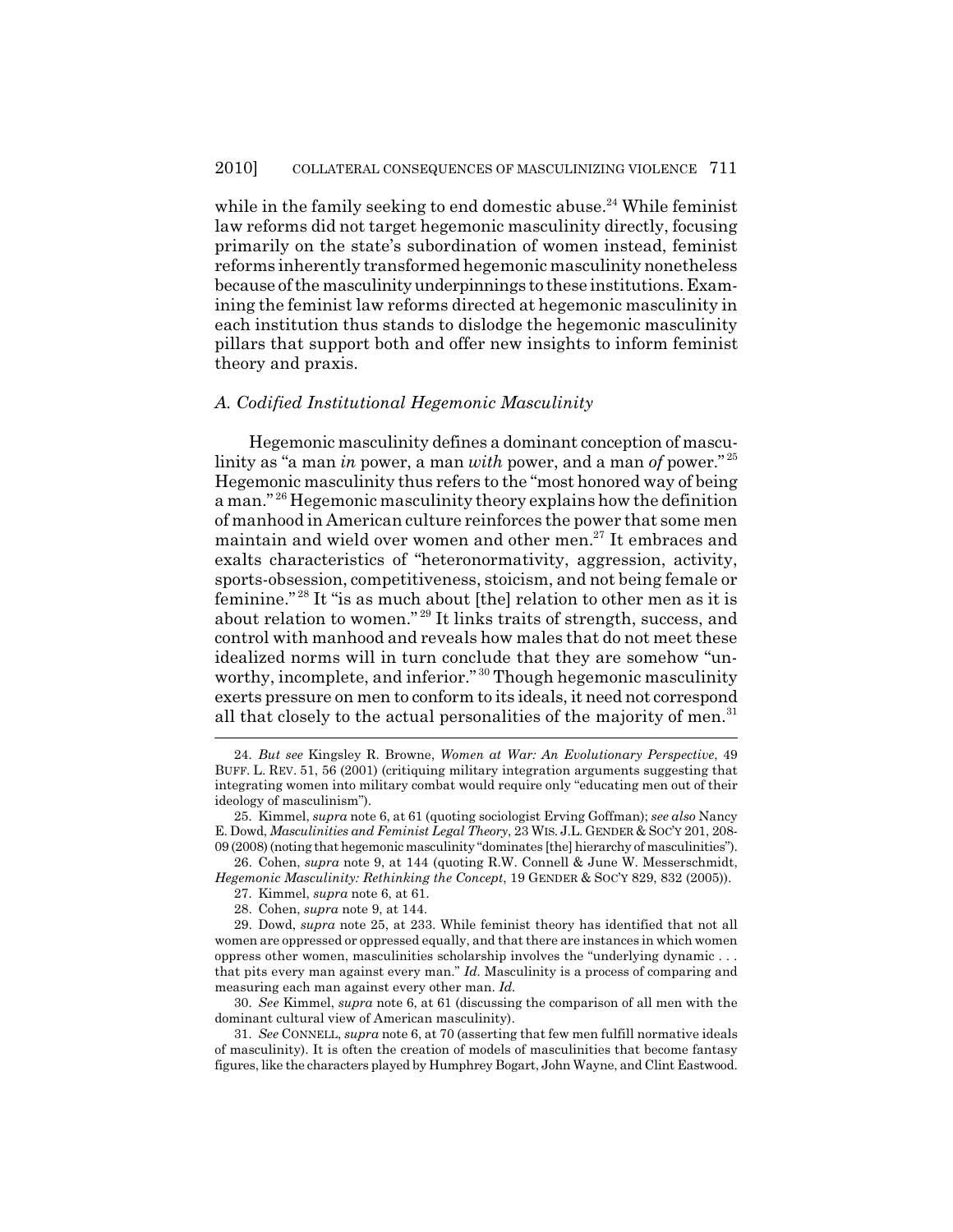while in the family seeking to end domestic abuse.[24] While feminist law reforms did not target hegemonic masculinity directly, focusing primarily on the state's subordination of women instead, feminist reforms inherently transformed hegemonic masculinity nonetheless because of the masculinity underpinnings to these institutions. Examining the feminist law reforms directed at hegemonic masculinity in each institution thus stands to dislodge the hegemonic masculinity pillars that support both and offer new insights to inform feminist theory and praxis.

### *A. Codified Institutional Hegemonic Masculinity*

Hegemonic masculinity defines a dominant conception of masculinity as "a man *in* power, a man *with* power, and a man *of* power."[25] Hegemonic masculinity thus refers to the "most honored way of being a man."[26] Hegemonic masculinity theory explains how the definition of manhood in American culture reinforces the power that some men maintain and wield over women and other men.[27] It embraces and exalts characteristics of "heteronormativity, aggression, activity, sports-obsession, competitiveness, stoicism, and not being female or feminine."[28] It "is as much about [the] relation to other men as it is about relation to women."[29] It links traits of strength, success, and control with manhood and reveals how males that do not meet these idealized norms will in turn conclude that they are somehow "unworthy, incomplete, and inferior."[30] Though hegemonic masculinity exerts pressure on men to conform to its ideals, it need not correspond all that closely to the actual personalities of the majority of men.[31]

---

24. *But see* Kingsley R. Browne, *Women at War: An Evolutionary Perspective*, 49 BUFF. L. REV. 51, 56 (2001) (critiquing military integration arguments suggesting that integrating women into military combat would require only "educating men out of their ideology of masculinism").

25. Kimmel, *supra* note 6, at 61 (quoting sociologist Erving Goffman); *see also* Nancy E. Dowd, *Masculinities and Feminist Legal Theory*, 23 WIS. J.L. GENDER & SOC'Y 201, 208-09 (2008) (noting that hegemonic masculinity "dominates [the] hierarchy of masculinities").

26. Cohen, *supra* note 9, at 144 (quoting R.W. Connell & June W. Messerschmidt, *Hegemonic Masculinity: Rethinking the Concept*, 19 GENDER & SOC'Y 829, 832 (2005)).

27. Kimmel, *supra* note 6, at 61.

28. Cohen, *supra* note 9, at 144.

29. Dowd, *supra* note 25, at 233. While feminist theory has identified that not all women are oppressed or oppressed equally, and that there are instances in which women oppress other women, masculinities scholarship involves the "underlying dynamic . . . that pits every man against every man." *Id.* Masculinity is a process of comparing and measuring each man against every other man. *Id.*

30. *See* Kimmel, *supra* note 6, at 61 (discussing the comparison of all men with the dominant cultural view of American masculinity).

31. *See* CONNELL, *supra* note 6, at 70 (asserting that few men fulfill normative ideals of masculinity). It is often the creation of models of masculinities that become fantasy figures, like the characters played by Humphrey Bogart, John Wayne, and Clint Eastwood.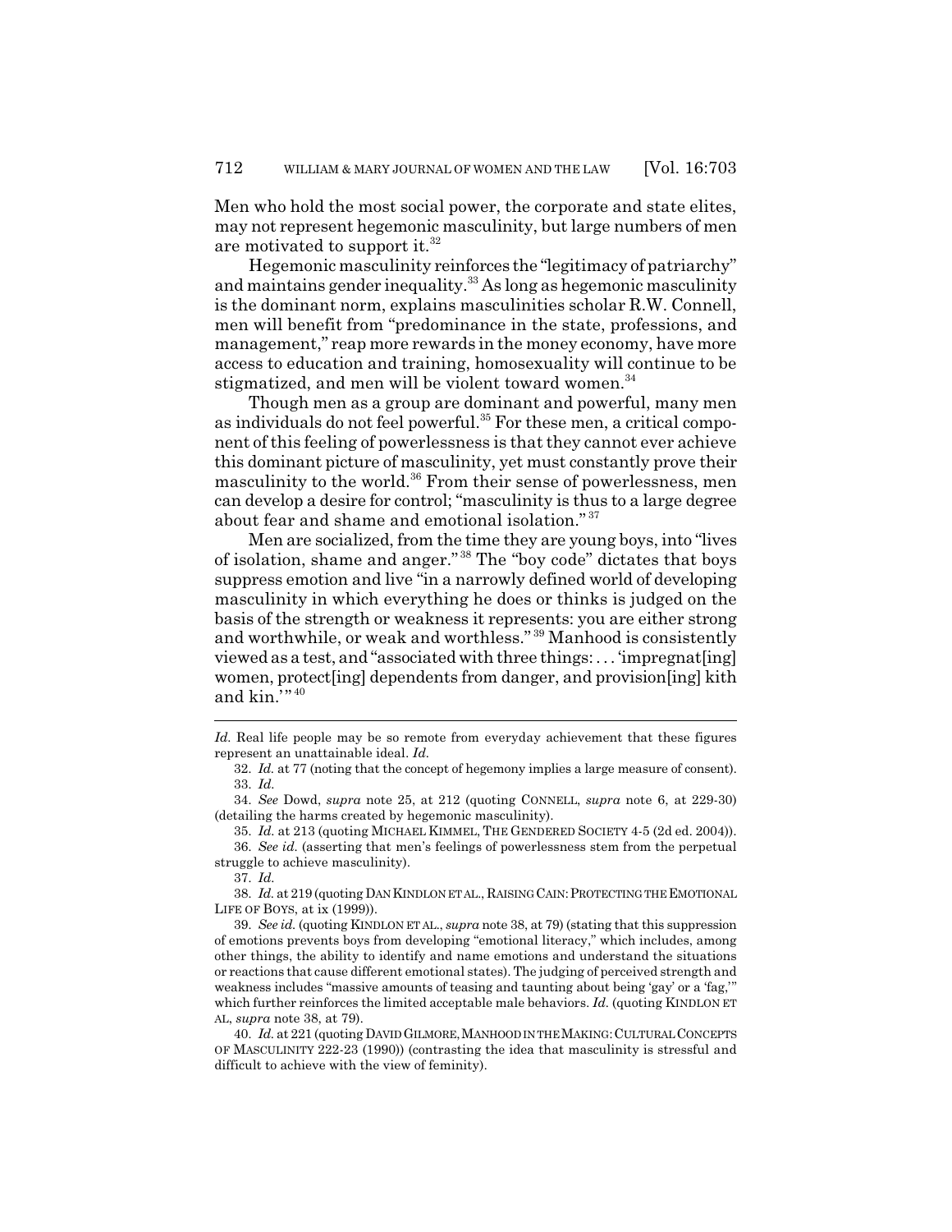Men who hold the most social power, the corporate and state elites, may not represent hegemonic masculinity, but large numbers of men are motivated to support it.[32]

Hegemonic masculinity reinforces the "legitimacy of patriarchy" and maintains gender inequality.[33] As long as hegemonic masculinity is the dominant norm, explains masculinities scholar R.W. Connell, men will benefit from "predominance in the state, professions, and management," reap more rewards in the money economy, have more access to education and training, homosexuality will continue to be stigmatized, and men will be violent toward women.[34]

Though men as a group are dominant and powerful, many men as individuals do not feel powerful.[35] For these men, a critical component of this feeling of powerlessness is that they cannot ever achieve this dominant picture of masculinity, yet must constantly prove their masculinity to the world.[36] From their sense of powerlessness, men can develop a desire for control; "masculinity is thus to a large degree about fear and shame and emotional isolation."[37]

Men are socialized, from the time they are young boys, into "lives of isolation, shame and anger."[38] The "boy code" dictates that boys suppress emotion and live "in a narrowly defined world of developing masculinity in which everything he does or thinks is judged on the basis of the strength or weakness it represents: you are either strong and worthwhile, or weak and worthless."[39] Manhood is consistently viewed as a test, and "associated with three things: . . . 'impregnat[ing] women, protect[ing] dependents from danger, and provision[ing] kith and kin.'"[40]

---

*Id.* Real life people may be so remote from everyday achievement that these figures represent an unattainable ideal. *Id.*

32. *Id.* at 77 (noting that the concept of hegemony implies a large measure of consent).

33. *Id.*

34. *See* Dowd, *supra* note 25, at 212 (quoting CONNELL, *supra* note 6, at 229-30) (detailing the harms created by hegemonic masculinity).

35. *Id.* at 213 (quoting MICHAEL KIMMEL, THE GENDERED SOCIETY 4-5 (2d ed. 2004)).

36. *See id.* (asserting that men's feelings of powerlessness stem from the perpetual struggle to achieve masculinity).

37. *Id.*

38. *Id.* at 219 (quoting DAN KINDLON ET AL., RAISING CAIN: PROTECTING THE EMOTIONAL LIFE OF BOYS, at ix (1999)).

39. *See id.* (quoting KINDLON ET AL., *supra* note 38, at 79) (stating that this suppression of emotions prevents boys from developing "emotional literacy," which includes, among other things, the ability to identify and name emotions and understand the situations or reactions that cause different emotional states). The judging of perceived strength and weakness includes "massive amounts of teasing and taunting about being 'gay' or a 'fag,'" which further reinforces the limited acceptable male behaviors. *Id.* (quoting KINDLON ET AL, *supra* note 38, at 79).

40. *Id.* at 221 (quoting DAVID GILMORE, MANHOOD IN THE MAKING: CULTURAL CONCEPTS OF MASCULINITY 222-23 (1990)) (contrasting the idea that masculinity is stressful and difficult to achieve with the view of feminity).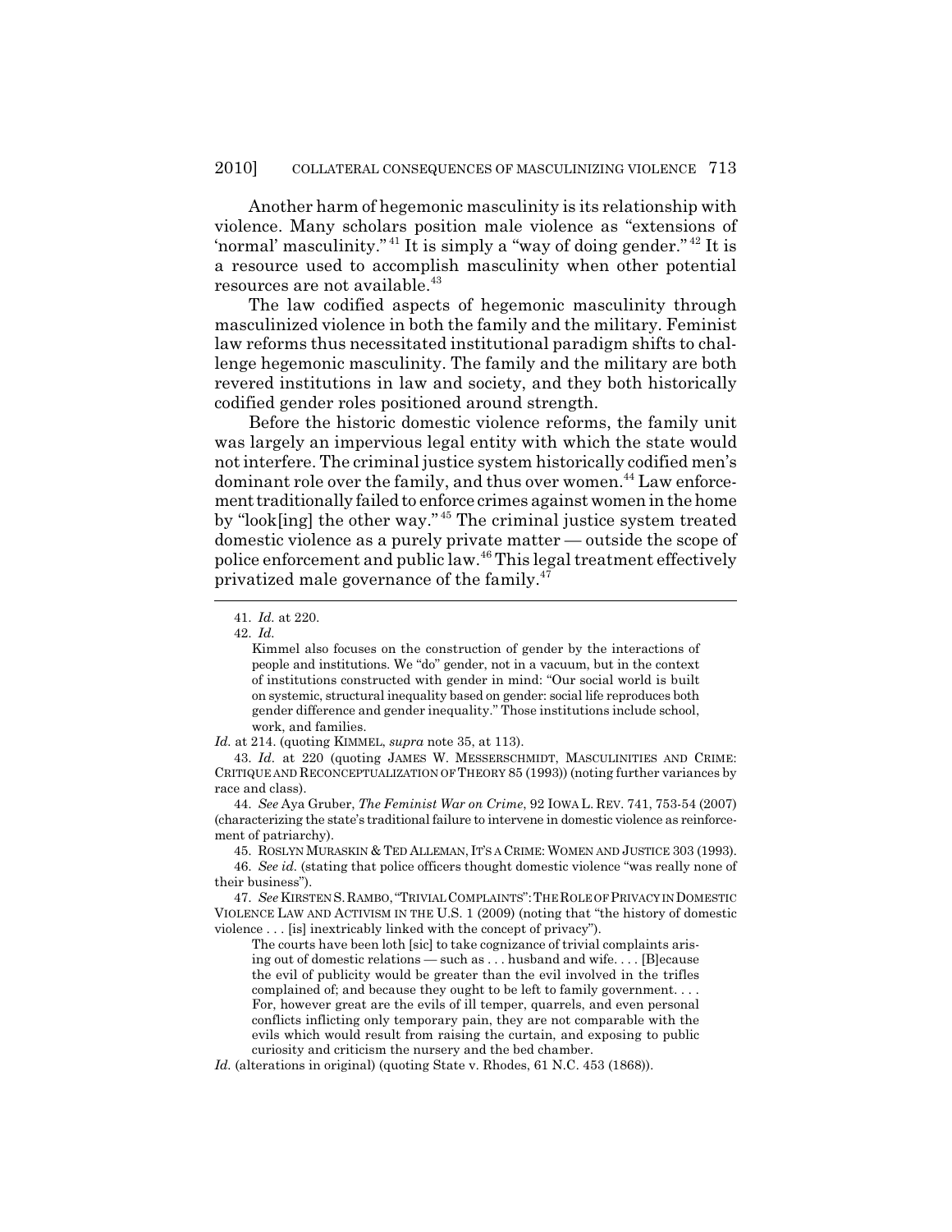Another harm of hegemonic masculinity is its relationship with violence. Many scholars position male violence as "extensions of 'normal' masculinity."[41] It is simply a "way of doing gender."[42] It is a resource used to accomplish masculinity when other potential resources are not available.[43]

The law codified aspects of hegemonic masculinity through masculinized violence in both the family and the military. Feminist law reforms thus necessitated institutional paradigm shifts to challenge hegemonic masculinity. The family and the military are both revered institutions in law and society, and they both historically codified gender roles positioned around strength.

Before the historic domestic violence reforms, the family unit was largely an impervious legal entity with which the state would not interfere. The criminal justice system historically codified men's dominant role over the family, and thus over women.[44] Law enforcement traditionally failed to enforce crimes against women in the home by "look[ing] the other way."[45] The criminal justice system treated domestic violence as a purely private matter — outside the scope of police enforcement and public law.[46] This legal treatment effectively privatized male governance of the family.[47]

---

41. *Id.* at 220.

42. *Id.*

> Kimmel also focuses on the construction of gender by the interactions of people and institutions. We "do" gender, not in a vacuum, but in the context of institutions constructed with gender in mind: "Our social world is built on systemic, structural inequality based on gender: social life reproduces both gender difference and gender inequality." Those institutions include school, work, and families.

*Id.* at 214. (quoting KIMMEL, *supra* note 35, at 113).

43. *Id.* at 220 (quoting JAMES W. MESSERSCHMIDT, MASCULINITIES AND CRIME: CRITIQUE AND RECONCEPTUALIZATION OF THEORY 85 (1993)) (noting further variances by race and class).

44. *See* Aya Gruber, *The Feminist War on Crime*, 92 IOWA L. REV. 741, 753-54 (2007) (characterizing the state's traditional failure to intervene in domestic violence as reinforcement of patriarchy).

45. ROSLYN MURASKIN & TED ALLEMAN, IT'S A CRIME: WOMEN AND JUSTICE 303 (1993).

46. *See id.* (stating that police officers thought domestic violence "was really none of their business").

47. *See* KIRSTEN S. RAMBO, "TRIVIAL COMPLAINTS": THE ROLE OF PRIVACY IN DOMESTIC VIOLENCE LAW AND ACTIVISM IN THE U.S. 1 (2009) (noting that "the history of domestic violence . . . [is] inextricably linked with the concept of privacy").

> The courts have been loth [sic] to take cognizance of trivial complaints arising out of domestic relations — such as . . . husband and wife. . . . [B]ecause the evil of publicity would be greater than the evil involved in the trifles complained of; and because they ought to be left to family government. . . . For, however great are the evils of ill temper, quarrels, and even personal conflicts inflicting only temporary pain, they are not comparable with the evils which would result from raising the curtain, and exposing to public curiosity and criticism the nursery and the bed chamber.

*Id.* (alterations in original) (quoting State v. Rhodes, 61 N.C. 453 (1868)).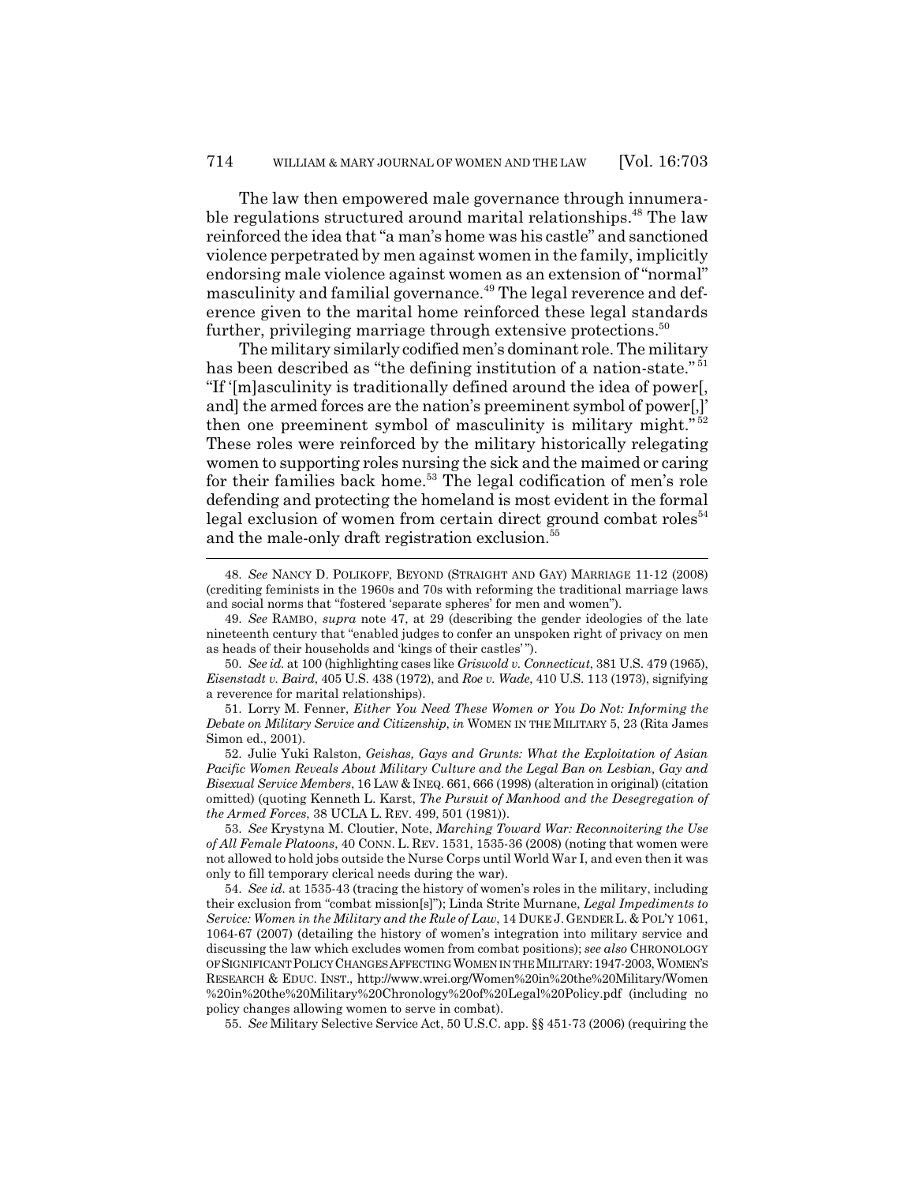The law then empowered male governance through innumerable regulations structured around marital relationships.[48] The law reinforced the idea that "a man's home was his castle" and sanctioned violence perpetrated by men against women in the family, implicitly endorsing male violence against women as an extension of "normal" masculinity and familial governance.[49] The legal reverence and deference given to the marital home reinforced these legal standards further, privileging marriage through extensive protections.[50]

The military similarly codified men's dominant role. The military has been described as "the defining institution of a nation-state."[51] "If '[m]asculinity is traditionally defined around the idea of power[, and] the armed forces are the nation's preeminent symbol of power[,]' then one preeminent symbol of masculinity is military might."[52] These roles were reinforced by the military historically relegating women to supporting roles nursing the sick and the maimed or caring for their families back home.[53] The legal codification of men's role defending and protecting the homeland is most evident in the formal legal exclusion of women from certain direct ground combat roles[54] and the male-only draft registration exclusion.[55]

---

48. *See* NANCY D. POLIKOFF, BEYOND (STRAIGHT AND GAY) MARRIAGE 11-12 (2008) (crediting feminists in the 1960s and 70s with reforming the traditional marriage laws and social norms that "fostered 'separate spheres' for men and women").

49. *See* RAMBO, *supra* note 47, at 29 (describing the gender ideologies of the late nineteenth century that "enabled judges to confer an unspoken right of privacy on men as heads of their households and 'kings of their castles' ").

50. *See id.* at 100 (highlighting cases like *Griswold v. Connecticut*, 381 U.S. 479 (1965), *Eisenstadt v. Baird*, 405 U.S. 438 (1972), and *Roe v. Wade*, 410 U.S. 113 (1973), signifying a reverence for marital relationships).

51. Lorry M. Fenner, *Either You Need These Women or You Do Not: Informing the Debate on Military Service and Citizenship*, *in* WOMEN IN THE MILITARY 5, 23 (Rita James Simon ed., 2001).

52. Julie Yuki Ralston, *Geishas, Gays and Grunts: What the Exploitation of Asian Pacific Women Reveals About Military Culture and the Legal Ban on Lesbian, Gay and Bisexual Service Members*, 16 LAW & INEQ. 661, 666 (1998) (alteration in original) (citation omitted) (quoting Kenneth L. Karst, *The Pursuit of Manhood and the Desegregation of the Armed Forces*, 38 UCLA L. REV. 499, 501 (1981)).

53. *See* Krystyna M. Cloutier, Note, *Marching Toward War: Reconnoitering the Use of All Female Platoons*, 40 CONN. L. REV. 1531, 1535-36 (2008) (noting that women were not allowed to hold jobs outside the Nurse Corps until World War I, and even then it was only to fill temporary clerical needs during the war).

54. *See id.* at 1535-43 (tracing the history of women's roles in the military, including their exclusion from "combat mission[s]"); Linda Strite Murnane, *Legal Impediments to Service: Women in the Military and the Rule of Law*, 14 DUKE J. GENDER L. & POL'Y 1061, 1064-67 (2007) (detailing the history of women's integration into military service and discussing the law which excludes women from combat positions); *see also* CHRONOLOGY OF SIGNIFICANT POLICY CHANGES AFFECTING WOMEN IN THE MILITARY: 1947-2003, WOMEN'S RESEARCH & EDUC. INST., http://www.wrei.org/Women%20in%20the%20Military/Women%20in%20the%20Military%20Chronology%20of%20Legal%20Policy.pdf (including no policy changes allowing women to serve in combat).

55. *See* Military Selective Service Act, 50 U.S.C. app. §§ 451-73 (2006) (requiring the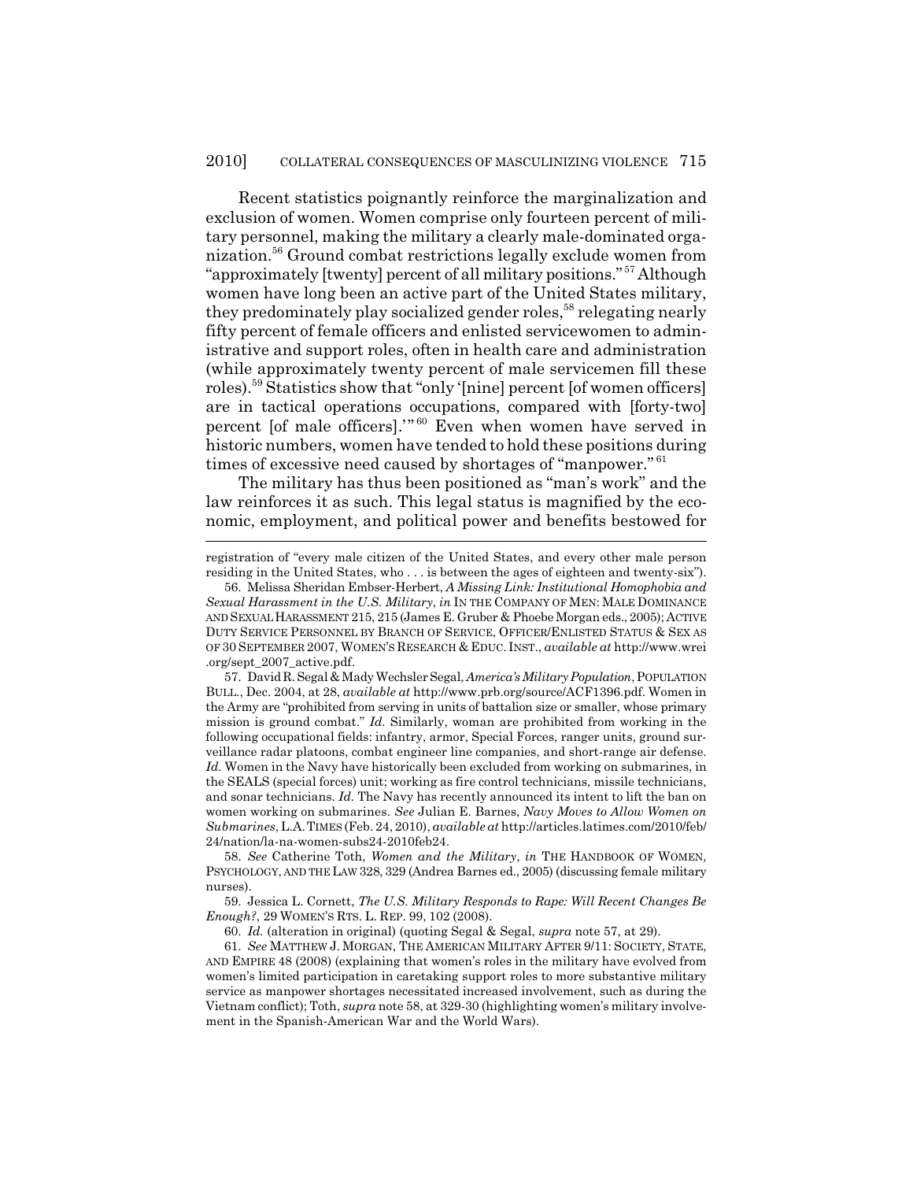Recent statistics poignantly reinforce the marginalization and exclusion of women. Women comprise only fourteen percent of military personnel, making the military a clearly male-dominated organization.[56] Ground combat restrictions legally exclude women from "approximately [twenty] percent of all military positions."[57] Although women have long been an active part of the United States military, they predominately play socialized gender roles,[58] relegating nearly fifty percent of female officers and enlisted servicewomen to administrative and support roles, often in health care and administration (while approximately twenty percent of male servicemen fill these roles).[59] Statistics show that "only '[nine] percent [of women officers] are in tactical operations occupations, compared with [forty-two] percent [of male officers].'"[60] Even when women have served in historic numbers, women have tended to hold these positions during times of excessive need caused by shortages of "manpower."[61]

The military has thus been positioned as "man's work" and the law reinforces it as such. This legal status is magnified by the economic, employment, and political power and benefits bestowed for

---

registration of "every male citizen of the United States, and every other male person residing in the United States, who . . . is between the ages of eighteen and twenty-six").

56. Melissa Sheridan Embser-Herbert, *A Missing Link: Institutional Homophobia and Sexual Harassment in the U.S. Military*, *in* IN THE COMPANY OF MEN: MALE DOMINANCE AND SEXUAL HARASSMENT 215, 215 (James E. Gruber & Phoebe Morgan eds., 2005); ACTIVE DUTY SERVICE PERSONNEL BY BRANCH OF SERVICE, OFFICER/ENLISTED STATUS & SEX AS OF 30 SEPTEMBER 2007, WOMEN'S RESEARCH & EDUC. INST., *available at* http://www.wrei.org/sept_2007_active.pdf.

57. David R. Segal & Mady Wechsler Segal, *America's Military Population*, POPULATION BULL., Dec. 2004, at 28, *available at* http://www.prb.org/source/ACF1396.pdf. Women in the Army are "prohibited from serving in units of battalion size or smaller, whose primary mission is ground combat." *Id.* Similarly, woman are prohibited from working in the following occupational fields: infantry, armor, Special Forces, ranger units, ground surveillance radar platoons, combat engineer line companies, and short-range air defense. *Id.* Women in the Navy have historically been excluded from working on submarines, in the SEALS (special forces) unit; working as fire control technicians, missile technicians, and sonar technicians. *Id.* The Navy has recently announced its intent to lift the ban on women working on submarines. *See* Julian E. Barnes, *Navy Moves to Allow Women on Submarines*, L.A. TIMES (Feb. 24, 2010), *available at* http://articles.latimes.com/2010/feb/24/nation/la-na-women-subs24-2010feb24.

58. *See* Catherine Toth, *Women and the Military*, *in* THE HANDBOOK OF WOMEN, PSYCHOLOGY, AND THE LAW 328, 329 (Andrea Barnes ed., 2005) (discussing female military nurses).

59. Jessica L. Cornett, *The U.S. Military Responds to Rape: Will Recent Changes Be Enough?*, 29 WOMEN'S RTS. L. REP. 99, 102 (2008).

60. *Id.* (alteration in original) (quoting Segal & Segal, *supra* note 57, at 29).

61. *See* MATTHEW J. MORGAN, THE AMERICAN MILITARY AFTER 9/11: SOCIETY, STATE, AND EMPIRE 48 (2008) (explaining that women's roles in the military have evolved from women's limited participation in caretaking support roles to more substantive military service as manpower shortages necessitated increased involvement, such as during the Vietnam conflict); Toth, *supra* note 58, at 329-30 (highlighting women's military involvement in the Spanish-American War and the World Wars).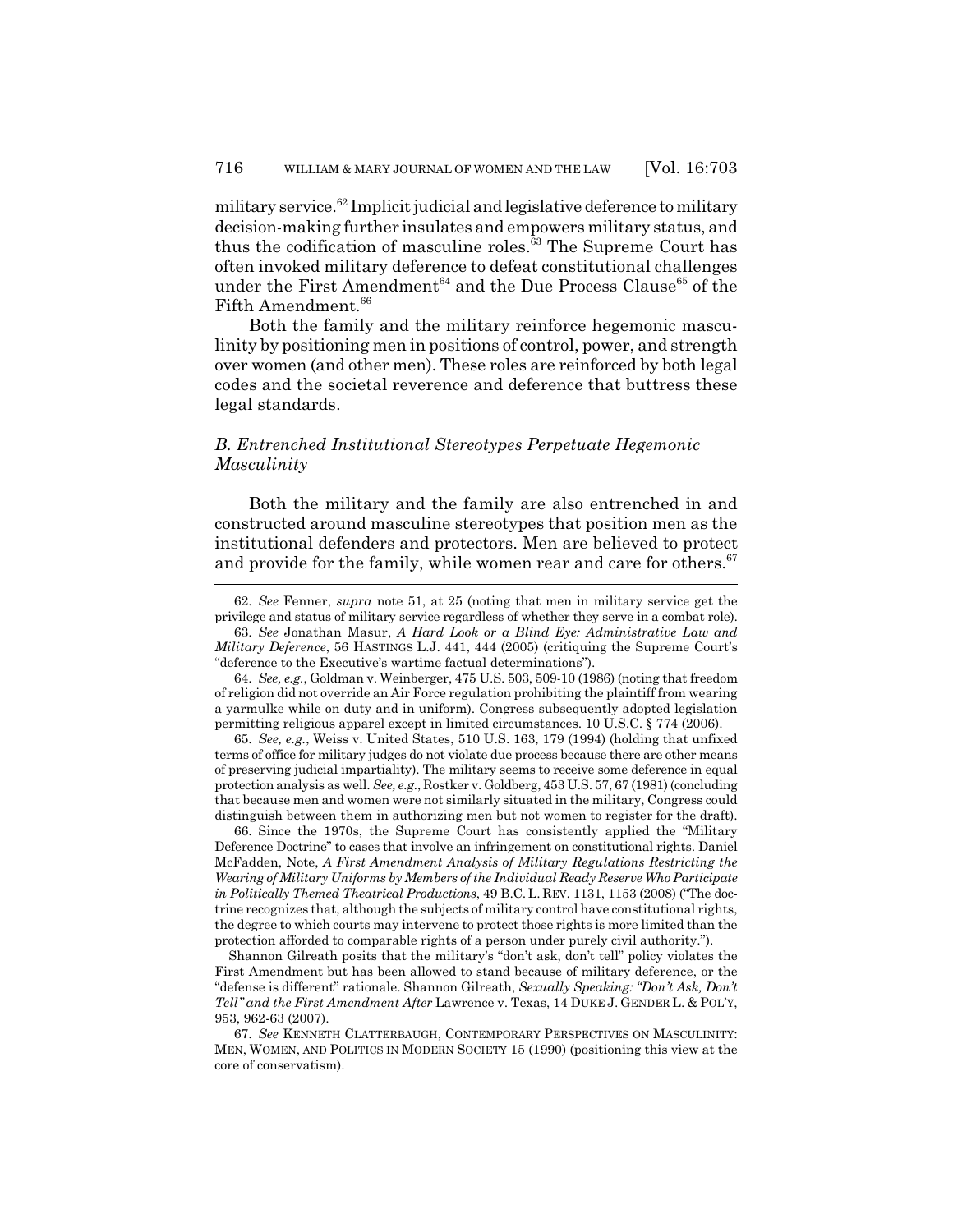military service.[62] Implicit judicial and legislative deference to military decision-making further insulates and empowers military status, and thus the codification of masculine roles.[63] The Supreme Court has often invoked military deference to defeat constitutional challenges under the First Amendment[64] and the Due Process Clause[65] of the Fifth Amendment.[66]

Both the family and the military reinforce hegemonic masculinity by positioning men in positions of control, power, and strength over women (and other men). These roles are reinforced by both legal codes and the societal reverence and deference that buttress these legal standards.

### *B. Entrenched Institutional Stereotypes Perpetuate Hegemonic Masculinity*

Both the military and the family are also entrenched in and constructed around masculine stereotypes that position men as the institutional defenders and protectors. Men are believed to protect and provide for the family, while women rear and care for others.[67]

---

62. *See* Fenner, *supra* note 51, at 25 (noting that men in military service get the privilege and status of military service regardless of whether they serve in a combat role).

63. *See* Jonathan Masur, *A Hard Look or a Blind Eye: Administrative Law and Military Deference*, 56 HASTINGS L.J. 441, 444 (2005) (critiquing the Supreme Court's "deference to the Executive's wartime factual determinations").

64. *See, e.g.*, Goldman v. Weinberger, 475 U.S. 503, 509-10 (1986) (noting that freedom of religion did not override an Air Force regulation prohibiting the plaintiff from wearing a yarmulke while on duty and in uniform). Congress subsequently adopted legislation permitting religious apparel except in limited circumstances. 10 U.S.C. § 774 (2006).

65. *See, e.g.*, Weiss v. United States, 510 U.S. 163, 179 (1994) (holding that unfixed terms of office for military judges do not violate due process because there are other means of preserving judicial impartiality). The military seems to receive some deference in equal protection analysis as well. *See, e.g.*, Rostker v. Goldberg, 453 U.S. 57, 67 (1981) (concluding that because men and women were not similarly situated in the military, Congress could distinguish between them in authorizing men but not women to register for the draft).

66. Since the 1970s, the Supreme Court has consistently applied the "Military Deference Doctrine" to cases that involve an infringement on constitutional rights. Daniel McFadden, Note, *A First Amendment Analysis of Military Regulations Restricting the Wearing of Military Uniforms by Members of the Individual Ready Reserve Who Participate in Politically Themed Theatrical Productions*, 49 B.C. L. REV. 1131, 1153 (2008) ("The doctrine recognizes that, although the subjects of military control have constitutional rights, the degree to which courts may intervene to protect those rights is more limited than the protection afforded to comparable rights of a person under purely civil authority.").

Shannon Gilreath posits that the military's "don't ask, don't tell" policy violates the First Amendment but has been allowed to stand because of military deference, or the "defense is different" rationale. Shannon Gilreath, *Sexually Speaking: "Don't Ask, Don't Tell" and the First Amendment After* Lawrence v. Texas, 14 DUKE J. GENDER L. & POL'Y, 953, 962-63 (2007).

67. *See* KENNETH CLATTERBAUGH, CONTEMPORARY PERSPECTIVES ON MASCULINITY: MEN, WOMEN, AND POLITICS IN MODERN SOCIETY 15 (1990) (positioning this view at the core of conservatism).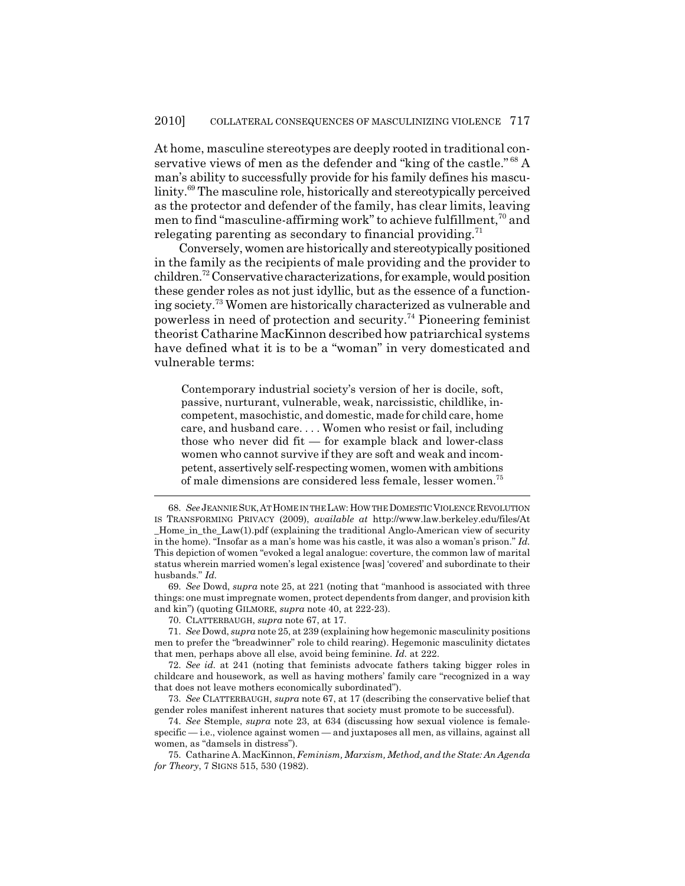At home, masculine stereotypes are deeply rooted in traditional conservative views of men as the defender and "king of the castle." [68] A man's ability to successfully provide for his family defines his masculinity.[69] The masculine role, historically and stereotypically perceived as the protector and defender of the family, has clear limits, leaving men to find "masculine-affirming work" to achieve fulfillment,[70] and relegating parenting as secondary to financial providing.[71]

Conversely, women are historically and stereotypically positioned in the family as the recipients of male providing and the provider to children.[72] Conservative characterizations, for example, would position these gender roles as not just idyllic, but as the essence of a functioning society.[73] Women are historically characterized as vulnerable and powerless in need of protection and security.[74] Pioneering feminist theorist Catharine MacKinnon described how patriarchical systems have defined what it is to be a "woman" in very domesticated and vulnerable terms:

> Contemporary industrial society's version of her is docile, soft, passive, nurturant, vulnerable, weak, narcissistic, childlike, incompetent, masochistic, and domestic, made for child care, home care, and husband care. . . . Women who resist or fail, including those who never did fit — for example black and lower-class women who cannot survive if they are soft and weak and incompetent, assertively self-respecting women, women with ambitions of male dimensions are considered less female, lesser women.[75]

---

68. *See* JEANNIE SUK, AT HOME IN THE LAW: HOW THE DOMESTIC VIOLENCE REVOLUTION IS TRANSFORMING PRIVACY (2009), *available at* http://www.law.berkeley.edu/files/At_Home_in_the_Law(1).pdf (explaining the traditional Anglo-American view of security in the home). "Insofar as a man's home was his castle, it was also a woman's prison." *Id.* This depiction of women "evoked a legal analogue: coverture, the common law of marital status wherein married women's legal existence [was] 'covered' and subordinate to their husbands." *Id.*

69. *See* Dowd, *supra* note 25, at 221 (noting that "manhood is associated with three things: one must impregnate women, protect dependents from danger, and provision kith and kin") (quoting GILMORE, *supra* note 40, at 222-23).

70. CLATTERBAUGH, *supra* note 67, at 17.

71. *See* Dowd, *supra* note 25, at 239 (explaining how hegemonic masculinity positions men to prefer the "breadwinner" role to child rearing). Hegemonic masculinity dictates that men, perhaps above all else, avoid being feminine. *Id.* at 222.

72. *See id.* at 241 (noting that feminists advocate fathers taking bigger roles in childcare and housework, as well as having mothers' family care "recognized in a way that does not leave mothers economically subordinated").

73. *See* CLATTERBAUGH, *supra* note 67, at 17 (describing the conservative belief that gender roles manifest inherent natures that society must promote to be successful).

74. *See* Stemple, *supra* note 23, at 634 (discussing how sexual violence is female-specific — i.e., violence against women — and juxtaposes all men, as villains, against all women, as "damsels in distress").

75. Catharine A. MacKinnon, *Feminism, Marxism, Method, and the State: An Agenda for Theory*, 7 SIGNS 515, 530 (1982).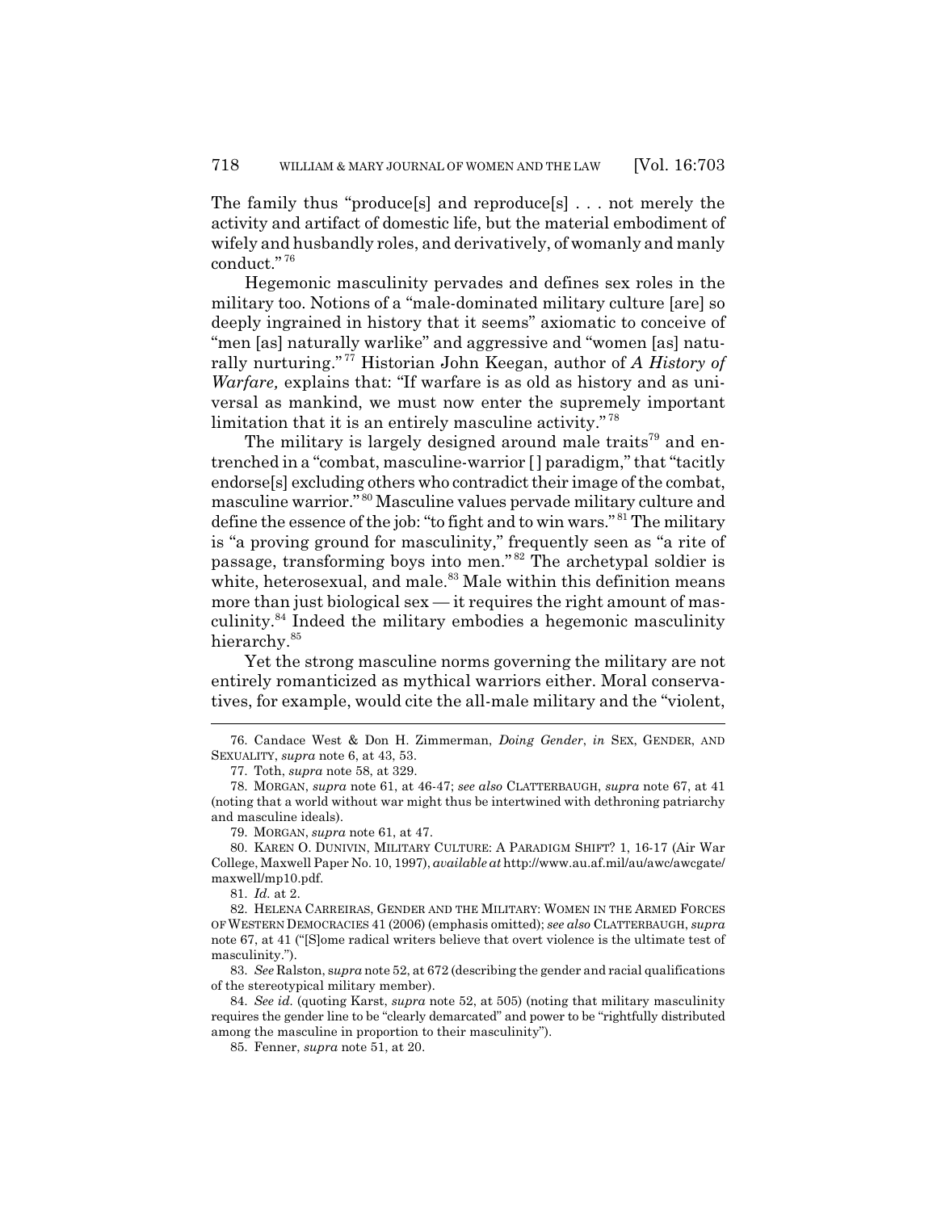The family thus "produce[s] and reproduce[s] . . . not merely the activity and artifact of domestic life, but the material embodiment of wifely and husbandly roles, and derivatively, of womanly and manly conduct."[76]

Hegemonic masculinity pervades and defines sex roles in the military too. Notions of a "male-dominated military culture [are] so deeply ingrained in history that it seems" axiomatic to conceive of "men [as] naturally warlike" and aggressive and "women [as] naturally nurturing."[77] Historian John Keegan, author of *A History of Warfare,* explains that: "If warfare is as old as history and as universal as mankind, we must now enter the supremely important limitation that it is an entirely masculine activity."[78]

The military is largely designed around male traits[79] and entrenched in a "combat, masculine-warrior [] paradigm," that "tacitly endorse[s] excluding others who contradict their image of the combat, masculine warrior."[80] Masculine values pervade military culture and define the essence of the job: "to fight and to win wars."[81] The military is "a proving ground for masculinity," frequently seen as "a rite of passage, transforming boys into men."[82] The archetypal soldier is white, heterosexual, and male.[83] Male within this definition means more than just biological sex — it requires the right amount of masculinity.[84] Indeed the military embodies a hegemonic masculinity hierarchy.[85]

Yet the strong masculine norms governing the military are not entirely romanticized as mythical warriors either. Moral conservatives, for example, would cite the all-male military and the "violent,

---

76. Candace West & Don H. Zimmerman, *Doing Gender*, *in* SEX, GENDER, AND SEXUALITY, *supra* note 6, at 43, 53.

77. Toth, *supra* note 58, at 329.

78. MORGAN, *supra* note 61, at 46-47; *see also* CLATTERBAUGH, *supra* note 67, at 41 (noting that a world without war might thus be intertwined with dethroning patriarchy and masculine ideals).

79. MORGAN, *supra* note 61, at 47.

80. KAREN O. DUNIVIN, MILITARY CULTURE: A PARADIGM SHIFT? 1, 16-17 (Air War College, Maxwell Paper No. 10, 1997), *available at* http://www.au.af.mil/au/awc/awcgate/maxwell/mp10.pdf.

81. *Id.* at 2.

82. HELENA CARREIRAS, GENDER AND THE MILITARY: WOMEN IN THE ARMED FORCES OF WESTERN DEMOCRACIES 41 (2006) (emphasis omitted); *see also* CLATTERBAUGH, *supra* note 67, at 41 ("[S]ome radical writers believe that overt violence is the ultimate test of masculinity.").

83. *See* Ralston, *supra* note 52, at 672 (describing the gender and racial qualifications of the stereotypical military member).

84. *See id.* (quoting Karst, *supra* note 52, at 505) (noting that military masculinity requires the gender line to be "clearly demarcated" and power to be "rightfully distributed among the masculine in proportion to their masculinity").

85. Fenner, *supra* note 51, at 20.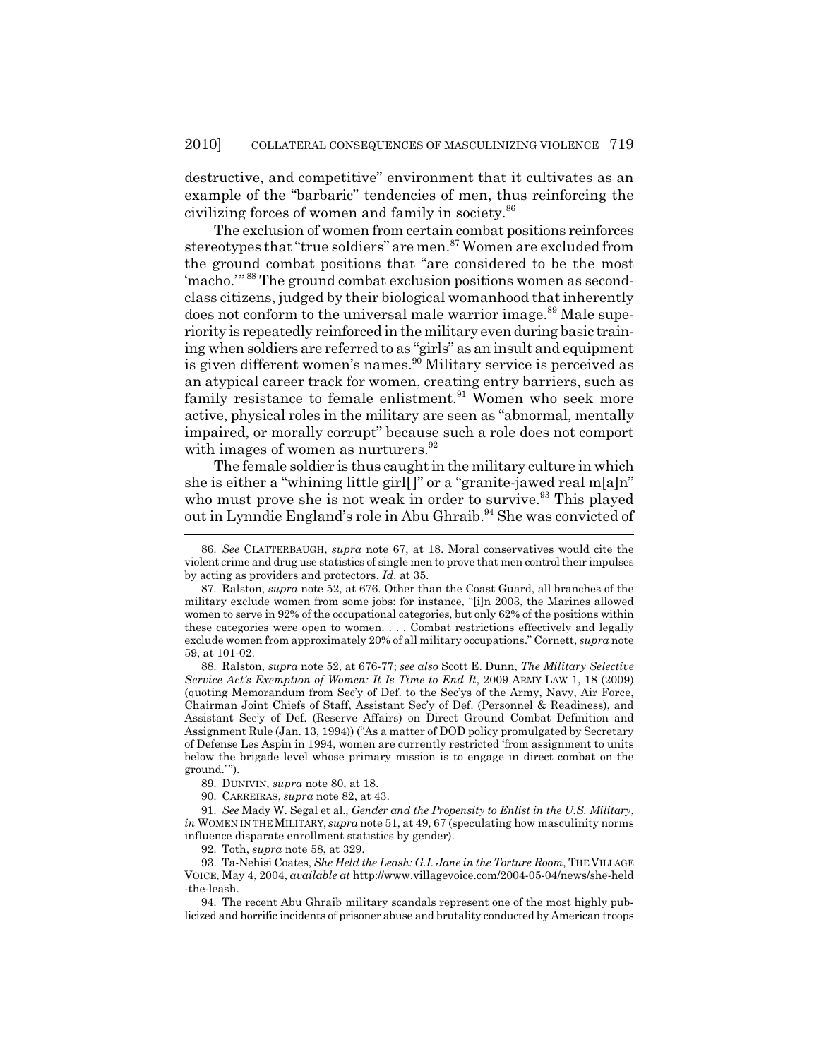destructive, and competitive" environment that it cultivates as an example of the "barbaric" tendencies of men, thus reinforcing the civilizing forces of women and family in society.[86]

The exclusion of women from certain combat positions reinforces stereotypes that "true soldiers" are men.[87] Women are excluded from the ground combat positions that "are considered to be the most 'macho.'"[88] The ground combat exclusion positions women as second-class citizens, judged by their biological womanhood that inherently does not conform to the universal male warrior image.[89] Male superiority is repeatedly reinforced in the military even during basic training when soldiers are referred to as "girls" as an insult and equipment is given different women's names.[90] Military service is perceived as an atypical career track for women, creating entry barriers, such as family resistance to female enlistment.[91] Women who seek more active, physical roles in the military are seen as "abnormal, mentally impaired, or morally corrupt" because such a role does not comport with images of women as nurturers.[92]

The female soldier is thus caught in the military culture in which she is either a "whining little girl[]" or a "granite-jawed real m[a]n" who must prove she is not weak in order to survive.[93] This played out in Lynndie England's role in Abu Ghraib.[94] She was convicted of

---

86. *See* CLATTERBAUGH, *supra* note 67, at 18. Moral conservatives would cite the violent crime and drug use statistics of single men to prove that men control their impulses by acting as providers and protectors. *Id.* at 35.

87. Ralston, *supra* note 52, at 676. Other than the Coast Guard, all branches of the military exclude women from some jobs: for instance, "[i]n 2003, the Marines allowed women to serve in 92% of the occupational categories, but only 62% of the positions within these categories were open to women. . . . Combat restrictions effectively and legally exclude women from approximately 20% of all military occupations." Cornett, *supra* note 59, at 101-02.

88. Ralston, *supra* note 52, at 676-77; *see also* Scott E. Dunn, *The Military Selective Service Act's Exemption of Women: It Is Time to End It*, 2009 ARMY LAW 1, 18 (2009) (quoting Memorandum from Sec'y of Def. to the Sec'ys of the Army, Navy, Air Force, Chairman Joint Chiefs of Staff, Assistant Sec'y of Def. (Personnel & Readiness), and Assistant Sec'y of Def. (Reserve Affairs) on Direct Ground Combat Definition and Assignment Rule (Jan. 13, 1994)) ("As a matter of DOD policy promulgated by Secretary of Defense Les Aspin in 1994, women are currently restricted 'from assignment to units below the brigade level whose primary mission is to engage in direct combat on the ground.'").

89. DUNIVIN, *supra* note 80, at 18.

90. CARREIRAS, *supra* note 82, at 43.

91. *See* Mady W. Segal et al., *Gender and the Propensity to Enlist in the U.S. Military*, *in* WOMEN IN THE MILITARY, *supra* note 51, at 49, 67 (speculating how masculinity norms influence disparate enrollment statistics by gender).

92. Toth, *supra* note 58, at 329.

93. Ta-Nehisi Coates, *She Held the Leash: G.I. Jane in the Torture Room*, THE VILLAGE VOICE, May 4, 2004, *available at* http://www.villagevoice.com/2004-05-04/news/she-held-the-leash.

94. The recent Abu Ghraib military scandals represent one of the most highly publicized and horrific incidents of prisoner abuse and brutality conducted by American troops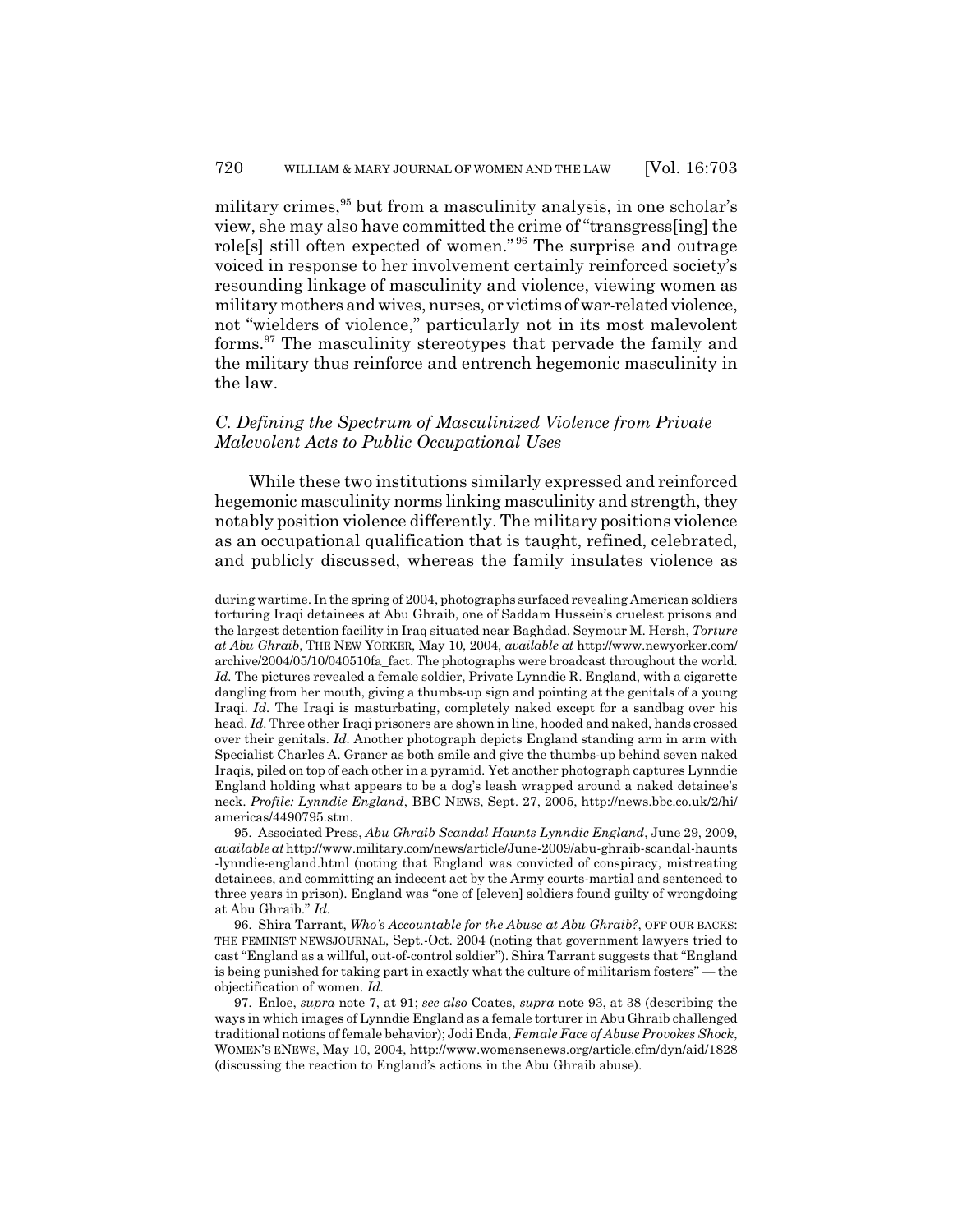military crimes,[95] but from a masculinity analysis, in one scholar's view, she may also have committed the crime of "transgress[ing] the role[s] still often expected of women."[96] The surprise and outrage voiced in response to her involvement certainly reinforced society's resounding linkage of masculinity and violence, viewing women as military mothers and wives, nurses, or victims of war-related violence, not "wielders of violence," particularly not in its most malevolent forms.[97] The masculinity stereotypes that pervade the family and the military thus reinforce and entrench hegemonic masculinity in the law.

### *C. Defining the Spectrum of Masculinized Violence from Private Malevolent Acts to Public Occupational Uses*

While these two institutions similarly expressed and reinforced hegemonic masculinity norms linking masculinity and strength, they notably position violence differently. The military positions violence as an occupational qualification that is taught, refined, celebrated, and publicly discussed, whereas the family insulates violence as

---

during wartime. In the spring of 2004, photographs surfaced revealing American soldiers torturing Iraqi detainees at Abu Ghraib, one of Saddam Hussein's cruelest prisons and the largest detention facility in Iraq situated near Baghdad. Seymour M. Hersh, *Torture at Abu Ghraib*, THE NEW YORKER, May 10, 2004, *available at* http://www.newyorker.com/archive/2004/05/10/040510fa_fact. The photographs were broadcast throughout the world. *Id.* The pictures revealed a female soldier, Private Lynndie R. England, with a cigarette dangling from her mouth, giving a thumbs-up sign and pointing at the genitals of a young Iraqi. *Id.* The Iraqi is masturbating, completely naked except for a sandbag over his head. *Id.* Three other Iraqi prisoners are shown in line, hooded and naked, hands crossed over their genitals. *Id.* Another photograph depicts England standing arm in arm with Specialist Charles A. Graner as both smile and give the thumbs-up behind seven naked Iraqis, piled on top of each other in a pyramid. Yet another photograph captures Lynndie England holding what appears to be a dog's leash wrapped around a naked detainee's neck. *Profile: Lynndie England*, BBC NEWS, Sept. 27, 2005, http://news.bbc.co.uk/2/hi/americas/4490795.stm.

95. Associated Press, *Abu Ghraib Scandal Haunts Lynndie England*, June 29, 2009, *available at* http://www.military.com/news/article/June-2009/abu-ghraib-scandal-haunts-lynndie-england.html (noting that England was convicted of conspiracy, mistreating detainees, and committing an indecent act by the Army courts-martial and sentenced to three years in prison). England was "one of [eleven] soldiers found guilty of wrongdoing at Abu Ghraib." *Id.*

96. Shira Tarrant, *Who's Accountable for the Abuse at Abu Ghraib?*, OFF OUR BACKS: THE FEMINIST NEWSJOURNAL, Sept.-Oct. 2004 (noting that government lawyers tried to cast "England as a willful, out-of-control soldier"). Shira Tarrant suggests that "England is being punished for taking part in exactly what the culture of militarism fosters" — the objectification of women. *Id.*

97. Enloe, *supra* note 7, at 91; *see also* Coates, *supra* note 93, at 38 (describing the ways in which images of Lynndie England as a female torturer in Abu Ghraib challenged traditional notions of female behavior); Jodi Enda, *Female Face of Abuse Provokes Shock*, WOMEN'S ENEWS, May 10, 2004, http://www.womensenews.org/article.cfm/dyn/aid/1828 (discussing the reaction to England's actions in the Abu Ghraib abuse).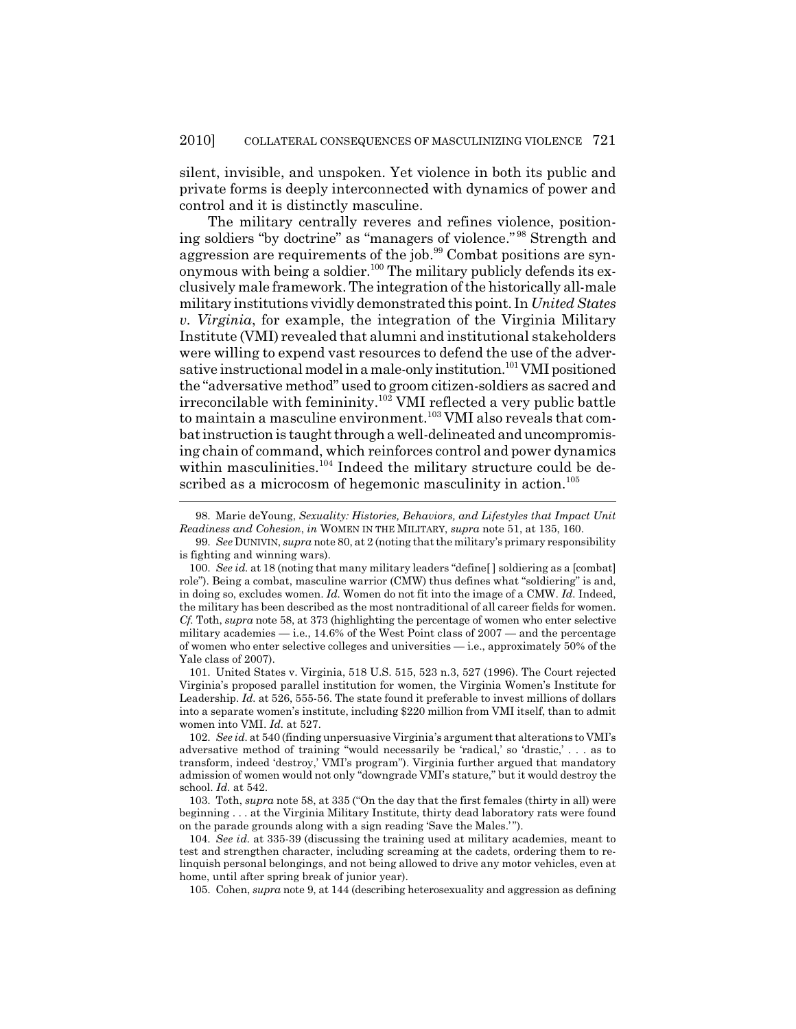silent, invisible, and unspoken. Yet violence in both its public and private forms is deeply interconnected with dynamics of power and control and it is distinctly masculine.

The military centrally reveres and refines violence, positioning soldiers "by doctrine" as "managers of violence."[98] Strength and aggression are requirements of the job.[99] Combat positions are synonymous with being a soldier.[100] The military publicly defends its exclusively male framework. The integration of the historically all-male military institutions vividly demonstrated this point. In *United States v. Virginia*, for example, the integration of the Virginia Military Institute (VMI) revealed that alumni and institutional stakeholders were willing to expend vast resources to defend the use of the adversative instructional model in a male-only institution.[101] VMI positioned the "adversative method" used to groom citizen-soldiers as sacred and irreconcilable with femininity.[102] VMI reflected a very public battle to maintain a masculine environment.[103] VMI also reveals that combat instruction is taught through a well-delineated and uncompromising chain of command, which reinforces control and power dynamics within masculinities.[104] Indeed the military structure could be described as a microcosm of hegemonic masculinity in action.[105]

---

98. Marie deYoung, *Sexuality: Histories, Behaviors, and Lifestyles that Impact Unit Readiness and Cohesion*, *in* WOMEN IN THE MILITARY, *supra* note 51, at 135, 160.

99. *See* DUNIVIN, *supra* note 80, at 2 (noting that the military's primary responsibility is fighting and winning wars).

100. *See id.* at 18 (noting that many military leaders "define[ ] soldiering as a [combat] role"). Being a combat, masculine warrior (CMW) thus defines what "soldiering" is and, in doing so, excludes women. *Id.* Women do not fit into the image of a CMW. *Id.* Indeed, the military has been described as the most nontraditional of all career fields for women. *Cf.* Toth, *supra* note 58, at 373 (highlighting the percentage of women who enter selective military academies — i.e., 14.6% of the West Point class of 2007 — and the percentage of women who enter selective colleges and universities — i.e., approximately 50% of the Yale class of 2007).

101. United States v. Virginia, 518 U.S. 515, 523 n.3, 527 (1996). The Court rejected Virginia's proposed parallel institution for women, the Virginia Women's Institute for Leadership. *Id.* at 526, 555-56. The state found it preferable to invest millions of dollars into a separate women's institute, including $220 million from VMI itself, than to admit women into VMI. *Id.* at 527.

102. *See id.* at 540 (finding unpersuasive Virginia's argument that alterations to VMI's adversative method of training "would necessarily be 'radical,' so 'drastic,' . . . as to transform, indeed 'destroy,' VMI's program"). Virginia further argued that mandatory admission of women would not only "downgrade VMI's stature," but it would destroy the school. *Id.* at 542.

103. Toth, *supra* note 58, at 335 ("On the day that the first females (thirty in all) were beginning . . . at the Virginia Military Institute, thirty dead laboratory rats were found on the parade grounds along with a sign reading 'Save the Males.'").

104. *See id.* at 335-39 (discussing the training used at military academies, meant to test and strengthen character, including screaming at the cadets, ordering them to relinquish personal belongings, and not being allowed to drive any motor vehicles, even at home, until after spring break of junior year).

105. Cohen, *supra* note 9, at 144 (describing heterosexuality and aggression as defining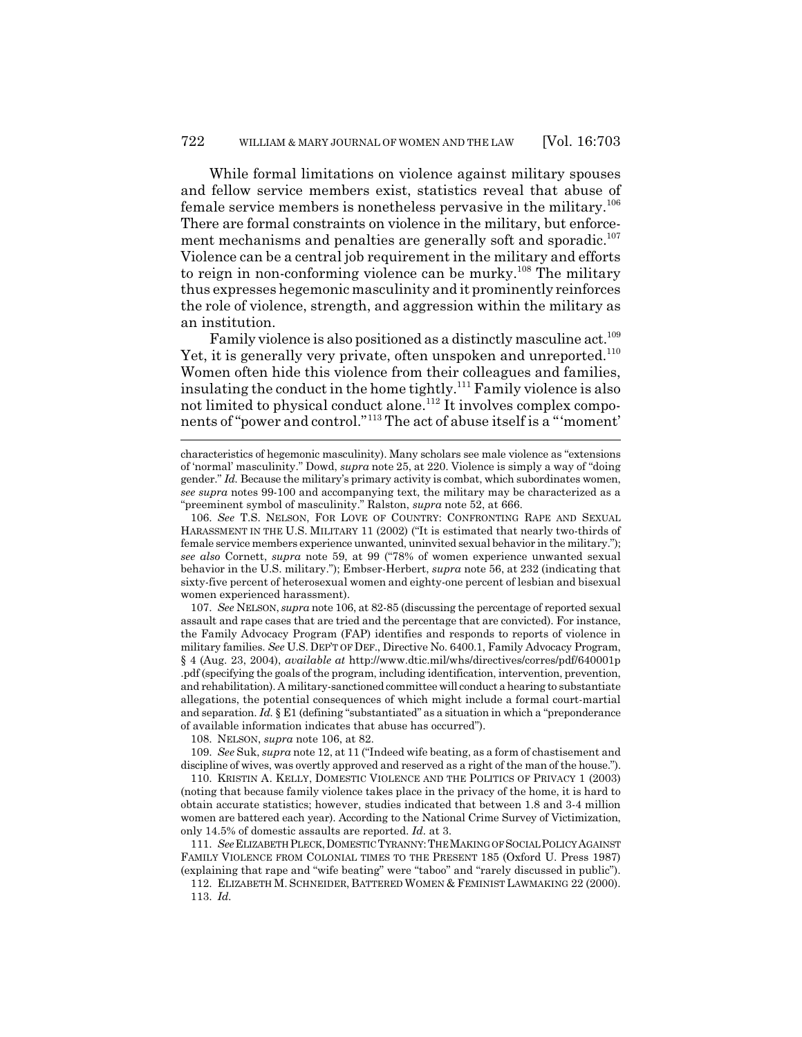While formal limitations on violence against military spouses and fellow service members exist, statistics reveal that abuse of female service members is nonetheless pervasive in the military.[106] There are formal constraints on violence in the military, but enforcement mechanisms and penalties are generally soft and sporadic.[107] Violence can be a central job requirement in the military and efforts to reign in non-conforming violence can be murky.[108] The military thus expresses hegemonic masculinity and it prominently reinforces the role of violence, strength, and aggression within the military as an institution.

Family violence is also positioned as a distinctly masculine act.[109] Yet, it is generally very private, often unspoken and unreported.[110] Women often hide this violence from their colleagues and families, insulating the conduct in the home tightly.[111] Family violence is also not limited to physical conduct alone.[112] It involves complex components of "power and control."[113] The act of abuse itself is a "'moment'

---

characteristics of hegemonic masculinity). Many scholars see male violence as "extensions of 'normal' masculinity." Dowd, *supra* note 25, at 220. Violence is simply a way of "doing gender." *Id.* Because the military's primary activity is combat, which subordinates women, *see supra* notes 99-100 and accompanying text, the military may be characterized as a "preeminent symbol of masculinity." Ralston, *supra* note 52, at 666.

106. *See* T.S. NELSON, FOR LOVE OF COUNTRY: CONFRONTING RAPE AND SEXUAL HARASSMENT IN THE U.S. MILITARY 11 (2002) ("It is estimated that nearly two-thirds of female service members experience unwanted, uninvited sexual behavior in the military."); *see also* Cornett, *supra* note 59, at 99 ("78% of women experience unwanted sexual behavior in the U.S. military."); Embser-Herbert, *supra* note 56, at 232 (indicating that sixty-five percent of heterosexual women and eighty-one percent of lesbian and bisexual women experienced harassment).

107. *See* NELSON, *supra* note 106, at 82-85 (discussing the percentage of reported sexual assault and rape cases that are tried and the percentage that are convicted). For instance, the Family Advocacy Program (FAP) identifies and responds to reports of violence in military families. *See* U.S. DEP'T OF DEF., Directive No. 6400.1, Family Advocacy Program, § 4 (Aug. 23, 2004), *available at* http://www.dtic.mil/whs/directives/corres/pdf/640001p.pdf (specifying the goals of the program, including identification, intervention, prevention, and rehabilitation). A military-sanctioned committee will conduct a hearing to substantiate allegations, the potential consequences of which might include a formal court-martial and separation. *Id.* § E1 (defining "substantiated" as a situation in which a "preponderance of available information indicates that abuse has occurred").

108. NELSON, *supra* note 106, at 82.

109. *See* Suk, *supra* note 12, at 11 ("Indeed wife beating, as a form of chastisement and discipline of wives, was overtly approved and reserved as a right of the man of the house.").

110. KRISTIN A. KELLY, DOMESTIC VIOLENCE AND THE POLITICS OF PRIVACY 1 (2003) (noting that because family violence takes place in the privacy of the home, it is hard to obtain accurate statistics; however, studies indicated that between 1.8 and 3-4 million women are battered each year). According to the National Crime Survey of Victimization, only 14.5% of domestic assaults are reported. *Id.* at 3.

111. *See* ELIZABETH PLECK, DOMESTIC TYRANNY: THE MAKING OF SOCIAL POLICY AGAINST FAMILY VIOLENCE FROM COLONIAL TIMES TO THE PRESENT 185 (Oxford U. Press 1987) (explaining that rape and "wife beating" were "taboo" and "rarely discussed in public").

112. ELIZABETH M. SCHNEIDER, BATTERED WOMEN & FEMINIST LAWMAKING 22 (2000).

113. *Id.*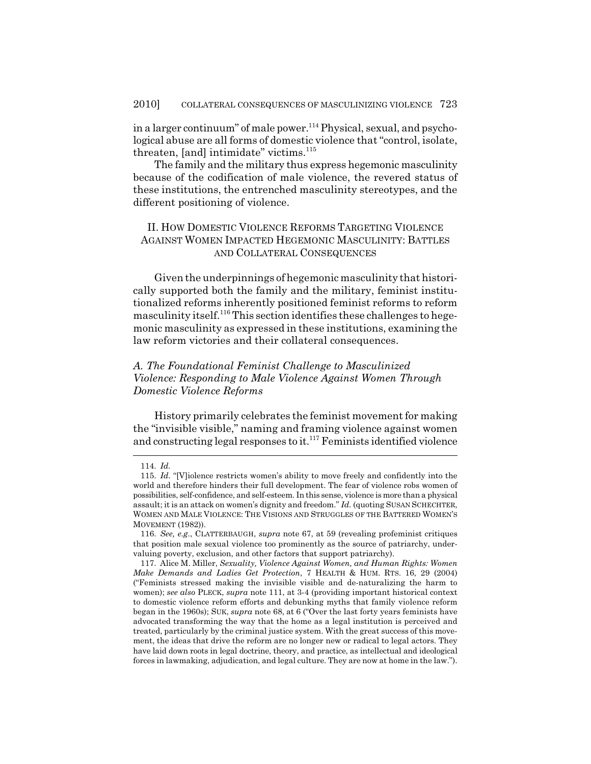in a larger continuum" of male power.[114] Physical, sexual, and psychological abuse are all forms of domestic violence that "control, isolate, threaten, [and] intimidate" victims.[115]

The family and the military thus express hegemonic masculinity because of the codification of male violence, the revered status of these institutions, the entrenched masculinity stereotypes, and the different positioning of violence.

## II. How Domestic Violence Reforms Targeting Violence Against Women Impacted Hegemonic Masculinity: Battles and Collateral Consequences

Given the underpinnings of hegemonic masculinity that historically supported both the family and the military, feminist institutionalized reforms inherently positioned feminist reforms to reform masculinity itself.[116] This section identifies these challenges to hegemonic masculinity as expressed in these institutions, examining the law reform victories and their collateral consequences.

### *A. The Foundational Feminist Challenge to Masculinized Violence: Responding to Male Violence Against Women Through Domestic Violence Reforms*

History primarily celebrates the feminist movement for making the "invisible visible," naming and framing violence against women and constructing legal responses to it.[117] Feminists identified violence

---

114. *Id.*

115. *Id.* "[V]iolence restricts women's ability to move freely and confidently into the world and therefore hinders their full development. The fear of violence robs women of possibilities, self-confidence, and self-esteem. In this sense, violence is more than a physical assault; it is an attack on women's dignity and freedom." *Id.* (quoting SUSAN SCHECHTER, WOMEN AND MALE VIOLENCE: THE VISIONS AND STRUGGLES OF THE BATTERED WOMEN'S MOVEMENT (1982)).

116. *See, e.g.*, CLATTERBAUGH, *supra* note 67, at 59 (revealing profeminist critiques that position male sexual violence too prominently as the source of patriarchy, undervaluing poverty, exclusion, and other factors that support patriarchy).

117. Alice M. Miller, *Sexuality, Violence Against Women, and Human Rights: Women Make Demands and Ladies Get Protection*, 7 HEALTH & HUM. RTS. 16, 29 (2004) ("Feminists stressed making the invisible visible and de-naturalizing the harm to women); *see also* PLECK, *supra* note 111, at 3-4 (providing important historical context to domestic violence reform efforts and debunking myths that family violence reform began in the 1960s); SUK, *supra* note 68, at 6 ("Over the last forty years feminists have advocated transforming the way that the home as a legal institution is perceived and treated, particularly by the criminal justice system. With the great success of this movement, the ideas that drive the reform are no longer new or radical to legal actors. They have laid down roots in legal doctrine, theory, and practice, as intellectual and ideological forces in lawmaking, adjudication, and legal culture. They are now at home in the law.").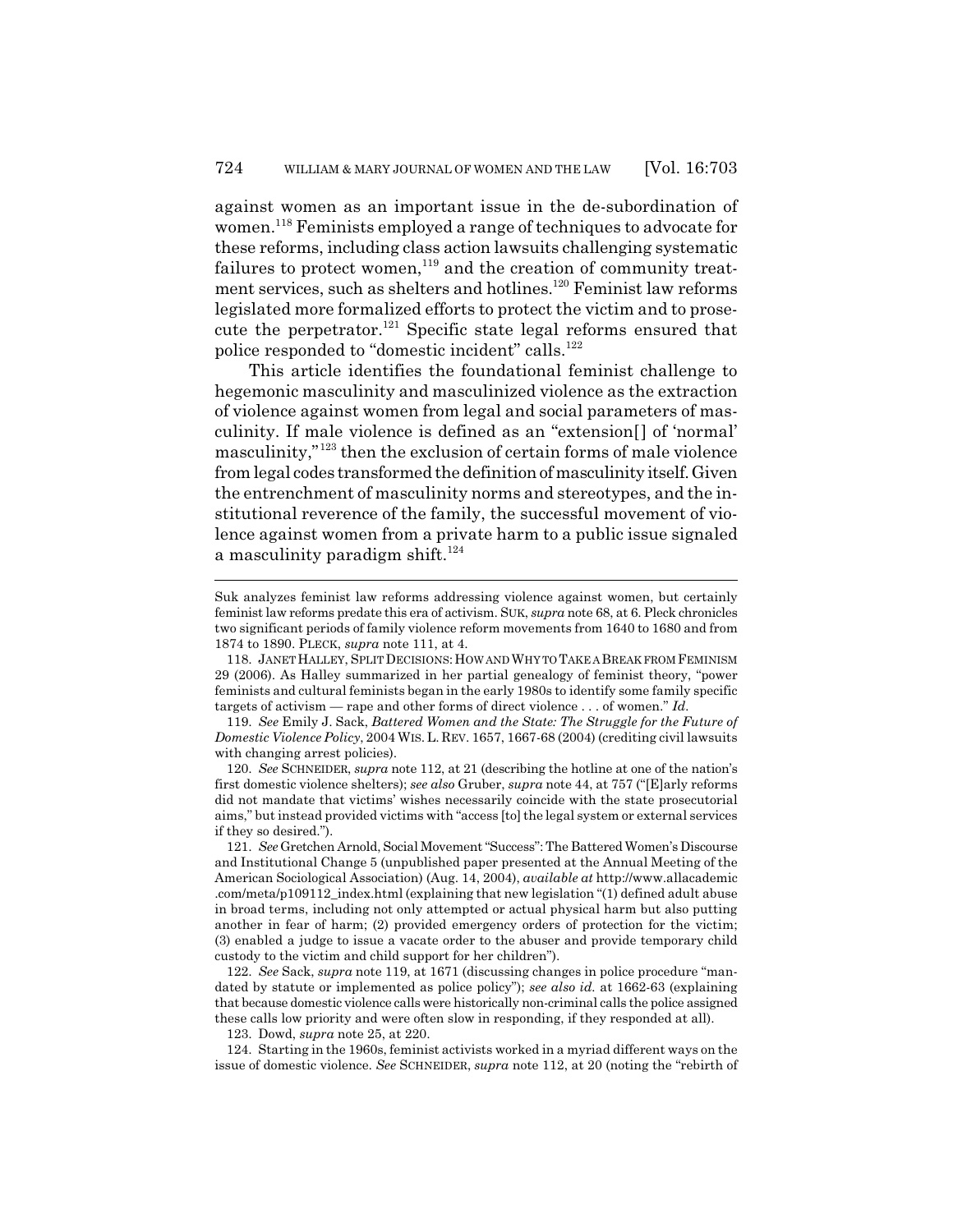against women as an important issue in the de-subordination of women.[118] Feminists employed a range of techniques to advocate for these reforms, including class action lawsuits challenging systematic failures to protect women,[119] and the creation of community treatment services, such as shelters and hotlines.[120] Feminist law reforms legislated more formalized efforts to protect the victim and to prosecute the perpetrator.[121] Specific state legal reforms ensured that police responded to "domestic incident" calls.[122]

This article identifies the foundational feminist challenge to hegemonic masculinity and masculinized violence as the extraction of violence against women from legal and social parameters of masculinity. If male violence is defined as an "extension[] of 'normal' masculinity,"[123] then the exclusion of certain forms of male violence from legal codes transformed the definition of masculinity itself. Given the entrenchment of masculinity norms and stereotypes, and the institutional reverence of the family, the successful movement of violence against women from a private harm to a public issue signaled a masculinity paradigm shift.[124]

---

Suk analyzes feminist law reforms addressing violence against women, but certainly feminist law reforms predate this era of activism. SUK, *supra* note 68, at 6. Pleck chronicles two significant periods of family violence reform movements from 1640 to 1680 and from 1874 to 1890. PLECK, *supra* note 111, at 4.

118. JANET HALLEY, SPLIT DECISIONS: HOW AND WHY TO TAKE A BREAK FROM FEMINISM 29 (2006). As Halley summarized in her partial genealogy of feminist theory, "power feminists and cultural feminists began in the early 1980s to identify some family specific targets of activism — rape and other forms of direct violence . . . of women." *Id*.

119. *See* Emily J. Sack, *Battered Women and the State: The Struggle for the Future of Domestic Violence Policy*, 2004 WIS. L. REV. 1657, 1667-68 (2004) (crediting civil lawsuits with changing arrest policies).

120. *See* SCHNEIDER, *supra* note 112, at 21 (describing the hotline at one of the nation's first domestic violence shelters); *see also* Gruber, *supra* note 44, at 757 ("[E]arly reforms did not mandate that victims' wishes necessarily coincide with the state prosecutorial aims," but instead provided victims with "access [to] the legal system or external services if they so desired.").

121. *See* Gretchen Arnold, Social Movement "Success": The Battered Women's Discourse and Institutional Change 5 (unpublished paper presented at the Annual Meeting of the American Sociological Association) (Aug. 14, 2004), *available at* http://www.allacademic.com/meta/p109112_index.html (explaining that new legislation "(1) defined adult abuse in broad terms, including not only attempted or actual physical harm but also putting another in fear of harm; (2) provided emergency orders of protection for the victim; (3) enabled a judge to issue a vacate order to the abuser and provide temporary child custody to the victim and child support for her children").

122. *See* Sack, *supra* note 119, at 1671 (discussing changes in police procedure "mandated by statute or implemented as police policy"); *see also id.* at 1662-63 (explaining that because domestic violence calls were historically non-criminal calls the police assigned these calls low priority and were often slow in responding, if they responded at all).

123. Dowd, *supra* note 25, at 220.

124. Starting in the 1960s, feminist activists worked in a myriad different ways on the issue of domestic violence. *See* SCHNEIDER, *supra* note 112, at 20 (noting the "rebirth of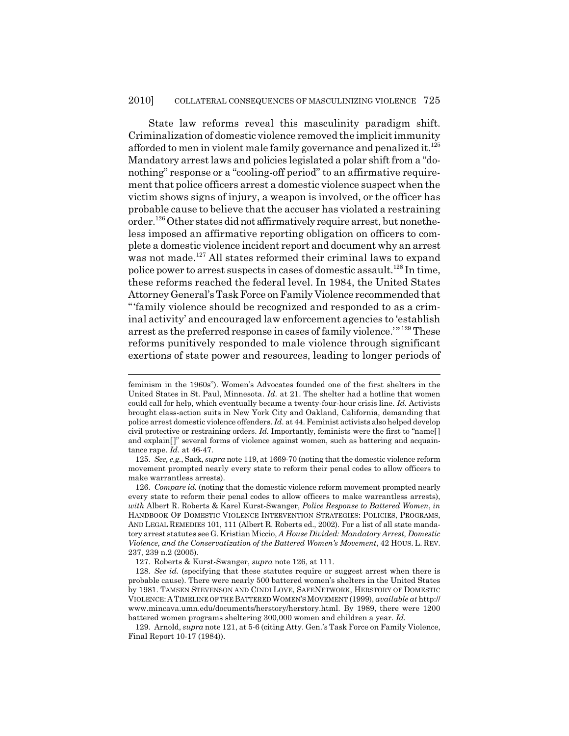State law reforms reveal this masculinity paradigm shift. Criminalization of domestic violence removed the implicit immunity afforded to men in violent male family governance and penalized it.[125] Mandatory arrest laws and policies legislated a polar shift from a "do-nothing" response or a "cooling-off period" to an affirmative requirement that police officers arrest a domestic violence suspect when the victim shows signs of injury, a weapon is involved, or the officer has probable cause to believe that the accuser has violated a restraining order.[126] Other states did not affirmatively require arrest, but nonetheless imposed an affirmative reporting obligation on officers to complete a domestic violence incident report and document why an arrest was not made.[127] All states reformed their criminal laws to expand police power to arrest suspects in cases of domestic assault.[128] In time, these reforms reached the federal level. In 1984, the United States Attorney General's Task Force on Family Violence recommended that "'family violence should be recognized and responded to as a criminal activity' and encouraged law enforcement agencies to 'establish arrest as the preferred response in cases of family violence.'"[129] These reforms punitively responded to male violence through significant exertions of state power and resources, leading to longer periods of

---

feminism in the 1960s"). Women's Advocates founded one of the first shelters in the United States in St. Paul, Minnesota. *Id.* at 21. The shelter had a hotline that women could call for help, which eventually became a twenty-four-hour crisis line. *Id.* Activists brought class-action suits in New York City and Oakland, California, demanding that police arrest domestic violence offenders. *Id.* at 44. Feminist activists also helped develop civil protective or restraining orders. *Id.* Importantly, feminists were the first to "name[] and explain[]" several forms of violence against women, such as battering and acquaintance rape. *Id.* at 46-47.

125. *See, e.g.*, Sack, *supra* note 119, at 1669-70 (noting that the domestic violence reform movement prompted nearly every state to reform their penal codes to allow officers to make warrantless arrests).

126. *Compare id.* (noting that the domestic violence reform movement prompted nearly every state to reform their penal codes to allow officers to make warrantless arrests), *with* Albert R. Roberts & Karel Kurst-Swanger, *Police Response to Battered Women*, *in* HANDBOOK OF DOMESTIC VIOLENCE INTERVENTION STRATEGIES: POLICIES, PROGRAMS, AND LEGAL REMEDIES 101, 111 (Albert R. Roberts ed., 2002). For a list of all state mandatory arrest statutes see G. Kristian Miccio, *A House Divided: Mandatory Arrest, Domestic Violence, and the Conservatization of the Battered Women's Movement*, 42 HOUS. L. REV. 237, 239 n.2 (2005).

127. Roberts & Kurst-Swanger, *supra* note 126, at 111.

128. *See id.* (specifying that these statutes require or suggest arrest when there is probable cause). There were nearly 500 battered women's shelters in the United States by 1981. TAMSEN STEVENSON AND CINDI LOVE, SAFENETWORK, HERSTORY OF DOMESTIC VIOLENCE: A TIMELINE OF THE BATTERED WOMEN'S MOVEMENT (1999), *available at* http://www.mincava.umn.edu/documents/herstory/herstory.html. By 1989, there were 1200 battered women programs sheltering 300,000 women and children a year. *Id.*

129. Arnold, *supra* note 121, at 5-6 (citing Atty. Gen.'s Task Force on Family Violence, Final Report 10-17 (1984)).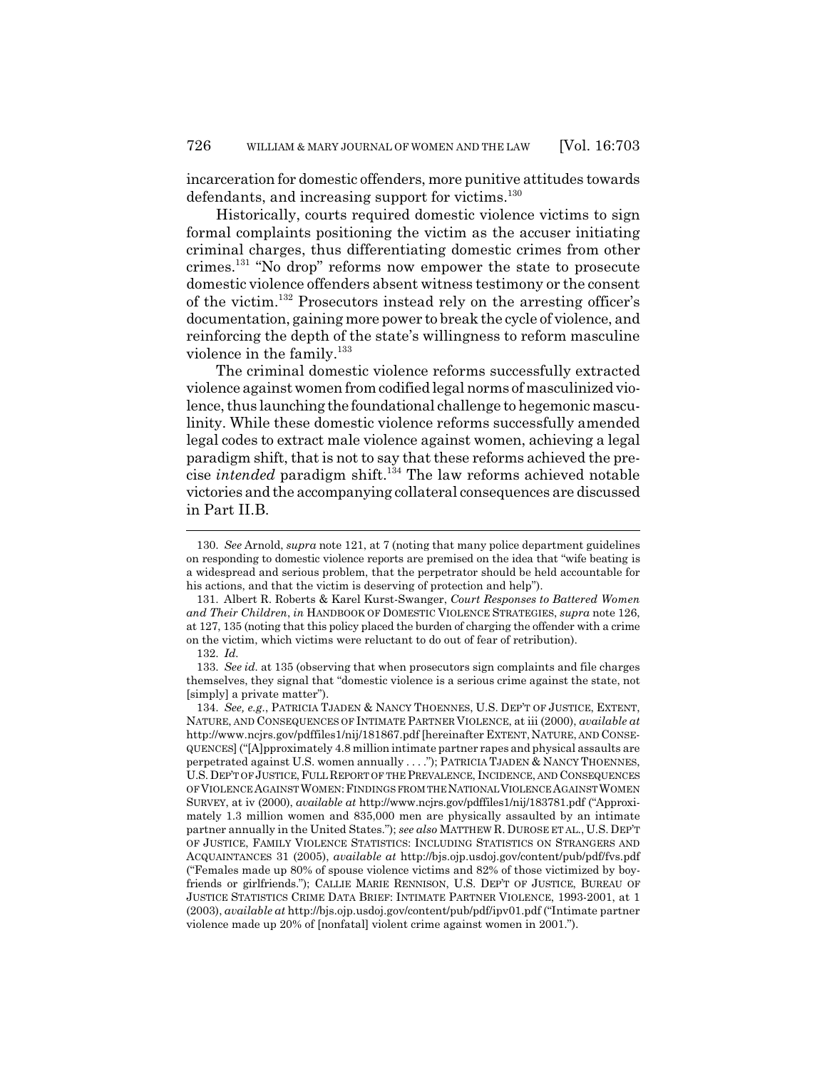incarceration for domestic offenders, more punitive attitudes towards defendants, and increasing support for victims.[130]

Historically, courts required domestic violence victims to sign formal complaints positioning the victim as the accuser initiating criminal charges, thus differentiating domestic crimes from other crimes.[131] "No drop" reforms now empower the state to prosecute domestic violence offenders absent witness testimony or the consent of the victim.[132] Prosecutors instead rely on the arresting officer's documentation, gaining more power to break the cycle of violence, and reinforcing the depth of the state's willingness to reform masculine violence in the family.[133]

The criminal domestic violence reforms successfully extracted violence against women from codified legal norms of masculinized violence, thus launching the foundational challenge to hegemonic masculinity. While these domestic violence reforms successfully amended legal codes to extract male violence against women, achieving a legal paradigm shift, that is not to say that these reforms achieved the precise *intended* paradigm shift.[134] The law reforms achieved notable victories and the accompanying collateral consequences are discussed in Part II.B.

---

130. *See* Arnold, *supra* note 121, at 7 (noting that many police department guidelines on responding to domestic violence reports are premised on the idea that "wife beating is a widespread and serious problem, that the perpetrator should be held accountable for his actions, and that the victim is deserving of protection and help").

131. Albert R. Roberts & Karel Kurst-Swanger, *Court Responses to Battered Women and Their Children*, *in* HANDBOOK OF DOMESTIC VIOLENCE STRATEGIES, *supra* note 126, at 127, 135 (noting that this policy placed the burden of charging the offender with a crime on the victim, which victims were reluctant to do out of fear of retribution).

132. *Id.*

133. *See id.* at 135 (observing that when prosecutors sign complaints and file charges themselves, they signal that "domestic violence is a serious crime against the state, not [simply] a private matter").

134. *See, e.g.*, PATRICIA TJADEN & NANCY THOENNES, U.S. DEP'T OF JUSTICE, EXTENT, NATURE, AND CONSEQUENCES OF INTIMATE PARTNER VIOLENCE, at iii (2000), *available at* http://www.ncjrs.gov/pdffiles1/nij/181867.pdf [hereinafter EXTENT, NATURE, AND CONSEQUENCES] ("[A]pproximately 4.8 million intimate partner rapes and physical assaults are perpetrated against U.S. women annually . . . ."); PATRICIA TJADEN & NANCY THOENNES, U.S. DEP'T OF JUSTICE, FULL REPORT OF THE PREVALENCE, INCIDENCE, AND CONSEQUENCES OF VIOLENCE AGAINST WOMEN: FINDINGS FROM THE NATIONAL VIOLENCE AGAINST WOMEN SURVEY, at iv (2000), *available at* http://www.ncjrs.gov/pdffiles1/nij/183781.pdf ("Approximately 1.3 million women and 835,000 men are physically assaulted by an intimate partner annually in the United States."); *see also* MATTHEW R. DUROSE ET AL., U.S. DEP'T OF JUSTICE, FAMILY VIOLENCE STATISTICS: INCLUDING STATISTICS ON STRANGERS AND ACQUAINTANCES 31 (2005), *available at* http://bjs.ojp.usdoj.gov/content/pub/pdf/fvs.pdf ("Females made up 80% of spouse violence victims and 82% of those victimized by boyfriends or girlfriends."); CALLIE MARIE RENNISON, U.S. DEP'T OF JUSTICE, BUREAU OF JUSTICE STATISTICS CRIME DATA BRIEF: INTIMATE PARTNER VIOLENCE, 1993-2001, at 1 (2003), *available at* http://bjs.ojp.usdoj.gov/content/pub/pdf/ipv01.pdf ("Intimate partner violence made up 20% of [nonfatal] violent crime against women in 2001.").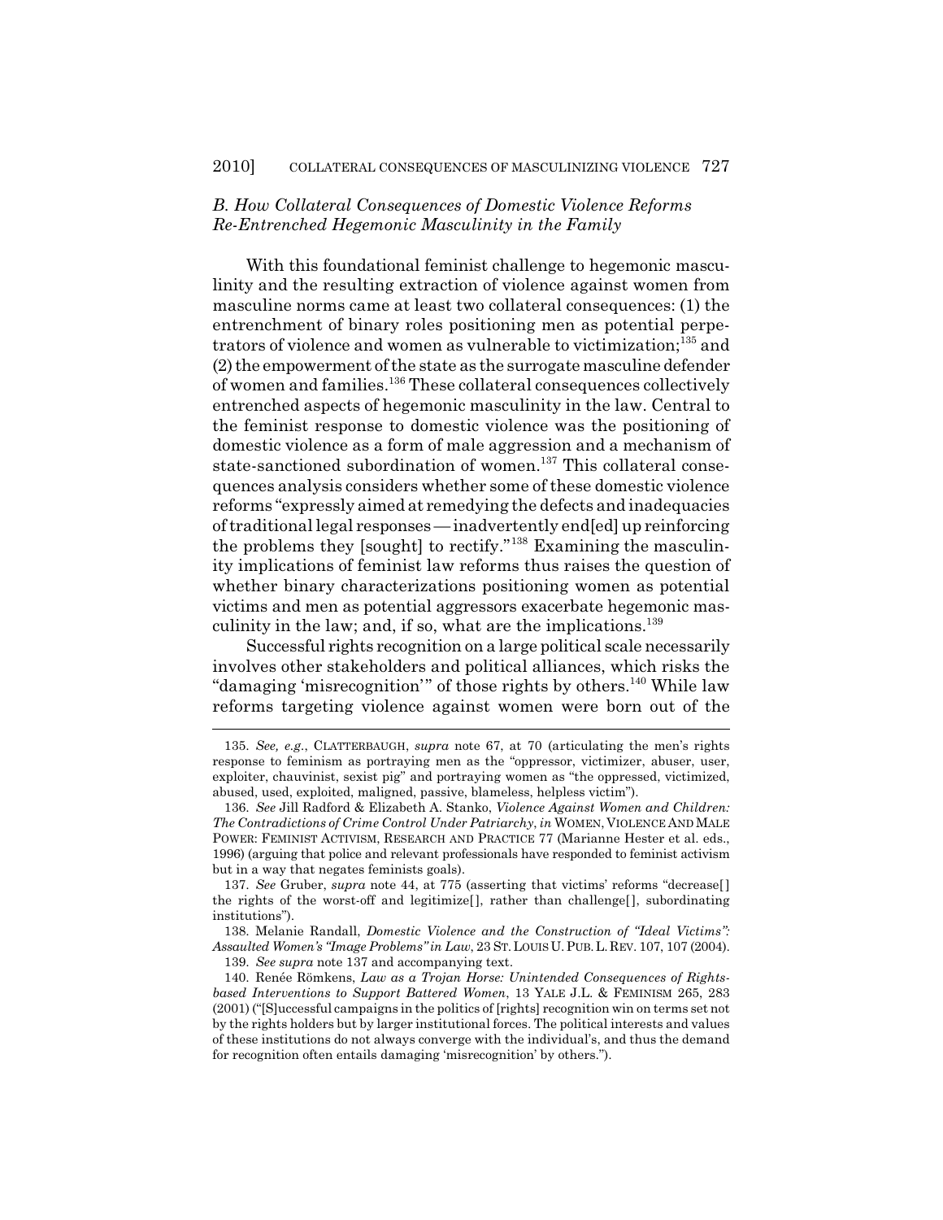### *B. How Collateral Consequences of Domestic Violence Reforms Re-Entrenched Hegemonic Masculinity in the Family*

With this foundational feminist challenge to hegemonic masculinity and the resulting extraction of violence against women from masculine norms came at least two collateral consequences: (1) the entrenchment of binary roles positioning men as potential perpetrators of violence and women as vulnerable to victimization;[135] and (2) the empowerment of the state as the surrogate masculine defender of women and families.[136] These collateral consequences collectively entrenched aspects of hegemonic masculinity in the law. Central to the feminist response to domestic violence was the positioning of domestic violence as a form of male aggression and a mechanism of state-sanctioned subordination of women.[137] This collateral consequences analysis considers whether some of these domestic violence reforms "expressly aimed at remedying the defects and inadequacies of traditional legal responses — inadvertently end[ed] up reinforcing the problems they [sought] to rectify."[138] Examining the masculinity implications of feminist law reforms thus raises the question of whether binary characterizations positioning women as potential victims and men as potential aggressors exacerbate hegemonic masculinity in the law; and, if so, what are the implications.[139]

Successful rights recognition on a large political scale necessarily involves other stakeholders and political alliances, which risks the "damaging 'misrecognition'" of those rights by others.[140] While law reforms targeting violence against women were born out of the

---

135. *See, e.g.*, CLATTERBAUGH, *supra* note 67, at 70 (articulating the men's rights response to feminism as portraying men as the "oppressor, victimizer, abuser, user, exploiter, chauvinist, sexist pig" and portraying women as "the oppressed, victimized, abused, used, exploited, maligned, passive, blameless, helpless victim").

136. *See* Jill Radford & Elizabeth A. Stanko, *Violence Against Women and Children: The Contradictions of Crime Control Under Patriarchy*, *in* WOMEN, VIOLENCE AND MALE POWER: FEMINIST ACTIVISM, RESEARCH AND PRACTICE 77 (Marianne Hester et al. eds., 1996) (arguing that police and relevant professionals have responded to feminist activism but in a way that negates feminists goals).

137. *See* Gruber, *supra* note 44, at 775 (asserting that victims' reforms "decrease[] the rights of the worst-off and legitimize[], rather than challenge[], subordinating institutions").

138. Melanie Randall, *Domestic Violence and the Construction of "Ideal Victims": Assaulted Women's "Image Problems" in Law*, 23 ST. LOUIS U. PUB. L. REV. 107, 107 (2004).

139. *See supra* note 137 and accompanying text.

140. Renée Römkens, *Law as a Trojan Horse: Unintended Consequences of Rights-based Interventions to Support Battered Women*, 13 YALE J.L. & FEMINISM 265, 283 (2001) ("[S]uccessful campaigns in the politics of [rights] recognition win on terms set not by the rights holders but by larger institutional forces. The political interests and values of these institutions do not always converge with the individual's, and thus the demand for recognition often entails damaging 'misrecognition' by others.").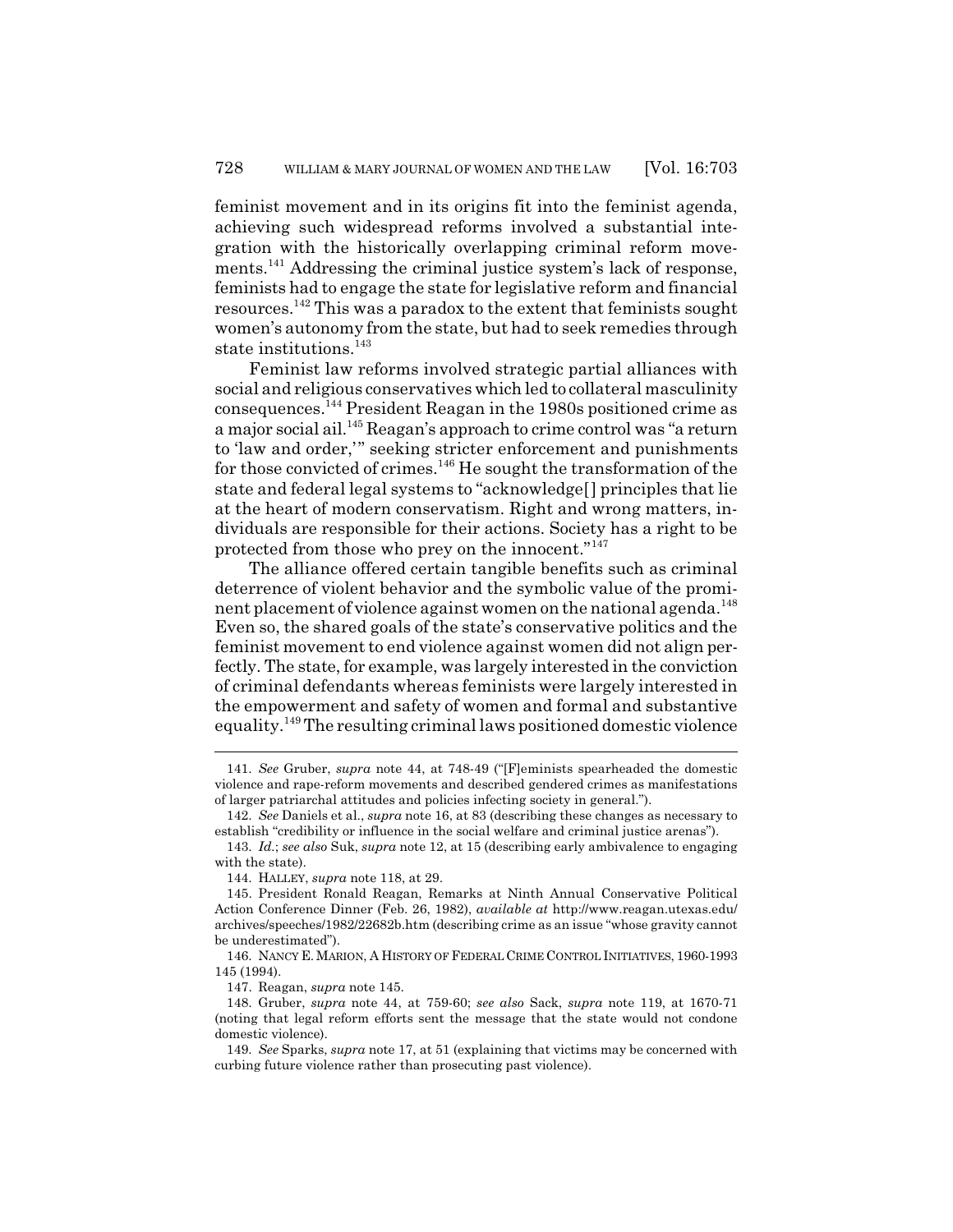feminist movement and in its origins fit into the feminist agenda, achieving such widespread reforms involved a substantial integration with the historically overlapping criminal reform movements.[141] Addressing the criminal justice system's lack of response, feminists had to engage the state for legislative reform and financial resources.[142] This was a paradox to the extent that feminists sought women's autonomy from the state, but had to seek remedies through state institutions.[143]

Feminist law reforms involved strategic partial alliances with social and religious conservatives which led to collateral masculinity consequences.[144] President Reagan in the 1980s positioned crime as a major social ail.[145] Reagan's approach to crime control was "a return to 'law and order,'" seeking stricter enforcement and punishments for those convicted of crimes.[146] He sought the transformation of the state and federal legal systems to "acknowledge[] principles that lie at the heart of modern conservatism. Right and wrong matters, individuals are responsible for their actions. Society has a right to be protected from those who prey on the innocent."[147]

The alliance offered certain tangible benefits such as criminal deterrence of violent behavior and the symbolic value of the prominent placement of violence against women on the national agenda.[148] Even so, the shared goals of the state's conservative politics and the feminist movement to end violence against women did not align perfectly. The state, for example, was largely interested in the conviction of criminal defendants whereas feminists were largely interested in the empowerment and safety of women and formal and substantive equality.[149] The resulting criminal laws positioned domestic violence

---

141. *See* Gruber, *supra* note 44, at 748-49 ("[F]eminists spearheaded the domestic violence and rape-reform movements and described gendered crimes as manifestations of larger patriarchal attitudes and policies infecting society in general.").

142. *See* Daniels et al., *supra* note 16, at 83 (describing these changes as necessary to establish "credibility or influence in the social welfare and criminal justice arenas").

143. *Id.*; *see also* Suk, *supra* note 12, at 15 (describing early ambivalence to engaging with the state).

144. HALLEY, *supra* note 118, at 29.

145. President Ronald Reagan, Remarks at Ninth Annual Conservative Political Action Conference Dinner (Feb. 26, 1982), *available at* http://www.reagan.utexas.edu/archives/speeches/1982/22682b.htm (describing crime as an issue "whose gravity cannot be underestimated").

146. NANCY E. MARION, A HISTORY OF FEDERAL CRIME CONTROL INITIATIVES, 1960-1993 145 (1994).

147. Reagan, *supra* note 145.

148. Gruber, *supra* note 44, at 759-60; *see also* Sack, *supra* note 119, at 1670-71 (noting that legal reform efforts sent the message that the state would not condone domestic violence).

149. *See* Sparks, *supra* note 17, at 51 (explaining that victims may be concerned with curbing future violence rather than prosecuting past violence).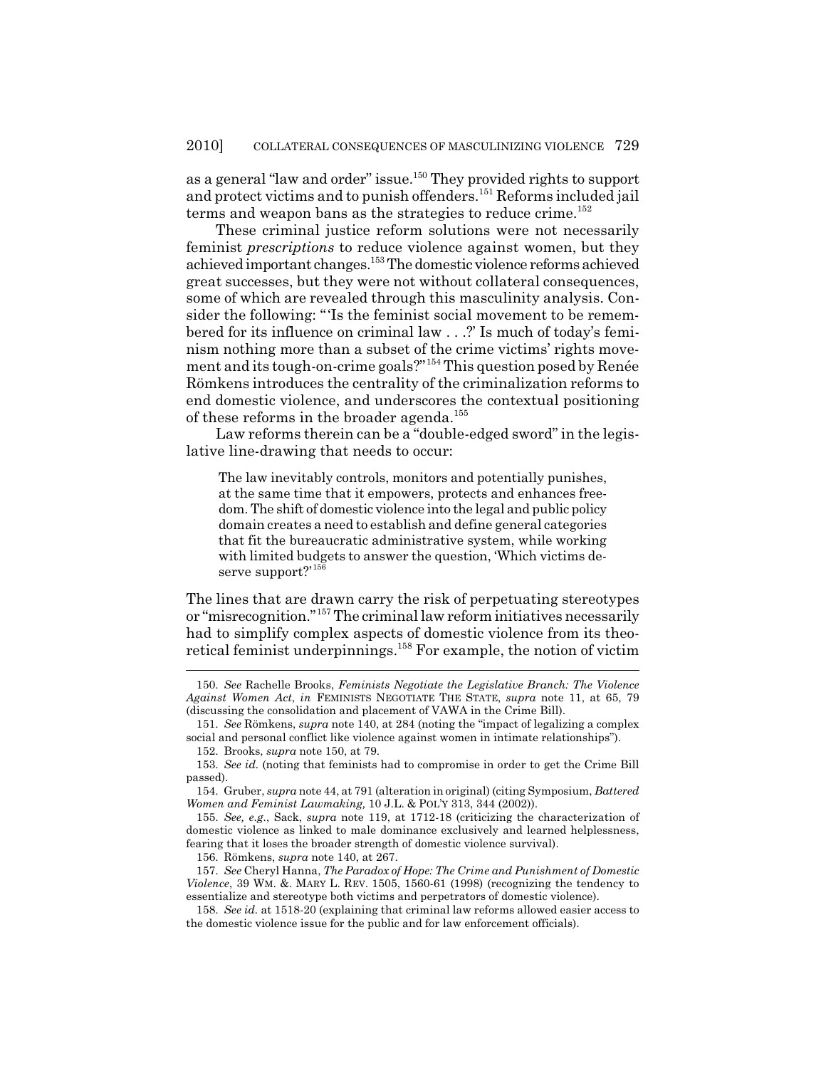as a general "law and order" issue.[150] They provided rights to support and protect victims and to punish offenders.[151] Reforms included jail terms and weapon bans as the strategies to reduce crime.[152]

These criminal justice reform solutions were not necessarily feminist *prescriptions* to reduce violence against women, but they achieved important changes.[153] The domestic violence reforms achieved great successes, but they were not without collateral consequences, some of which are revealed through this masculinity analysis. Consider the following: "'Is the feminist social movement to be remembered for its influence on criminal law . . .?' Is much of today's feminism nothing more than a subset of the crime victims' rights movement and its tough-on-crime goals?"[154] This question posed by Renée Römkens introduces the centrality of the criminalization reforms to end domestic violence, and underscores the contextual positioning of these reforms in the broader agenda.[155]

Law reforms therein can be a "double-edged sword" in the legislative line-drawing that needs to occur:

> The law inevitably controls, monitors and potentially punishes, at the same time that it empowers, protects and enhances freedom. The shift of domestic violence into the legal and public policy domain creates a need to establish and define general categories that fit the bureaucratic administrative system, while working with limited budgets to answer the question, 'Which victims deserve support?'[156]

The lines that are drawn carry the risk of perpetuating stereotypes or "misrecognition."[157] The criminal law reform initiatives necessarily had to simplify complex aspects of domestic violence from its theoretical feminist underpinnings.[158] For example, the notion of victim

---

150. *See* Rachelle Brooks, *Feminists Negotiate the Legislative Branch: The Violence Against Women Act*, *in* FEMINISTS NEGOTIATE THE STATE, *supra* note 11, at 65, 79 (discussing the consolidation and placement of VAWA in the Crime Bill).

151. *See* Römkens, *supra* note 140, at 284 (noting the "impact of legalizing a complex social and personal conflict like violence against women in intimate relationships").

152. Brooks, *supra* note 150, at 79.

153. *See id.* (noting that feminists had to compromise in order to get the Crime Bill passed).

154. Gruber, *supra* note 44, at 791 (alteration in original) (citing Symposium, *Battered Women and Feminist Lawmaking,* 10 J.L. & POL'Y 313, 344 (2002)).

155. *See, e.g.*, Sack, *supra* note 119, at 1712-18 (criticizing the characterization of domestic violence as linked to male dominance exclusively and learned helplessness, fearing that it loses the broader strength of domestic violence survival).

156. Römkens, *supra* note 140, at 267.

157. *See* Cheryl Hanna, *The Paradox of Hope: The Crime and Punishment of Domestic Violence*, 39 WM. &. MARY L. REV. 1505, 1560-61 (1998) (recognizing the tendency to essentialize and stereotype both victims and perpetrators of domestic violence).

158. *See id.* at 1518-20 (explaining that criminal law reforms allowed easier access to the domestic violence issue for the public and for law enforcement officials).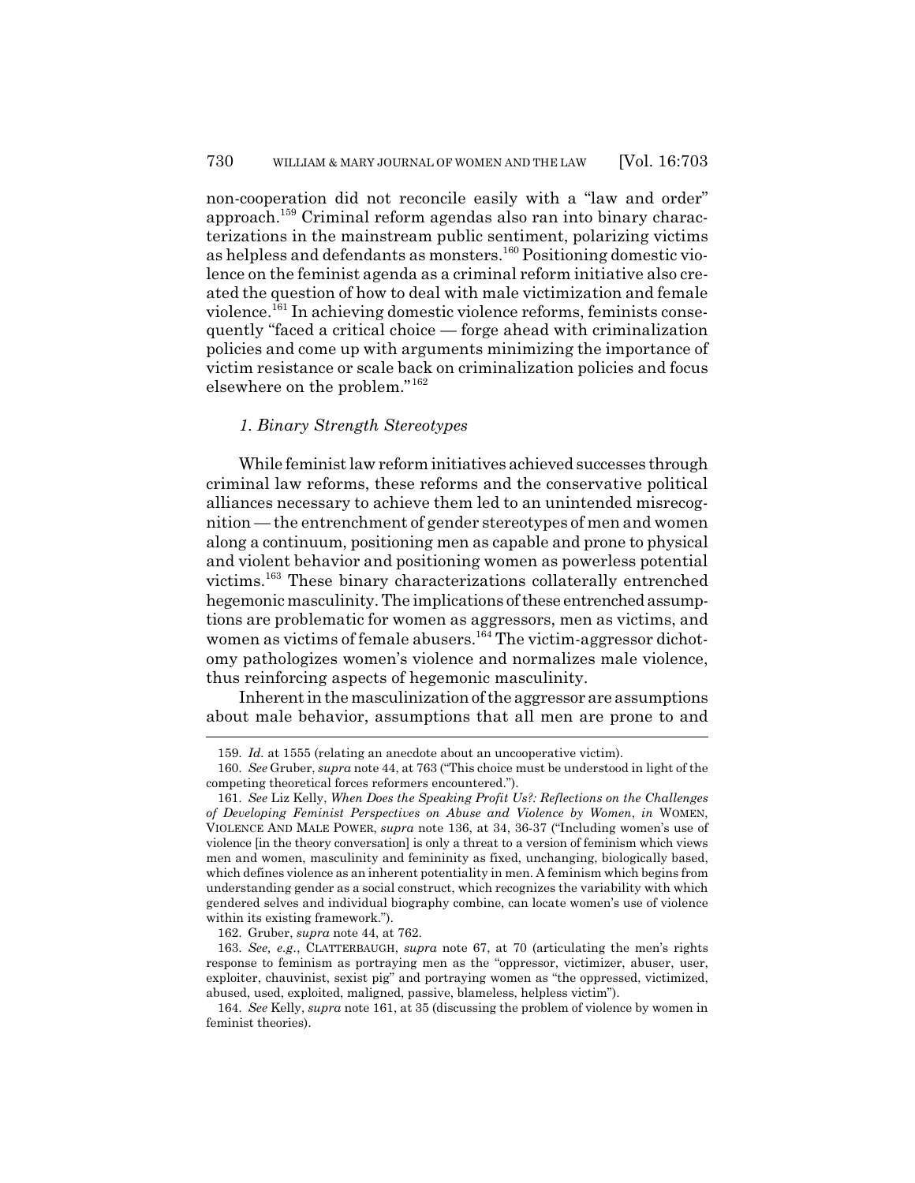non-cooperation did not reconcile easily with a "law and order" approach.[159] Criminal reform agendas also ran into binary characterizations in the mainstream public sentiment, polarizing victims as helpless and defendants as monsters.[160] Positioning domestic violence on the feminist agenda as a criminal reform initiative also created the question of how to deal with male victimization and female violence.[161] In achieving domestic violence reforms, feminists consequently "faced a critical choice — forge ahead with criminalization policies and come up with arguments minimizing the importance of victim resistance or scale back on criminalization policies and focus elsewhere on the problem."[162]

### *1. Binary Strength Stereotypes*

While feminist law reform initiatives achieved successes through criminal law reforms, these reforms and the conservative political alliances necessary to achieve them led to an unintended misrecognition — the entrenchment of gender stereotypes of men and women along a continuum, positioning men as capable and prone to physical and violent behavior and positioning women as powerless potential victims.[163] These binary characterizations collaterally entrenched hegemonic masculinity. The implications of these entrenched assumptions are problematic for women as aggressors, men as victims, and women as victims of female abusers.[164] The victim-aggressor dichotomy pathologizes women's violence and normalizes male violence, thus reinforcing aspects of hegemonic masculinity.

Inherent in the masculinization of the aggressor are assumptions about male behavior, assumptions that all men are prone to and

---

159. *Id.* at 1555 (relating an anecdote about an uncooperative victim).

160. *See* Gruber, *supra* note 44, at 763 ("This choice must be understood in light of the competing theoretical forces reformers encountered.").

161. *See* Liz Kelly, *When Does the Speaking Profit Us?: Reflections on the Challenges of Developing Feminist Perspectives on Abuse and Violence by Women*, *in* WOMEN, VIOLENCE AND MALE POWER, *supra* note 136, at 34, 36-37 ("Including women's use of violence [in the theory conversation] is only a threat to a version of feminism which views men and women, masculinity and femininity as fixed, unchanging, biologically based, which defines violence as an inherent potentiality in men. A feminism which begins from understanding gender as a social construct, which recognizes the variability with which gendered selves and individual biography combine, can locate women's use of violence within its existing framework.").

162. Gruber, *supra* note 44, at 762.

163. *See, e.g.*, CLATTERBAUGH, *supra* note 67, at 70 (articulating the men's rights response to feminism as portraying men as the "oppressor, victimizer, abuser, user, exploiter, chauvinist, sexist pig" and portraying women as "the oppressed, victimized, abused, used, exploited, maligned, passive, blameless, helpless victim").

164. *See* Kelly, *supra* note 161, at 35 (discussing the problem of violence by women in feminist theories).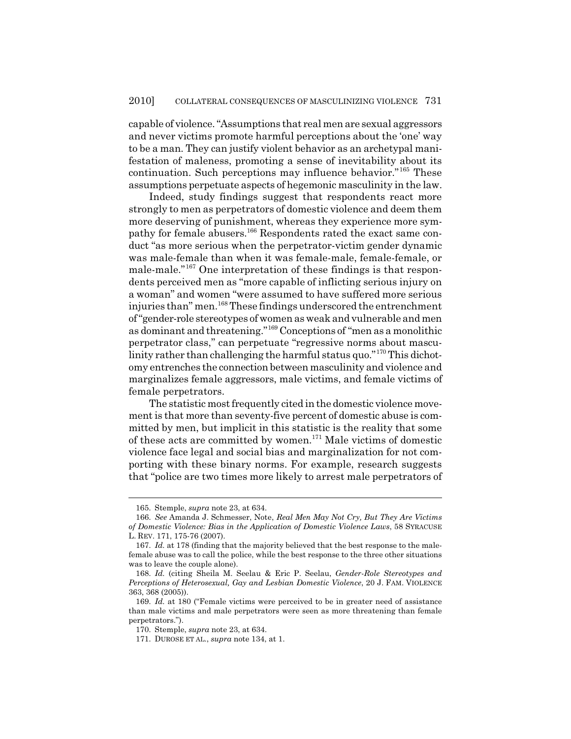capable of violence. "Assumptions that real men are sexual aggressors and never victims promote harmful perceptions about the 'one' way to be a man. They can justify violent behavior as an archetypal manifestation of maleness, promoting a sense of inevitability about its continuation. Such perceptions may influence behavior."[165] These assumptions perpetuate aspects of hegemonic masculinity in the law.

Indeed, study findings suggest that respondents react more strongly to men as perpetrators of domestic violence and deem them more deserving of punishment, whereas they experience more sympathy for female abusers.[166] Respondents rated the exact same conduct "as more serious when the perpetrator-victim gender dynamic was male-female than when it was female-male, female-female, or male-male."[167] One interpretation of these findings is that respondents perceived men as "more capable of inflicting serious injury on a woman" and women "were assumed to have suffered more serious injuries than" men.[168] These findings underscored the entrenchment of "gender-role stereotypes of women as weak and vulnerable and men as dominant and threatening."[169] Conceptions of "men as a monolithic perpetrator class," can perpetuate "regressive norms about masculinity rather than challenging the harmful status quo."[170] This dichotomy entrenches the connection between masculinity and violence and marginalizes female aggressors, male victims, and female victims of female perpetrators.

The statistic most frequently cited in the domestic violence movement is that more than seventy-five percent of domestic abuse is committed by men, but implicit in this statistic is the reality that some of these acts are committed by women.[171] Male victims of domestic violence face legal and social bias and marginalization for not comporting with these binary norms. For example, research suggests that "police are two times more likely to arrest male perpetrators of

---

165. Stemple, *supra* note 23, at 634.

166. *See* Amanda J. Schmesser, Note, *Real Men May Not Cry, But They Are Victims of Domestic Violence: Bias in the Application of Domestic Violence Laws*, 58 SYRACUSE L. REV. 171, 175-76 (2007).

167. *Id.* at 178 (finding that the majority believed that the best response to the male-female abuse was to call the police, while the best response to the three other situations was to leave the couple alone).

168. *Id.* (citing Sheila M. Seelau & Eric P. Seelau, *Gender-Role Stereotypes and Perceptions of Heterosexual, Gay and Lesbian Domestic Violence*, 20 J. FAM. VIOLENCE 363, 368 (2005)).

169. *Id.* at 180 ("Female victims were perceived to be in greater need of assistance than male victims and male perpetrators were seen as more threatening than female perpetrators.").

170. Stemple, *supra* note 23, at 634.

171. DUROSE ET AL., *supra* note 134, at 1.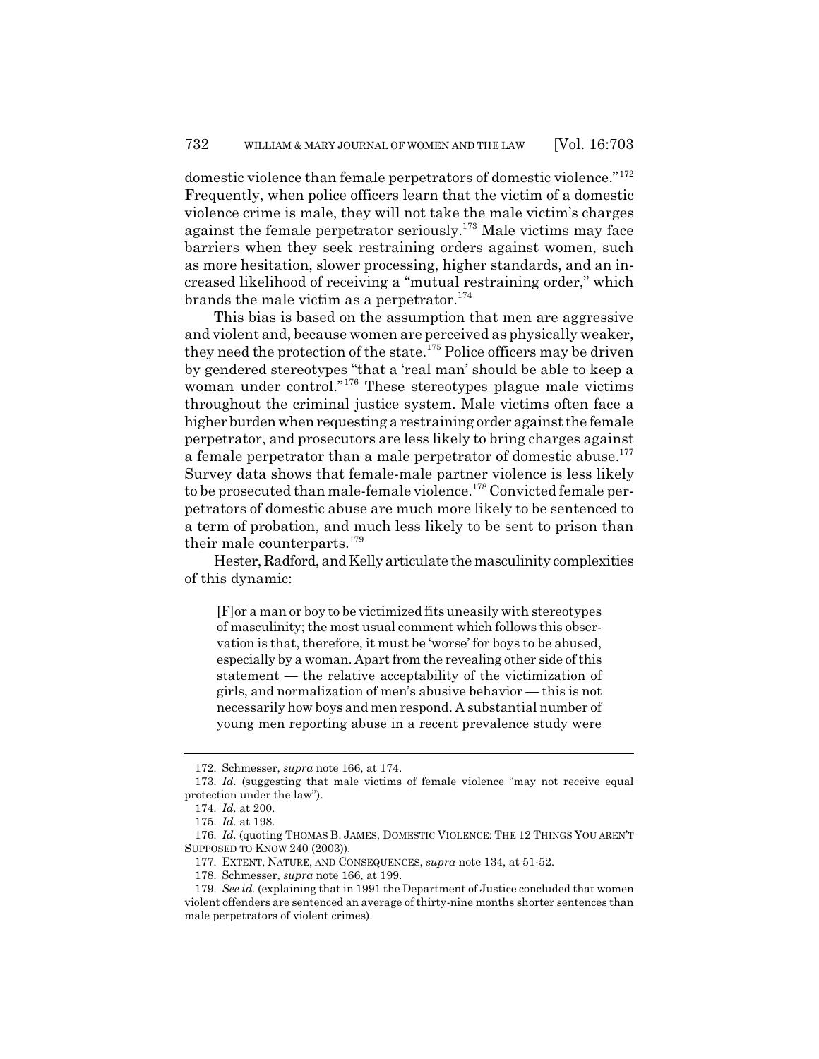domestic violence than female perpetrators of domestic violence."[172] Frequently, when police officers learn that the victim of a domestic violence crime is male, they will not take the male victim's charges against the female perpetrator seriously.[173] Male victims may face barriers when they seek restraining orders against women, such as more hesitation, slower processing, higher standards, and an increased likelihood of receiving a "mutual restraining order," which brands the male victim as a perpetrator.[174]

This bias is based on the assumption that men are aggressive and violent and, because women are perceived as physically weaker, they need the protection of the state.[175] Police officers may be driven by gendered stereotypes "that a 'real man' should be able to keep a woman under control."[176] These stereotypes plague male victims throughout the criminal justice system. Male victims often face a higher burden when requesting a restraining order against the female perpetrator, and prosecutors are less likely to bring charges against a female perpetrator than a male perpetrator of domestic abuse.[177] Survey data shows that female-male partner violence is less likely to be prosecuted than male-female violence.[178] Convicted female perpetrators of domestic abuse are much more likely to be sentenced to a term of probation, and much less likely to be sent to prison than their male counterparts.[179]

Hester, Radford, and Kelly articulate the masculinity complexities of this dynamic:

> [F]or a man or boy to be victimized fits uneasily with stereotypes of masculinity; the most usual comment which follows this observation is that, therefore, it must be 'worse' for boys to be abused, especially by a woman. Apart from the revealing other side of this statement — the relative acceptability of the victimization of girls, and normalization of men's abusive behavior — this is not necessarily how boys and men respond. A substantial number of young men reporting abuse in a recent prevalence study were

---

172. Schmesser, *supra* note 166, at 174.

173. *Id.* (suggesting that male victims of female violence "may not receive equal protection under the law").

174. *Id.* at 200.

175. *Id.* at 198.

176. *Id.* (quoting THOMAS B. JAMES, DOMESTIC VIOLENCE: THE 12 THINGS YOU AREN'T SUPPOSED TO KNOW 240 (2003)).

177. EXTENT, NATURE, AND CONSEQUENCES, *supra* note 134, at 51-52.

178. Schmesser, *supra* note 166, at 199.

179. *See id.* (explaining that in 1991 the Department of Justice concluded that women violent offenders are sentenced an average of thirty-nine months shorter sentences than male perpetrators of violent crimes).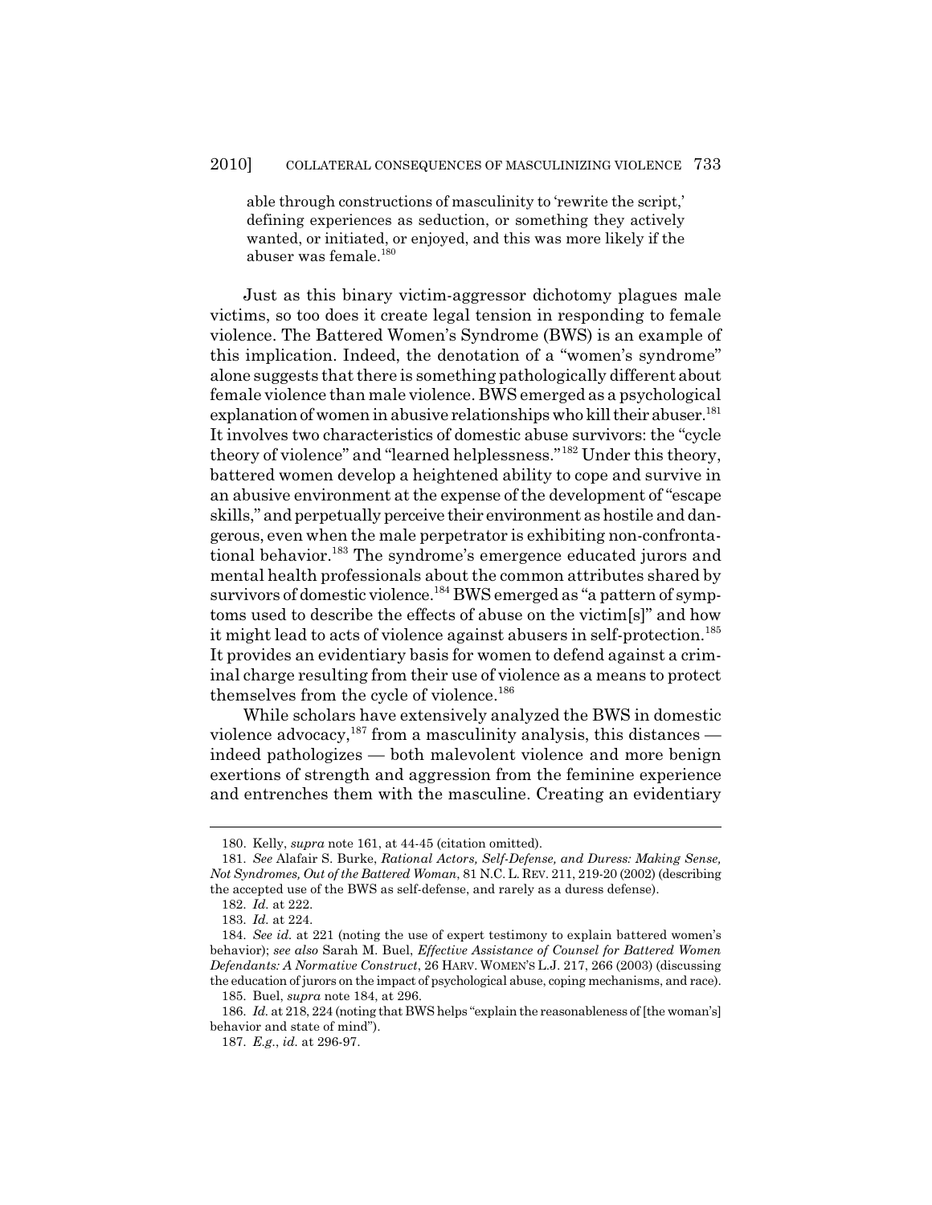able through constructions of masculinity to 'rewrite the script,' defining experiences as seduction, or something they actively wanted, or initiated, or enjoyed, and this was more likely if the abuser was female.[180]

Just as this binary victim-aggressor dichotomy plagues male victims, so too does it create legal tension in responding to female violence. The Battered Women's Syndrome (BWS) is an example of this implication. Indeed, the denotation of a "women's syndrome" alone suggests that there is something pathologically different about female violence than male violence. BWS emerged as a psychological explanation of women in abusive relationships who kill their abuser.[181] It involves two characteristics of domestic abuse survivors: the "cycle theory of violence" and "learned helplessness."[182] Under this theory, battered women develop a heightened ability to cope and survive in an abusive environment at the expense of the development of "escape skills," and perpetually perceive their environment as hostile and dangerous, even when the male perpetrator is exhibiting non-confrontational behavior.[183] The syndrome's emergence educated jurors and mental health professionals about the common attributes shared by survivors of domestic violence.[184] BWS emerged as "a pattern of symptoms used to describe the effects of abuse on the victim[s]" and how it might lead to acts of violence against abusers in self-protection.[185] It provides an evidentiary basis for women to defend against a criminal charge resulting from their use of violence as a means to protect themselves from the cycle of violence.[186]

While scholars have extensively analyzed the BWS in domestic violence advocacy,[187] from a masculinity analysis, this distances — indeed pathologizes — both malevolent violence and more benign exertions of strength and aggression from the feminine experience and entrenches them with the masculine. Creating an evidentiary

---

180. Kelly, *supra* note 161, at 44-45 (citation omitted).

181. *See* Alafair S. Burke, *Rational Actors, Self-Defense, and Duress: Making Sense, Not Syndromes, Out of the Battered Woman*, 81 N.C. L. REV. 211, 219-20 (2002) (describing the accepted use of the BWS as self-defense, and rarely as a duress defense).

182. *Id.* at 222.

183. *Id.* at 224.

184. *See id.* at 221 (noting the use of expert testimony to explain battered women's behavior); *see also* Sarah M. Buel, *Effective Assistance of Counsel for Battered Women Defendants: A Normative Construct*, 26 HARV. WOMEN'S L.J. 217, 266 (2003) (discussing the education of jurors on the impact of psychological abuse, coping mechanisms, and race).

185. Buel, *supra* note 184, at 296.

186. *Id.* at 218, 224 (noting that BWS helps "explain the reasonableness of [the woman's] behavior and state of mind").

187. *E.g.*, *id.* at 296-97.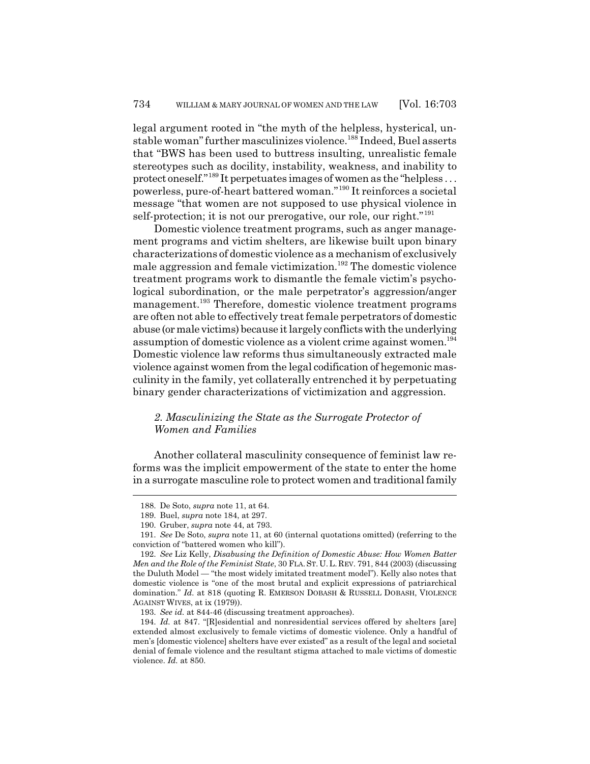legal argument rooted in "the myth of the helpless, hysterical, unstable woman" further masculinizes violence.[188] Indeed, Buel asserts that "BWS has been used to buttress insulting, unrealistic female stereotypes such as docility, instability, weakness, and inability to protect oneself."[189] It perpetuates images of women as the "helpless . . . powerless, pure-of-heart battered woman."[190] It reinforces a societal message "that women are not supposed to use physical violence in self-protection; it is not our prerogative, our role, our right."[191]

Domestic violence treatment programs, such as anger management programs and victim shelters, are likewise built upon binary characterizations of domestic violence as a mechanism of exclusively male aggression and female victimization.[192] The domestic violence treatment programs work to dismantle the female victim's psychological subordination, or the male perpetrator's aggression/anger management.[193] Therefore, domestic violence treatment programs are often not able to effectively treat female perpetrators of domestic abuse (or male victims) because it largely conflicts with the underlying assumption of domestic violence as a violent crime against women.[194] Domestic violence law reforms thus simultaneously extracted male violence against women from the legal codification of hegemonic masculinity in the family, yet collaterally entrenched it by perpetuating binary gender characterizations of victimization and aggression.

### *2. Masculinizing the State as the Surrogate Protector of Women and Families*

Another collateral masculinity consequence of feminist law reforms was the implicit empowerment of the state to enter the home in a surrogate masculine role to protect women and traditional family

---

188. De Soto, *supra* note 11, at 64.

189. Buel, *supra* note 184, at 297.

190. Gruber, *supra* note 44, at 793.

191. *See* De Soto, *supra* note 11, at 60 (internal quotations omitted) (referring to the conviction of "battered women who kill").

192. *See* Liz Kelly, *Disabusing the Definition of Domestic Abuse: How Women Batter Men and the Role of the Feminist State*, 30 FLA. ST. U. L. REV. 791, 844 (2003) (discussing the Duluth Model — "the most widely imitated treatment model"). Kelly also notes that domestic violence is "one of the most brutal and explicit expressions of patriarchical domination." *Id.* at 818 (quoting R. EMERSON DOBASH & RUSSELL DOBASH, VIOLENCE AGAINST WIVES, at ix (1979)).

193. *See id.* at 844-46 (discussing treatment approaches).

194. *Id.* at 847. "[R]esidential and nonresidential services offered by shelters [are] extended almost exclusively to female victims of domestic violence. Only a handful of men's [domestic violence] shelters have ever existed" as a result of the legal and societal denial of female violence and the resultant stigma attached to male victims of domestic violence. *Id.* at 850.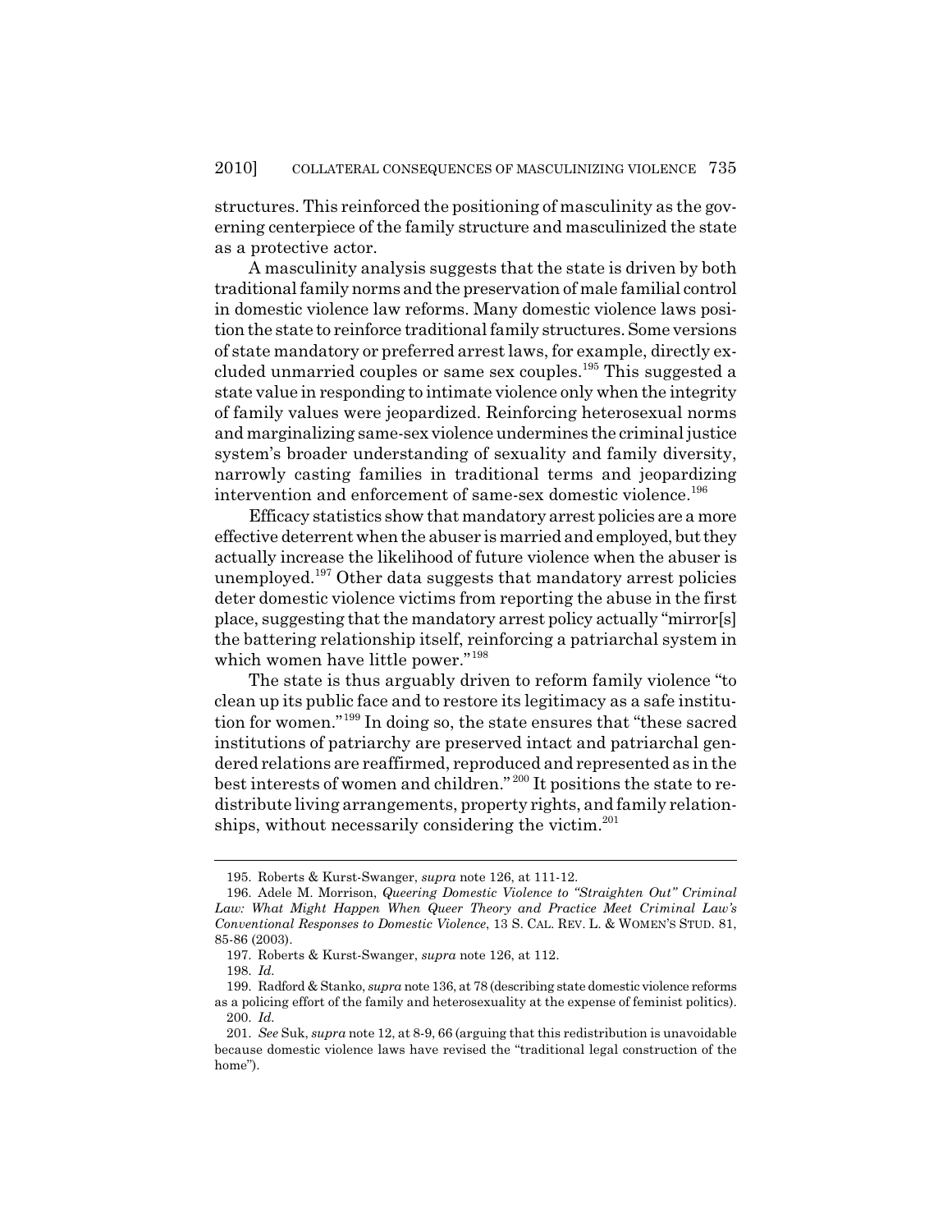structures. This reinforced the positioning of masculinity as the governing centerpiece of the family structure and masculinized the state as a protective actor.

A masculinity analysis suggests that the state is driven by both traditional family norms and the preservation of male familial control in domestic violence law reforms. Many domestic violence laws position the state to reinforce traditional family structures. Some versions of state mandatory or preferred arrest laws, for example, directly excluded unmarried couples or same sex couples.[195] This suggested a state value in responding to intimate violence only when the integrity of family values were jeopardized. Reinforcing heterosexual norms and marginalizing same-sex violence undermines the criminal justice system's broader understanding of sexuality and family diversity, narrowly casting families in traditional terms and jeopardizing intervention and enforcement of same-sex domestic violence.[196]

Efficacy statistics show that mandatory arrest policies are a more effective deterrent when the abuser is married and employed, but they actually increase the likelihood of future violence when the abuser is unemployed.[197] Other data suggests that mandatory arrest policies deter domestic violence victims from reporting the abuse in the first place, suggesting that the mandatory arrest policy actually "mirror[s] the battering relationship itself, reinforcing a patriarchal system in which women have little power."[198]

The state is thus arguably driven to reform family violence "to clean up its public face and to restore its legitimacy as a safe institution for women."[199] In doing so, the state ensures that "these sacred institutions of patriarchy are preserved intact and patriarchal gendered relations are reaffirmed, reproduced and represented as in the best interests of women and children."[200] It positions the state to redistribute living arrangements, property rights, and family relationships, without necessarily considering the victim.[201]

---

195. Roberts & Kurst-Swanger, *supra* note 126, at 111-12.

196. Adele M. Morrison, *Queering Domestic Violence to "Straighten Out" Criminal Law: What Might Happen When Queer Theory and Practice Meet Criminal Law's Conventional Responses to Domestic Violence*, 13 S. CAL. REV. L. & WOMEN'S STUD. 81, 85-86 (2003).

197. Roberts & Kurst-Swanger, *supra* note 126, at 112.

198. *Id.*

199. Radford & Stanko, *supra* note 136, at 78 (describing state domestic violence reforms as a policing effort of the family and heterosexuality at the expense of feminist politics).

200. *Id.*

201. *See* Suk, *supra* note 12, at 8-9, 66 (arguing that this redistribution is unavoidable because domestic violence laws have revised the "traditional legal construction of the home").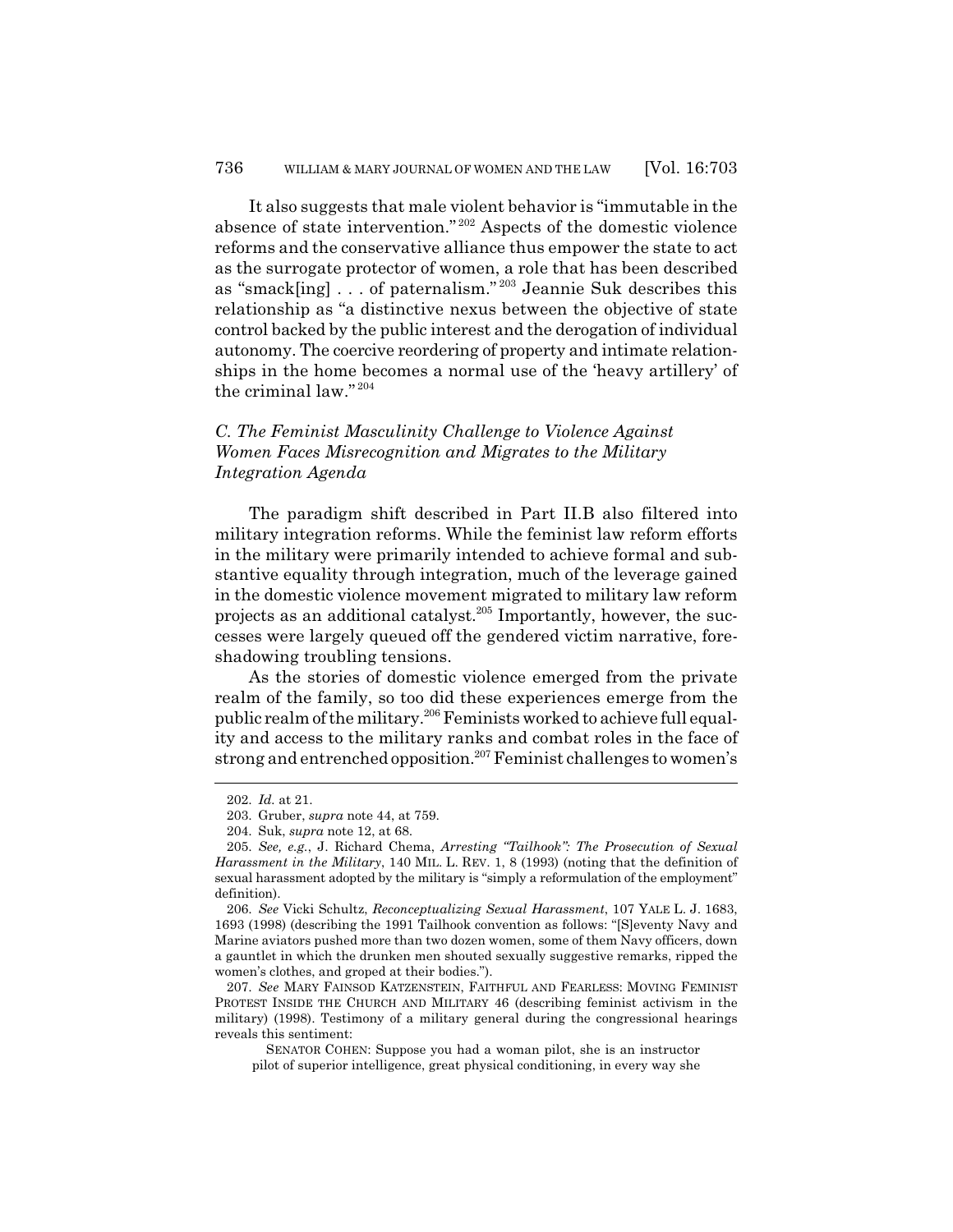It also suggests that male violent behavior is "immutable in the absence of state intervention."[202] Aspects of the domestic violence reforms and the conservative alliance thus empower the state to act as the surrogate protector of women, a role that has been described as "smack[ing] . . . of paternalism."[203] Jeannie Suk describes this relationship as "a distinctive nexus between the objective of state control backed by the public interest and the derogation of individual autonomy. The coercive reordering of property and intimate relationships in the home becomes a normal use of the 'heavy artillery' of the criminal law."[204]

### *C. The Feminist Masculinity Challenge to Violence Against Women Faces Misrecognition and Migrates to the Military Integration Agenda*

The paradigm shift described in Part II.B also filtered into military integration reforms. While the feminist law reform efforts in the military were primarily intended to achieve formal and substantive equality through integration, much of the leverage gained in the domestic violence movement migrated to military law reform projects as an additional catalyst.[205] Importantly, however, the successes were largely queued off the gendered victim narrative, foreshadowing troubling tensions.

As the stories of domestic violence emerged from the private realm of the family, so too did these experiences emerge from the public realm of the military.[206] Feminists worked to achieve full equality and access to the military ranks and combat roles in the face of strong and entrenched opposition.[207] Feminist challenges to women's

---

202. *Id.* at 21.

203. Gruber, *supra* note 44, at 759.

204. Suk, *supra* note 12, at 68.

205. *See, e.g.*, J. Richard Chema, *Arresting "Tailhook": The Prosecution of Sexual Harassment in the Military*, 140 MIL. L. REV. 1, 8 (1993) (noting that the definition of sexual harassment adopted by the military is "simply a reformulation of the employment" definition).

206. *See* Vicki Schultz, *Reconceptualizing Sexual Harassment*, 107 YALE L. J. 1683, 1693 (1998) (describing the 1991 Tailhook convention as follows: "[S]eventy Navy and Marine aviators pushed more than two dozen women, some of them Navy officers, down a gauntlet in which the drunken men shouted sexually suggestive remarks, ripped the women's clothes, and groped at their bodies.").

207. *See* MARY FAINSOD KATZENSTEIN, FAITHFUL AND FEARLESS: MOVING FEMINIST PROTEST INSIDE THE CHURCH AND MILITARY 46 (describing feminist activism in the military) (1998). Testimony of a military general during the congressional hearings reveals this sentiment:

> SENATOR COHEN: Suppose you had a woman pilot, she is an instructor pilot of superior intelligence, great physical conditioning, in every way she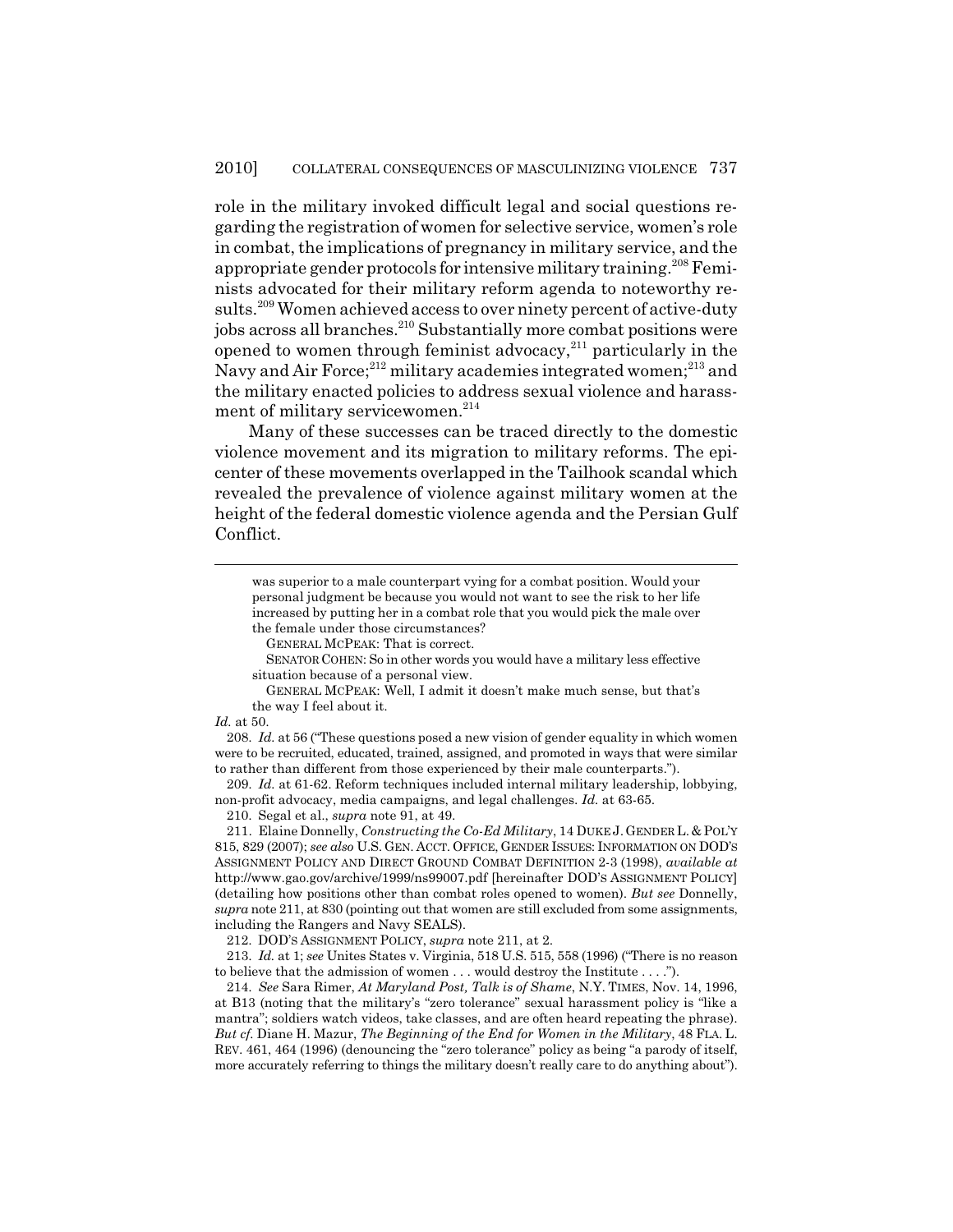role in the military invoked difficult legal and social questions regarding the registration of women for selective service, women's role in combat, the implications of pregnancy in military service, and the appropriate gender protocols for intensive military training.[208] Feminists advocated for their military reform agenda to noteworthy results.[209] Women achieved access to over ninety percent of active-duty jobs across all branches.[210] Substantially more combat positions were opened to women through feminist advocacy,[211] particularly in the Navy and Air Force;[212] military academies integrated women;[213] and the military enacted policies to address sexual violence and harassment of military servicewomen.[214]

Many of these successes can be traced directly to the domestic violence movement and its migration to military reforms. The epicenter of these movements overlapped in the Tailhook scandal which revealed the prevalence of violence against military women at the height of the federal domestic violence agenda and the Persian Gulf Conflict.

---

was superior to a male counterpart vying for a combat position. Would your personal judgment be because you would not want to see the risk to her life increased by putting her in a combat role that you would pick the male over the female under those circumstances?

GENERAL MCPEAK: That is correct.

SENATOR COHEN: So in other words you would have a military less effective situation because of a personal view.

GENERAL MCPEAK: Well, I admit it doesn't make much sense, but that's the way I feel about it.

*Id.* at 50.

208. *Id.* at 56 ("These questions posed a new vision of gender equality in which women were to be recruited, educated, trained, assigned, and promoted in ways that were similar to rather than different from those experienced by their male counterparts.").

209. *Id.* at 61-62. Reform techniques included internal military leadership, lobbying, non-profit advocacy, media campaigns, and legal challenges. *Id.* at 63-65.

210. Segal et al., *supra* note 91, at 49.

211. Elaine Donnelly, *Constructing the Co-Ed Military*, 14 DUKE J. GENDER L. & POL'Y 815, 829 (2007); *see also* U.S. GEN. ACCT. OFFICE, GENDER ISSUES: INFORMATION ON DOD'S ASSIGNMENT POLICY AND DIRECT GROUND COMBAT DEFINITION 2-3 (1998), *available at* http://www.gao.gov/archive/1999/ns99007.pdf [hereinafter DOD'S ASSIGNMENT POLICY] (detailing how positions other than combat roles opened to women). *But see* Donnelly, *supra* note 211, at 830 (pointing out that women are still excluded from some assignments, including the Rangers and Navy SEALS).

212. DOD'S ASSIGNMENT POLICY, *supra* note 211, at 2.

213. *Id.* at 1; *see* Unites States v. Virginia, 518 U.S. 515, 558 (1996) ("There is no reason to believe that the admission of women . . . would destroy the Institute . . . .").

214. *See* Sara Rimer, *At Maryland Post, Talk is of Shame*, N.Y. TIMES, Nov. 14, 1996, at B13 (noting that the military's "zero tolerance" sexual harassment policy is "like a mantra"; soldiers watch videos, take classes, and are often heard repeating the phrase). *But cf.* Diane H. Mazur, *The Beginning of the End for Women in the Military*, 48 FLA. L. REV. 461, 464 (1996) (denouncing the "zero tolerance" policy as being "a parody of itself, more accurately referring to things the military doesn't really care to do anything about").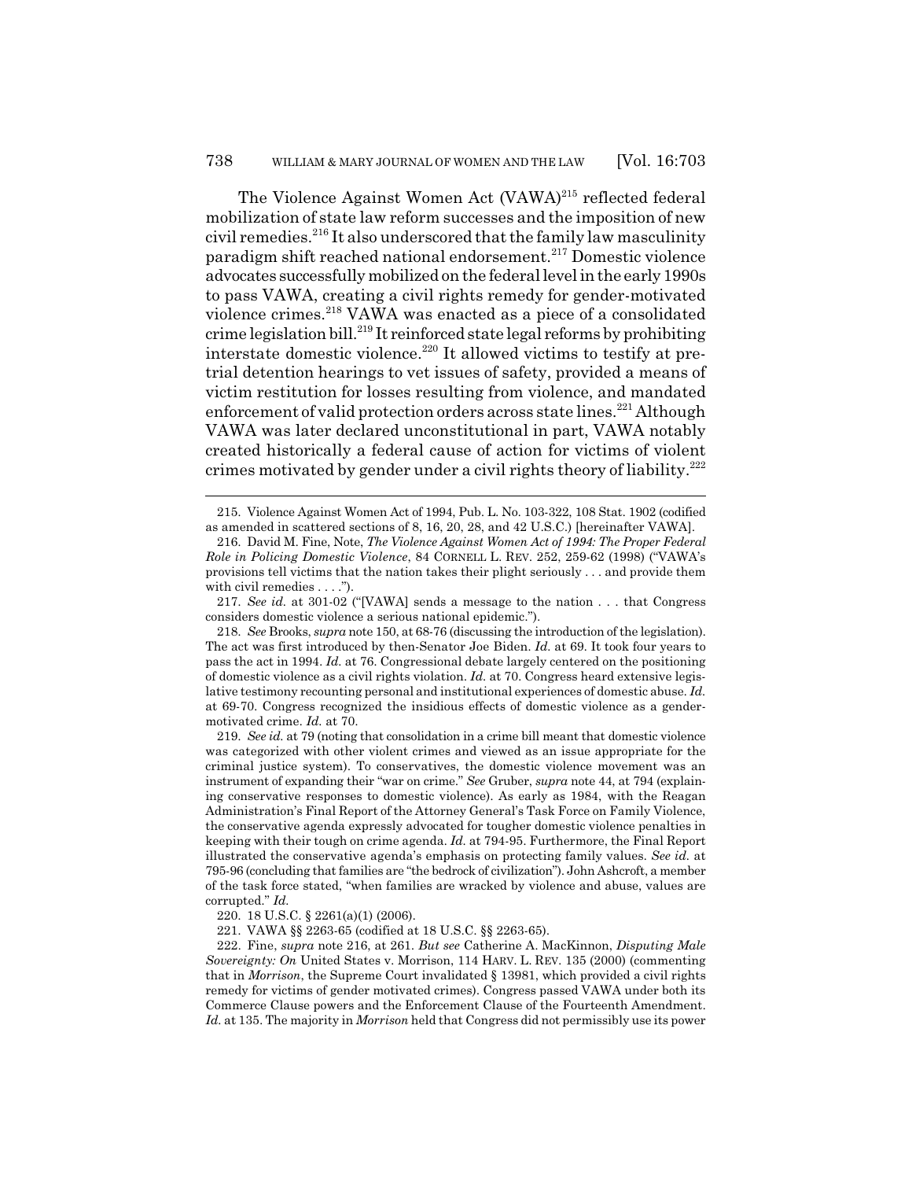The Violence Against Women Act (VAWA)[215] reflected federal mobilization of state law reform successes and the imposition of new civil remedies.[216] It also underscored that the family law masculinity paradigm shift reached national endorsement.[217] Domestic violence advocates successfully mobilized on the federal level in the early 1990s to pass VAWA, creating a civil rights remedy for gender-motivated violence crimes.[218] VAWA was enacted as a piece of a consolidated crime legislation bill.[219] It reinforced state legal reforms by prohibiting interstate domestic violence.[220] It allowed victims to testify at pre-trial detention hearings to vet issues of safety, provided a means of victim restitution for losses resulting from violence, and mandated enforcement of valid protection orders across state lines.[221] Although VAWA was later declared unconstitutional in part, VAWA notably created historically a federal cause of action for victims of violent crimes motivated by gender under a civil rights theory of liability.[222]

---

215. Violence Against Women Act of 1994, Pub. L. No. 103-322, 108 Stat. 1902 (codified as amended in scattered sections of 8, 16, 20, 28, and 42 U.S.C.) [hereinafter VAWA].

216. David M. Fine, Note, *The Violence Against Women Act of 1994: The Proper Federal Role in Policing Domestic Violence*, 84 CORNELL L. REV. 252, 259-62 (1998) ("VAWA's provisions tell victims that the nation takes their plight seriously . . . and provide them with civil remedies . . . .").

217. *See id.* at 301-02 ("[VAWA] sends a message to the nation . . . that Congress considers domestic violence a serious national epidemic.").

218. *See* Brooks, *supra* note 150, at 68-76 (discussing the introduction of the legislation). The act was first introduced by then-Senator Joe Biden. *Id.* at 69. It took four years to pass the act in 1994. *Id.* at 76. Congressional debate largely centered on the positioning of domestic violence as a civil rights violation. *Id.* at 70. Congress heard extensive legislative testimony recounting personal and institutional experiences of domestic abuse. *Id.* at 69-70. Congress recognized the insidious effects of domestic violence as a gender-motivated crime. *Id.* at 70.

219. *See id.* at 79 (noting that consolidation in a crime bill meant that domestic violence was categorized with other violent crimes and viewed as an issue appropriate for the criminal justice system). To conservatives, the domestic violence movement was an instrument of expanding their "war on crime." *See* Gruber, *supra* note 44, at 794 (explaining conservative responses to domestic violence). As early as 1984, with the Reagan Administration's Final Report of the Attorney General's Task Force on Family Violence, the conservative agenda expressly advocated for tougher domestic violence penalties in keeping with their tough on crime agenda. *Id.* at 794-95. Furthermore, the Final Report illustrated the conservative agenda's emphasis on protecting family values. *See id.* at 795-96 (concluding that families are "the bedrock of civilization"). John Ashcroft, a member of the task force stated, "when families are wracked by violence and abuse, values are corrupted." *Id.*

220. 18 U.S.C. § 2261(a)(1) (2006).

221. VAWA §§ 2263-65 (codified at 18 U.S.C. §§ 2263-65).

222. Fine, *supra* note 216, at 261. *But see* Catherine A. MacKinnon, *Disputing Male Sovereignty: On* United States v. Morrison, 114 HARV. L. REV. 135 (2000) (commenting that in *Morrison*, the Supreme Court invalidated § 13981, which provided a civil rights remedy for victims of gender motivated crimes). Congress passed VAWA under both its Commerce Clause powers and the Enforcement Clause of the Fourteenth Amendment. *Id.* at 135. The majority in *Morrison* held that Congress did not permissibly use its power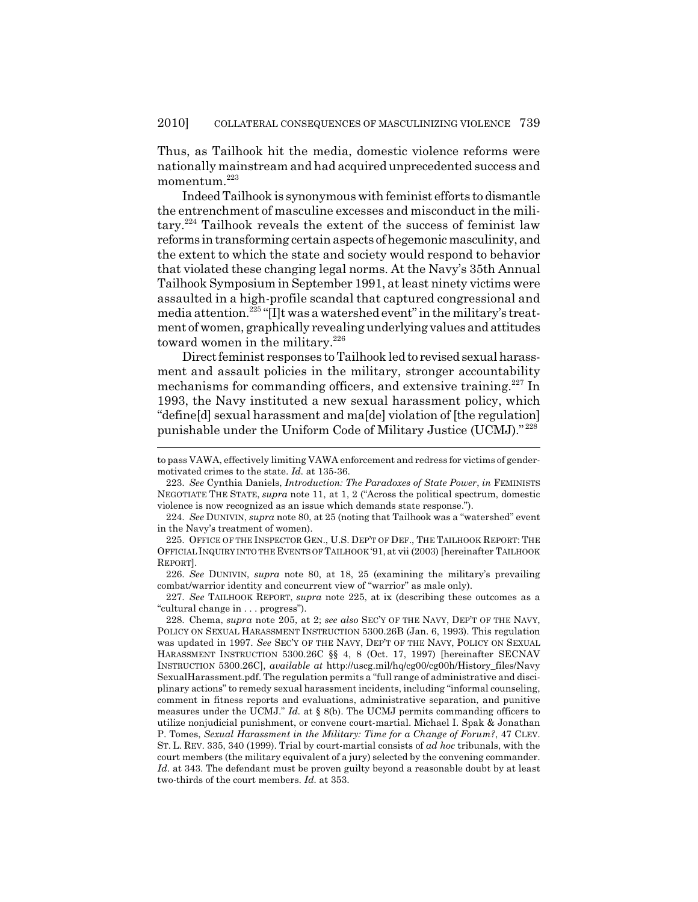Thus, as Tailhook hit the media, domestic violence reforms were nationally mainstream and had acquired unprecedented success and momentum.[223]

Indeed Tailhook is synonymous with feminist efforts to dismantle the entrenchment of masculine excesses and misconduct in the military.[224] Tailhook reveals the extent of the success of feminist law reforms in transforming certain aspects of hegemonic masculinity, and the extent to which the state and society would respond to behavior that violated these changing legal norms. At the Navy's 35th Annual Tailhook Symposium in September 1991, at least ninety victims were assaulted in a high-profile scandal that captured congressional and media attention.[225] "[I]t was a watershed event" in the military's treatment of women, graphically revealing underlying values and attitudes toward women in the military.[226]

Direct feminist responses to Tailhook led to revised sexual harassment and assault policies in the military, stronger accountability mechanisms for commanding officers, and extensive training.[227] In 1993, the Navy instituted a new sexual harassment policy, which "define[d] sexual harassment and ma[de] violation of [the regulation] punishable under the Uniform Code of Military Justice (UCMJ)."[228]

---

to pass VAWA, effectively limiting VAWA enforcement and redress for victims of gender-motivated crimes to the state. *Id.* at 135-36.

223. *See* Cynthia Daniels, *Introduction: The Paradoxes of State Power*, *in* FEMINISTS NEGOTIATE THE STATE, *supra* note 11, at 1, 2 ("Across the political spectrum, domestic violence is now recognized as an issue which demands state response.").

224. *See* DUNIVIN, *supra* note 80, at 25 (noting that Tailhook was a "watershed" event in the Navy's treatment of women).

225. OFFICE OF THE INSPECTOR GEN., U.S. DEP'T OF DEF., THE TAILHOOK REPORT: THE OFFICIAL INQUIRY INTO THE EVENTS OF TAILHOOK '91, at vii (2003) [hereinafter TAILHOOK REPORT].

226. *See* DUNIVIN, *supra* note 80, at 18, 25 (examining the military's prevailing combat/warrior identity and concurrent view of "warrior" as male only).

227. *See* TAILHOOK REPORT, *supra* note 225, at ix (describing these outcomes as a "cultural change in . . . progress").

228. Chema, *supra* note 205, at 2; *see also* SEC'Y OF THE NAVY, DEP'T OF THE NAVY, POLICY ON SEXUAL HARASSMENT INSTRUCTION 5300.26B (Jan. 6, 1993). This regulation was updated in 1997. *See* SEC'Y OF THE NAVY, DEP'T OF THE NAVY, POLICY ON SEXUAL HARASSMENT INSTRUCTION 5300.26C §§ 4, 8 (Oct. 17, 1997) [hereinafter SECNAV INSTRUCTION 5300.26C], *available at* http://uscg.mil/hq/cg00/cg00h/History_files/NavySexualHarassment.pdf. The regulation permits a "full range of administrative and disciplinary actions" to remedy sexual harassment incidents, including "informal counseling, comment in fitness reports and evaluations, administrative separation, and punitive measures under the UCMJ." *Id.* at § 8(b). The UCMJ permits commanding officers to utilize nonjudicial punishment, or convene court-martial. Michael I. Spak & Jonathan P. Tomes, *Sexual Harassment in the Military: Time for a Change of Forum?*, 47 CLEV. ST. L. REV. 335, 340 (1999). Trial by court-martial consists of *ad hoc* tribunals, with the court members (the military equivalent of a jury) selected by the convening commander. *Id.* at 343. The defendant must be proven guilty beyond a reasonable doubt by at least two-thirds of the court members. *Id.* at 353.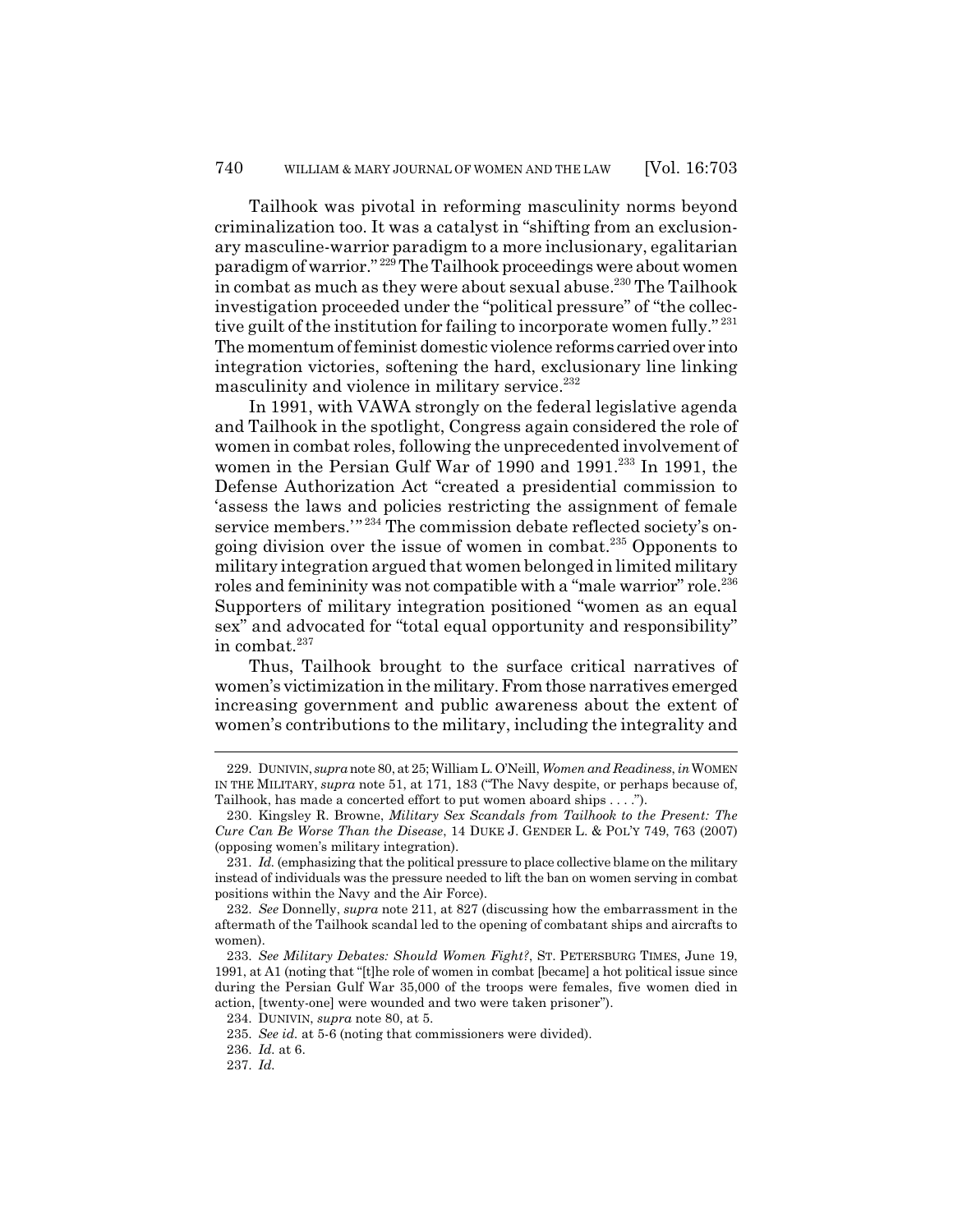Tailhook was pivotal in reforming masculinity norms beyond criminalization too. It was a catalyst in "shifting from an exclusionary masculine-warrior paradigm to a more inclusionary, egalitarian paradigm of warrior."[229] The Tailhook proceedings were about women in combat as much as they were about sexual abuse.[230] The Tailhook investigation proceeded under the "political pressure" of "the collective guilt of the institution for failing to incorporate women fully."[231] The momentum of feminist domestic violence reforms carried over into integration victories, softening the hard, exclusionary line linking masculinity and violence in military service.[232]

In 1991, with VAWA strongly on the federal legislative agenda and Tailhook in the spotlight, Congress again considered the role of women in combat roles, following the unprecedented involvement of women in the Persian Gulf War of 1990 and 1991.[233] In 1991, the Defense Authorization Act "created a presidential commission to 'assess the laws and policies restricting the assignment of female service members.'"[234] The commission debate reflected society's ongoing division over the issue of women in combat.[235] Opponents to military integration argued that women belonged in limited military roles and femininity was not compatible with a "male warrior" role.[236] Supporters of military integration positioned "women as an equal sex" and advocated for "total equal opportunity and responsibility" in combat.[237]

Thus, Tailhook brought to the surface critical narratives of women's victimization in the military. From those narratives emerged increasing government and public awareness about the extent of women's contributions to the military, including the integrality and

---

229. DUNIVIN, *supra* note 80, at 25; William L. O'Neill, *Women and Readiness*, *in* WOMEN IN THE MILITARY, *supra* note 51, at 171, 183 ("The Navy despite, or perhaps because of, Tailhook, has made a concerted effort to put women aboard ships . . . .").

230. Kingsley R. Browne, *Military Sex Scandals from Tailhook to the Present: The Cure Can Be Worse Than the Disease*, 14 DUKE J. GENDER L. & POL'Y 749, 763 (2007) (opposing women's military integration).

231. *Id.* (emphasizing that the political pressure to place collective blame on the military instead of individuals was the pressure needed to lift the ban on women serving in combat positions within the Navy and the Air Force).

232. *See* Donnelly, *supra* note 211, at 827 (discussing how the embarrassment in the aftermath of the Tailhook scandal led to the opening of combatant ships and aircrafts to women).

233. *See Military Debates: Should Women Fight?*, ST. PETERSBURG TIMES, June 19, 1991, at A1 (noting that "[t]he role of women in combat [became] a hot political issue since during the Persian Gulf War 35,000 of the troops were females, five women died in action, [twenty-one] were wounded and two were taken prisoner").

234. DUNIVIN, *supra* note 80, at 5.

235. *See id.* at 5-6 (noting that commissioners were divided).

236. *Id.* at 6.

237. *Id.*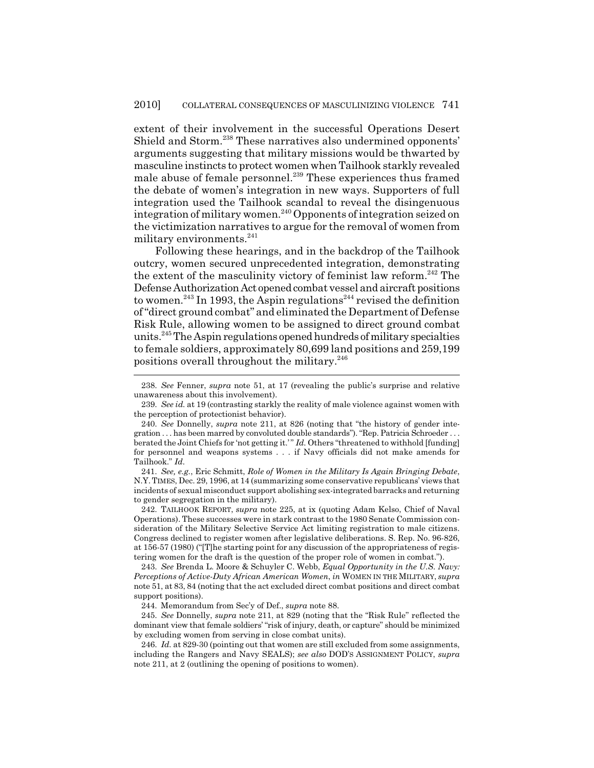extent of their involvement in the successful Operations Desert Shield and Storm.[238] These narratives also undermined opponents' arguments suggesting that military missions would be thwarted by masculine instincts to protect women when Tailhook starkly revealed male abuse of female personnel.[239] These experiences thus framed the debate of women's integration in new ways. Supporters of full integration used the Tailhook scandal to reveal the disingenuous integration of military women.[240] Opponents of integration seized on the victimization narratives to argue for the removal of women from military environments.[241]

Following these hearings, and in the backdrop of the Tailhook outcry, women secured unprecedented integration, demonstrating the extent of the masculinity victory of feminist law reform.[242] The Defense Authorization Act opened combat vessel and aircraft positions to women.[243] In 1993, the Aspin regulations[244] revised the definition of "direct ground combat" and eliminated the Department of Defense Risk Rule, allowing women to be assigned to direct ground combat units.[245] The Aspin regulations opened hundreds of military specialties to female soldiers, approximately 80,699 land positions and 259,199 positions overall throughout the military.[246]

---

238. *See* Fenner, *supra* note 51, at 17 (revealing the public's surprise and relative unawareness about this involvement).

239. *See id.* at 19 (contrasting starkly the reality of male violence against women with the perception of protectionist behavior).

240. *See* Donnelly, *supra* note 211, at 826 (noting that "the history of gender integration . . . has been marred by convoluted double standards"). "Rep. Patricia Schroeder . . . berated the Joint Chiefs for 'not getting it.'" *Id.* Others "threatened to withhold [funding] for personnel and weapons systems . . . if Navy officials did not make amends for Tailhook." *Id*.

241. *See, e.g.*, Eric Schmitt, *Role of Women in the Military Is Again Bringing Debate*, N.Y. TIMES, Dec. 29, 1996, at 14 (summarizing some conservative republicans' views that incidents of sexual misconduct support abolishing sex-integrated barracks and returning to gender segregation in the military).

242. TAILHOOK REPORT, *supra* note 225, at ix (quoting Adam Kelso, Chief of Naval Operations). These successes were in stark contrast to the 1980 Senate Commission consideration of the Military Selective Service Act limiting registration to male citizens. Congress declined to register women after legislative deliberations. S. Rep. No. 96-826, at 156-57 (1980) ("[T]he starting point for any discussion of the appropriateness of registering women for the draft is the question of the proper role of women in combat.").

243. *See* Brenda L. Moore & Schuyler C. Webb, *Equal Opportunity in the U.S. Navy: Perceptions of Active-Duty African American Women*, *in* WOMEN IN THE MILITARY, *supra* note 51, at 83, 84 (noting that the act excluded direct combat positions and direct combat support positions).

244. Memorandum from Sec'y of Def., *supra* note 88.

245. *See* Donnelly, *supra* note 211, at 829 (noting that the "Risk Rule" reflected the dominant view that female soldiers' "risk of injury, death, or capture" should be minimized by excluding women from serving in close combat units).

246. *Id.* at 829-30 (pointing out that women are still excluded from some assignments, including the Rangers and Navy SEALS); *see also* DOD'S ASSIGNMENT POLICY, *supra* note 211, at 2 (outlining the opening of positions to women).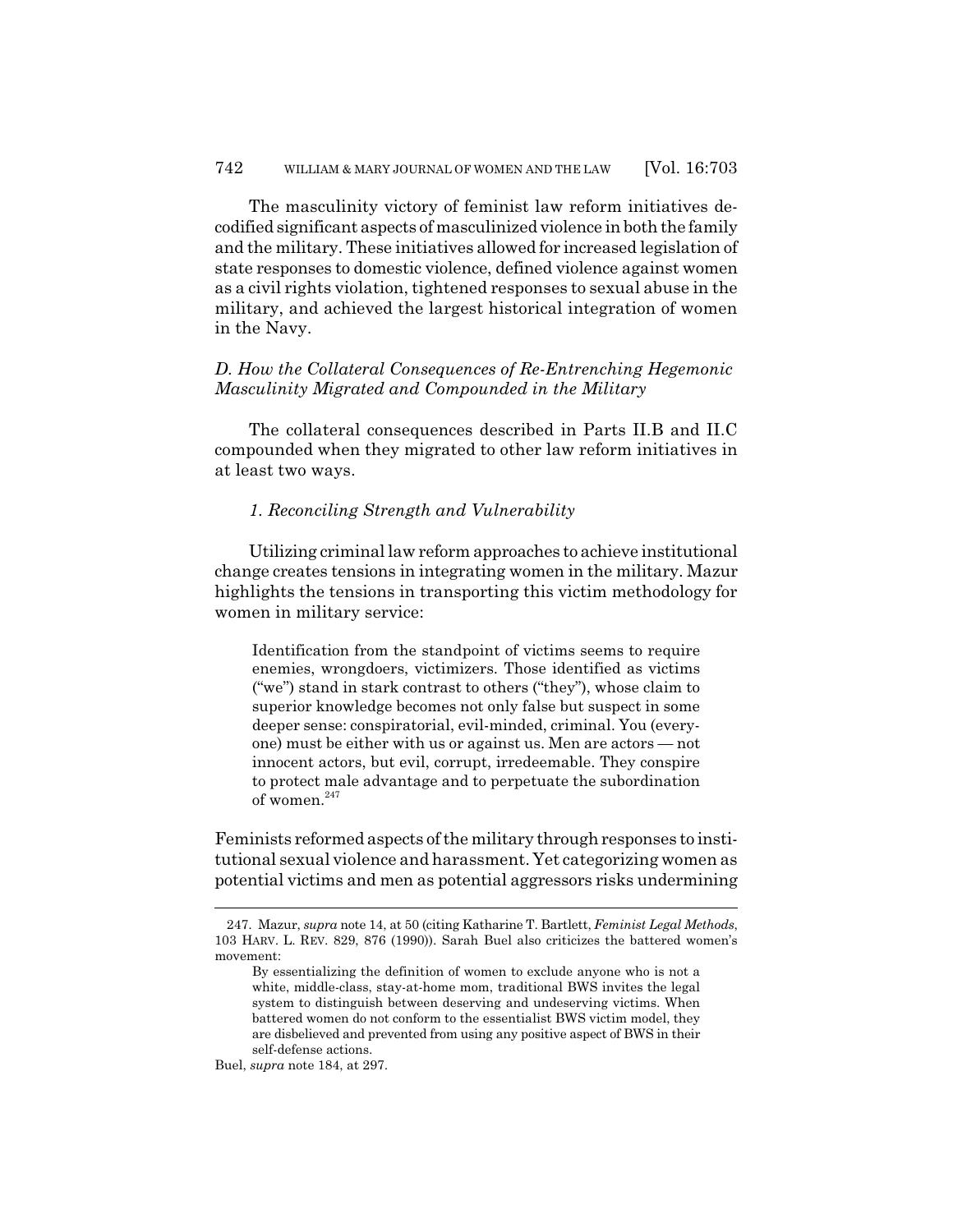The masculinity victory of feminist law reform initiatives decodified significant aspects of masculinized violence in both the family and the military. These initiatives allowed for increased legislation of state responses to domestic violence, defined violence against women as a civil rights violation, tightened responses to sexual abuse in the military, and achieved the largest historical integration of women in the Navy.

### *D. How the Collateral Consequences of Re-Entrenching Hegemonic Masculinity Migrated and Compounded in the Military*

The collateral consequences described in Parts II.B and II.C compounded when they migrated to other law reform initiatives in at least two ways.

#### *1. Reconciling Strength and Vulnerability*

Utilizing criminal law reform approaches to achieve institutional change creates tensions in integrating women in the military. Mazur highlights the tensions in transporting this victim methodology for women in military service:

> Identification from the standpoint of victims seems to require enemies, wrongdoers, victimizers. Those identified as victims ("we") stand in stark contrast to others ("they"), whose claim to superior knowledge becomes not only false but suspect in some deeper sense: conspiratorial, evil-minded, criminal. You (everyone) must be either with us or against us. Men are actors — not innocent actors, but evil, corrupt, irredeemable. They conspire to protect male advantage and to perpetuate the subordination of women.[247]

Feminists reformed aspects of the military through responses to institutional sexual violence and harassment. Yet categorizing women as potential victims and men as potential aggressors risks undermining

---

247. Mazur, *supra* note 14, at 50 (citing Katharine T. Bartlett, *Feminist Legal Methods*, 103 HARV. L. REV. 829, 876 (1990)). Sarah Buel also criticizes the battered women's movement:

> By essentializing the definition of women to exclude anyone who is not a white, middle-class, stay-at-home mom, traditional BWS invites the legal system to distinguish between deserving and undeserving victims. When battered women do not conform to the essentialist BWS victim model, they are disbelieved and prevented from using any positive aspect of BWS in their self-defense actions.

Buel, *supra* note 184, at 297.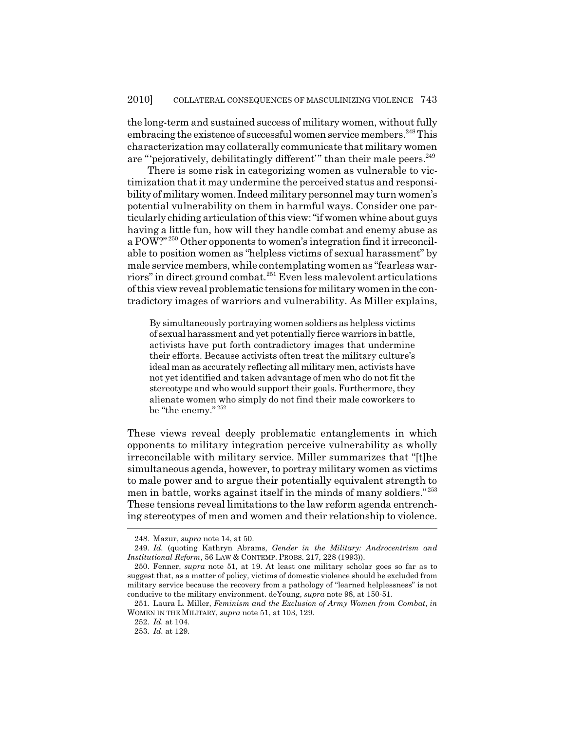the long-term and sustained success of military women, without fully embracing the existence of successful women service members.[248] This characterization may collaterally communicate that military women are "'pejoratively, debilitatingly different'" than their male peers.[249]

There is some risk in categorizing women as vulnerable to victimization that it may undermine the perceived status and responsibility of military women. Indeed military personnel may turn women's potential vulnerability on them in harmful ways. Consider one particularly chiding articulation of this view: "if women whine about guys having a little fun, how will they handle combat and enemy abuse as a POW?"[250] Other opponents to women's integration find it irreconcilable to position women as "helpless victims of sexual harassment" by male service members, while contemplating women as "fearless warriors" in direct ground combat.[251] Even less malevolent articulations of this view reveal problematic tensions for military women in the contradictory images of warriors and vulnerability. As Miller explains,

> By simultaneously portraying women soldiers as helpless victims of sexual harassment and yet potentially fierce warriors in battle, activists have put forth contradictory images that undermine their efforts. Because activists often treat the military culture's ideal man as accurately reflecting all military men, activists have not yet identified and taken advantage of men who do not fit the stereotype and who would support their goals. Furthermore, they alienate women who simply do not find their male coworkers to be "the enemy."[252]

These views reveal deeply problematic entanglements in which opponents to military integration perceive vulnerability as wholly irreconcilable with military service. Miller summarizes that "[t]he simultaneous agenda, however, to portray military women as victims to male power and to argue their potentially equivalent strength to men in battle, works against itself in the minds of many soldiers."[253] These tensions reveal limitations to the law reform agenda entrenching stereotypes of men and women and their relationship to violence.

---

248. Mazur, *supra* note 14, at 50.

249. *Id.* (quoting Kathryn Abrams, *Gender in the Military: Androcentrism and Institutional Reform*, 56 LAW & CONTEMP. PROBS. 217, 228 (1993)).

250. Fenner, *supra* note 51, at 19. At least one military scholar goes so far as to suggest that, as a matter of policy, victims of domestic violence should be excluded from military service because the recovery from a pathology of "learned helplessness" is not conducive to the military environment. deYoung, *supra* note 98, at 150-51.

251. Laura L. Miller, *Feminism and the Exclusion of Army Women from Combat*, *in* WOMEN IN THE MILITARY, *supra* note 51, at 103, 129.

252. *Id.* at 104.

253. *Id.* at 129.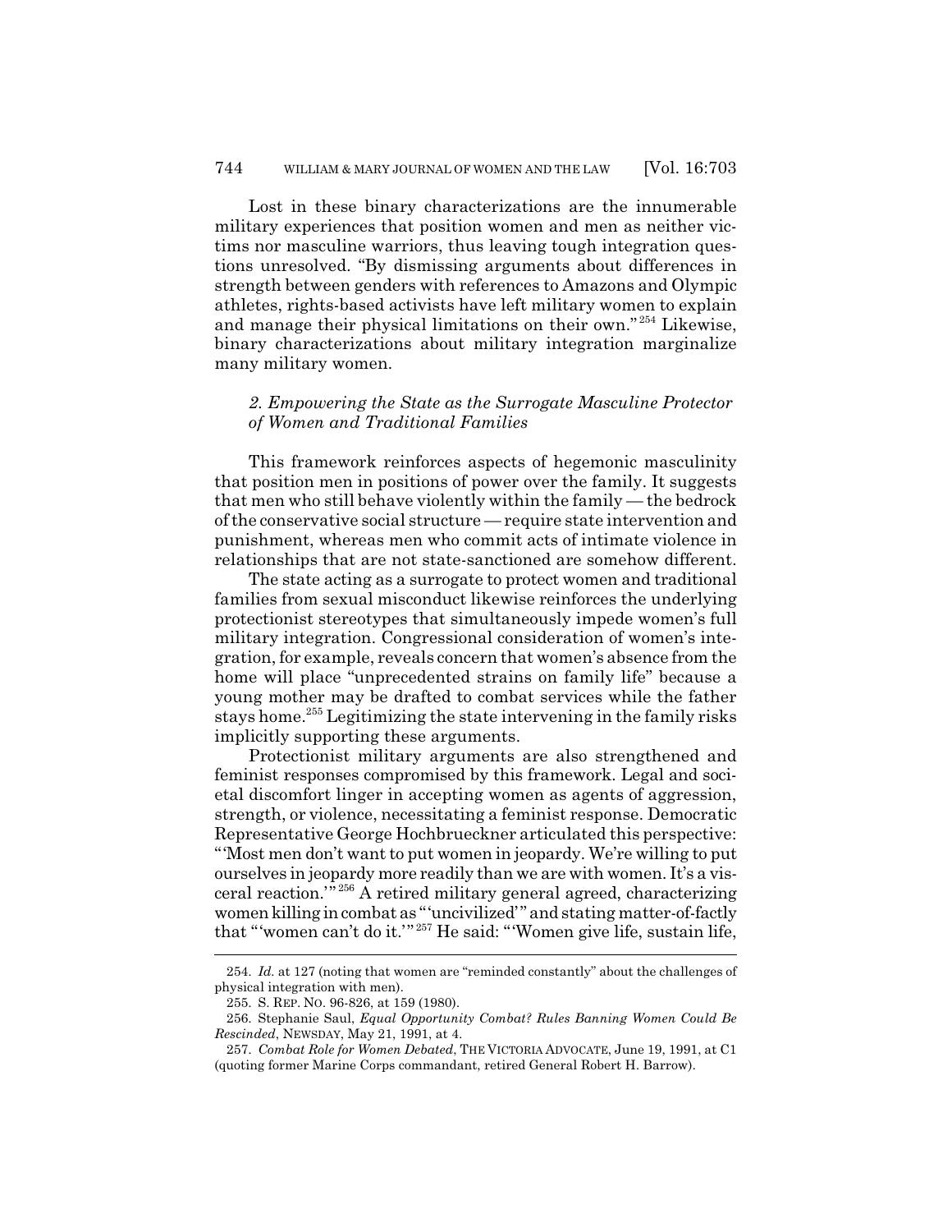Lost in these binary characterizations are the innumerable military experiences that position women and men as neither victims nor masculine warriors, thus leaving tough integration questions unresolved. "By dismissing arguments about differences in strength between genders with references to Amazons and Olympic athletes, rights-based activists have left military women to explain and manage their physical limitations on their own."[254] Likewise, binary characterizations about military integration marginalize many military women.

### *2. Empowering the State as the Surrogate Masculine Protector of Women and Traditional Families*

This framework reinforces aspects of hegemonic masculinity that position men in positions of power over the family. It suggests that men who still behave violently within the family — the bedrock of the conservative social structure — require state intervention and punishment, whereas men who commit acts of intimate violence in relationships that are not state-sanctioned are somehow different.

The state acting as a surrogate to protect women and traditional families from sexual misconduct likewise reinforces the underlying protectionist stereotypes that simultaneously impede women's full military integration. Congressional consideration of women's integration, for example, reveals concern that women's absence from the home will place "unprecedented strains on family life" because a young mother may be drafted to combat services while the father stays home.[255] Legitimizing the state intervening in the family risks implicitly supporting these arguments.

Protectionist military arguments are also strengthened and feminist responses compromised by this framework. Legal and societal discomfort linger in accepting women as agents of aggression, strength, or violence, necessitating a feminist response. Democratic Representative George Hochbrueckner articulated this perspective: "'Most men don't want to put women in jeopardy. We're willing to put ourselves in jeopardy more readily than we are with women. It's a visceral reaction.'"[256] A retired military general agreed, characterizing women killing in combat as "'uncivilized'" and stating matter-of-factly that "'women can't do it.'"[257] He said: "'Women give life, sustain life,

---

254. *Id.* at 127 (noting that women are "reminded constantly" about the challenges of physical integration with men).

255. S. REP. NO. 96-826, at 159 (1980).

256. Stephanie Saul, *Equal Opportunity Combat? Rules Banning Women Could Be Rescinded*, NEWSDAY, May 21, 1991, at 4.

257. *Combat Role for Women Debated*, THE VICTORIA ADVOCATE, June 19, 1991, at C1 (quoting former Marine Corps commandant, retired General Robert H. Barrow).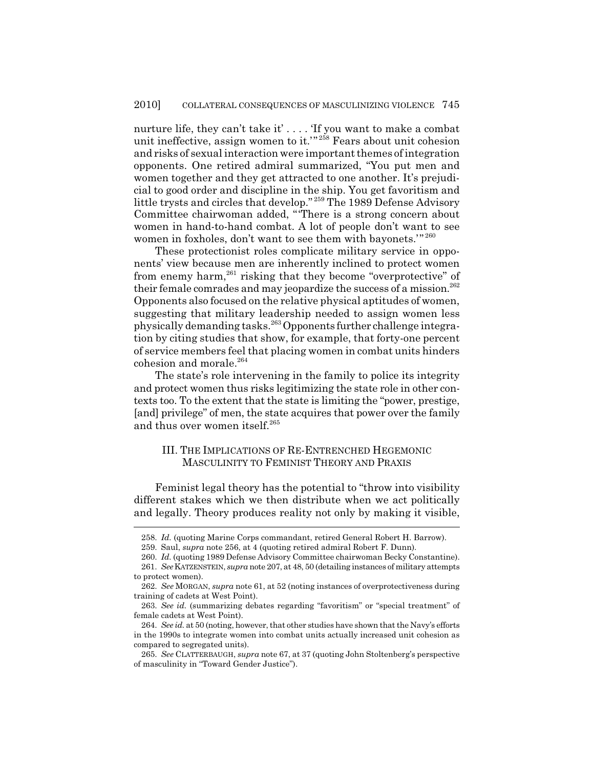nurture life, they can't take it' . . . . 'If you want to make a combat unit ineffective, assign women to it.'"[258] Fears about unit cohesion and risks of sexual interaction were important themes of integration opponents. One retired admiral summarized, "You put men and women together and they get attracted to one another. It's prejudicial to good order and discipline in the ship. You get favoritism and little trysts and circles that develop."[259] The 1989 Defense Advisory Committee chairwoman added, "'There is a strong concern about women in hand-to-hand combat. A lot of people don't want to see women in foxholes, don't want to see them with bayonets.'"[260]

These protectionist roles complicate military service in opponents' view because men are inherently inclined to protect women from enemy harm,[261] risking that they become "overprotective" of their female comrades and may jeopardize the success of a mission.[262] Opponents also focused on the relative physical aptitudes of women, suggesting that military leadership needed to assign women less physically demanding tasks.[263] Opponents further challenge integration by citing studies that show, for example, that forty-one percent of service members feel that placing women in combat units hinders cohesion and morale.[264]

The state's role intervening in the family to police its integrity and protect women thus risks legitimizing the state role in other contexts too. To the extent that the state is limiting the "power, prestige, [and] privilege" of men, the state acquires that power over the family and thus over women itself.[265]

## III. THE IMPLICATIONS OF RE-ENTRENCHED HEGEMONIC MASCULINITY TO FEMINIST THEORY AND PRAXIS

Feminist legal theory has the potential to "throw into visibility different stakes which we then distribute when we act politically and legally. Theory produces reality not only by making it visible,

---

258. *Id.* (quoting Marine Corps commandant, retired General Robert H. Barrow).

259. Saul, *supra* note 256, at 4 (quoting retired admiral Robert F. Dunn).

260. *Id.* (quoting 1989 Defense Advisory Committee chairwoman Becky Constantine).

261. *See* KATZENSTEIN, *supra* note 207, at 48, 50 (detailing instances of military attempts to protect women).

262. *See* MORGAN, *supra* note 61, at 52 (noting instances of overprotectiveness during training of cadets at West Point).

263. *See id.* (summarizing debates regarding "favoritism" or "special treatment" of female cadets at West Point).

264. *See id.* at 50 (noting, however, that other studies have shown that the Navy's efforts in the 1990s to integrate women into combat units actually increased unit cohesion as compared to segregated units).

265. *See* CLATTERBAUGH, *supra* note 67, at 37 (quoting John Stoltenberg's perspective of masculinity in "Toward Gender Justice").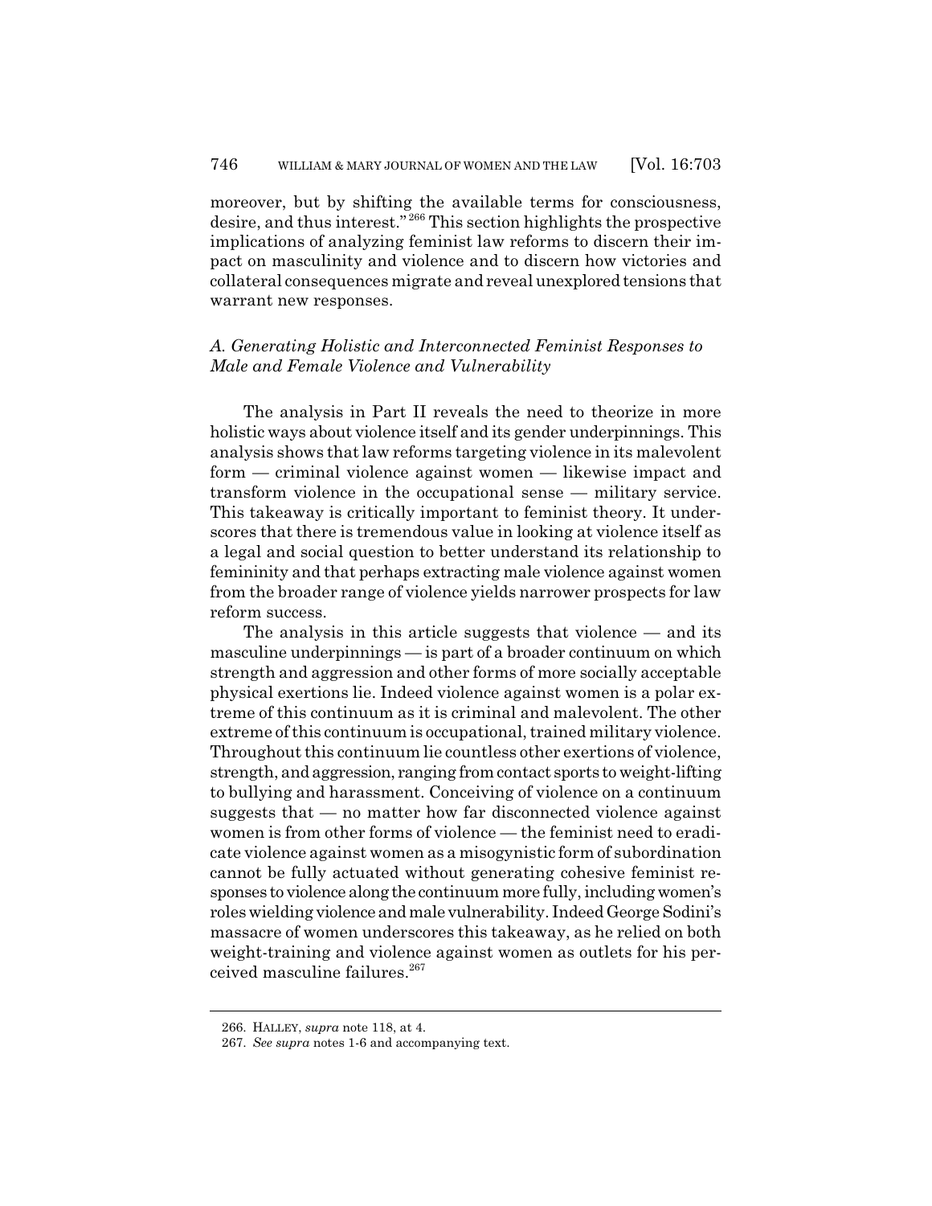moreover, but by shifting the available terms for consciousness, desire, and thus interest."[266] This section highlights the prospective implications of analyzing feminist law reforms to discern their impact on masculinity and violence and to discern how victories and collateral consequences migrate and reveal unexplored tensions that warrant new responses.

### *A. Generating Holistic and Interconnected Feminist Responses to Male and Female Violence and Vulnerability*

The analysis in Part II reveals the need to theorize in more holistic ways about violence itself and its gender underpinnings. This analysis shows that law reforms targeting violence in its malevolent form — criminal violence against women — likewise impact and transform violence in the occupational sense — military service. This takeaway is critically important to feminist theory. It underscores that there is tremendous value in looking at violence itself as a legal and social question to better understand its relationship to femininity and that perhaps extracting male violence against women from the broader range of violence yields narrower prospects for law reform success.

The analysis in this article suggests that violence — and its masculine underpinnings — is part of a broader continuum on which strength and aggression and other forms of more socially acceptable physical exertions lie. Indeed violence against women is a polar extreme of this continuum as it is criminal and malevolent. The other extreme of this continuum is occupational, trained military violence. Throughout this continuum lie countless other exertions of violence, strength, and aggression, ranging from contact sports to weight-lifting to bullying and harassment. Conceiving of violence on a continuum suggests that — no matter how far disconnected violence against women is from other forms of violence — the feminist need to eradicate violence against women as a misogynistic form of subordination cannot be fully actuated without generating cohesive feminist responses to violence along the continuum more fully, including women's roles wielding violence and male vulnerability. Indeed George Sodini's massacre of women underscores this takeaway, as he relied on both weight-training and violence against women as outlets for his perceived masculine failures.[267]

---

266. HALLEY, *supra* note 118, at 4.

267. *See supra* notes 1-6 and accompanying text.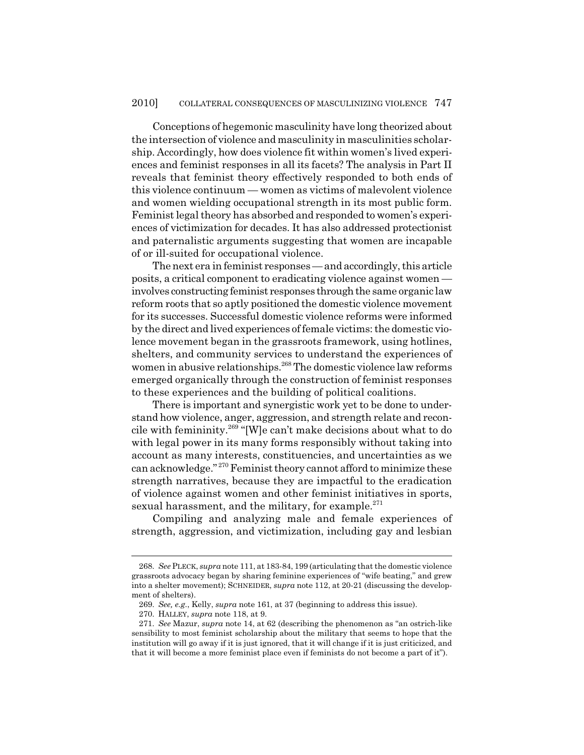Conceptions of hegemonic masculinity have long theorized about the intersection of violence and masculinity in masculinities scholarship. Accordingly, how does violence fit within women's lived experiences and feminist responses in all its facets? The analysis in Part II reveals that feminist theory effectively responded to both ends of this violence continuum — women as victims of malevolent violence and women wielding occupational strength in its most public form. Feminist legal theory has absorbed and responded to women's experiences of victimization for decades. It has also addressed protectionist and paternalistic arguments suggesting that women are incapable of or ill-suited for occupational violence.

The next era in feminist responses — and accordingly, this article posits, a critical component to eradicating violence against women — involves constructing feminist responses through the same organic law reform roots that so aptly positioned the domestic violence movement for its successes. Successful domestic violence reforms were informed by the direct and lived experiences of female victims: the domestic violence movement began in the grassroots framework, using hotlines, shelters, and community services to understand the experiences of women in abusive relationships.[268] The domestic violence law reforms emerged organically through the construction of feminist responses to these experiences and the building of political coalitions.

There is important and synergistic work yet to be done to understand how violence, anger, aggression, and strength relate and reconcile with femininity.[269] "[W]e can't make decisions about what to do with legal power in its many forms responsibly without taking into account as many interests, constituencies, and uncertainties as we can acknowledge."[270] Feminist theory cannot afford to minimize these strength narratives, because they are impactful to the eradication of violence against women and other feminist initiatives in sports, sexual harassment, and the military, for example.[271]

Compiling and analyzing male and female experiences of strength, aggression, and victimization, including gay and lesbian

---

268. *See* PLECK, *supra* note 111, at 183-84, 199 (articulating that the domestic violence grassroots advocacy began by sharing feminine experiences of "wife beating," and grew into a shelter movement); SCHNEIDER, *supra* note 112, at 20-21 (discussing the development of shelters).

269. *See, e.g.*, Kelly, *supra* note 161, at 37 (beginning to address this issue).

270. HALLEY, *supra* note 118, at 9.

271. *See* Mazur, *supra* note 14, at 62 (describing the phenomenon as "an ostrich-like sensibility to most feminist scholarship about the military that seems to hope that the institution will go away if it is just ignored, that it will change if it is just criticized, and that it will become a more feminist place even if feminists do not become a part of it").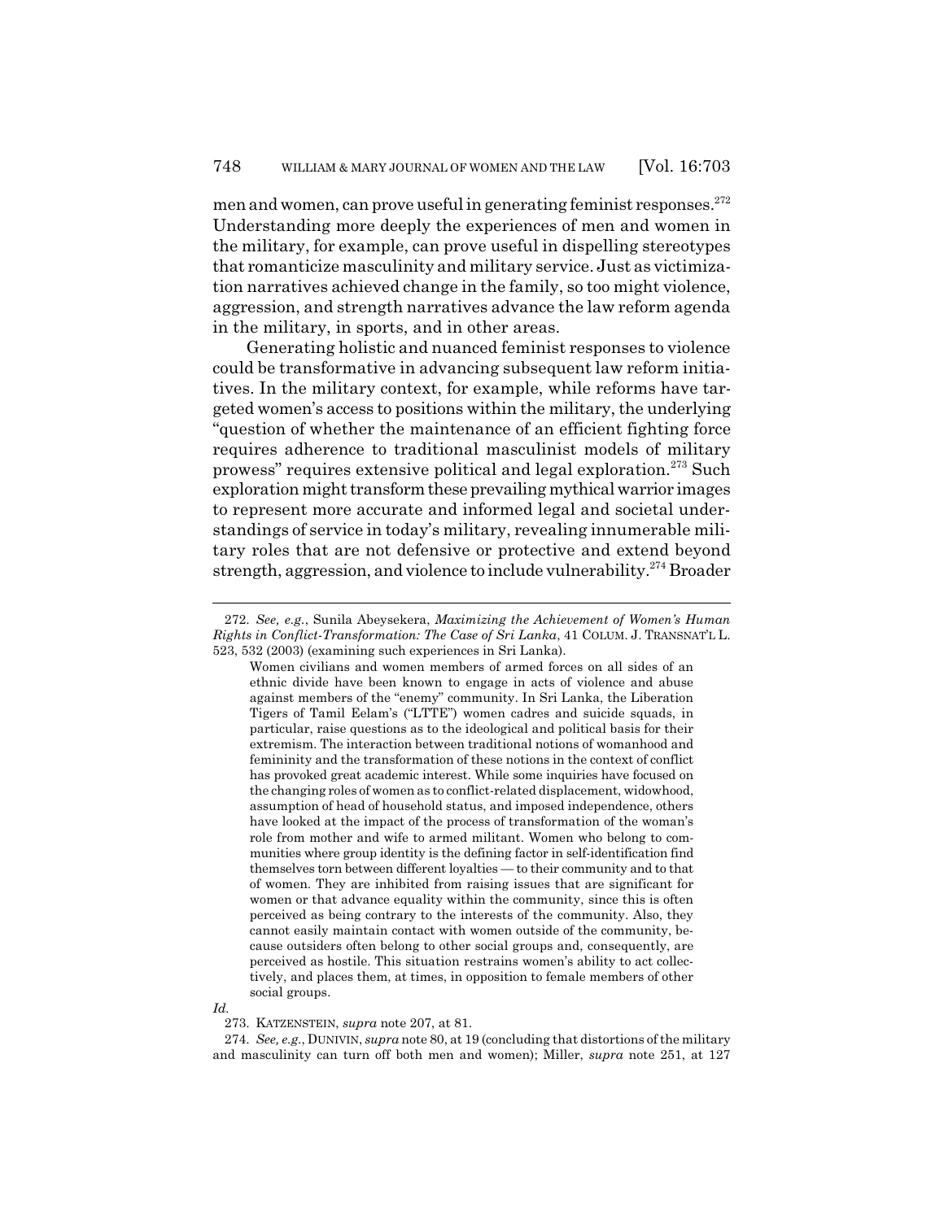men and women, can prove useful in generating feminist responses.[272] Understanding more deeply the experiences of men and women in the military, for example, can prove useful in dispelling stereotypes that romanticize masculinity and military service. Just as victimization narratives achieved change in the family, so too might violence, aggression, and strength narratives advance the law reform agenda in the military, in sports, and in other areas.

Generating holistic and nuanced feminist responses to violence could be transformative in advancing subsequent law reform initiatives. In the military context, for example, while reforms have targeted women's access to positions within the military, the underlying "question of whether the maintenance of an efficient fighting force requires adherence to traditional masculinist models of military prowess" requires extensive political and legal exploration.[273] Such exploration might transform these prevailing mythical warrior images to represent more accurate and informed legal and societal understandings of service in today's military, revealing innumerable military roles that are not defensive or protective and extend beyond strength, aggression, and violence to include vulnerability.[274] Broader

---

272. *See, e.g.*, Sunila Abeysekera, *Maximizing the Achievement of Women's Human Rights in Conflict-Transformation: The Case of Sri Lanka*, 41 COLUM. J. TRANSNAT'L L. 523, 532 (2003) (examining such experiences in Sri Lanka).

> Women civilians and women members of armed forces on all sides of an ethnic divide have been known to engage in acts of violence and abuse against members of the "enemy" community. In Sri Lanka, the Liberation Tigers of Tamil Eelam's ("LTTE") women cadres and suicide squads, in particular, raise questions as to the ideological and political basis for their extremism. The interaction between traditional notions of womanhood and femininity and the transformation of these notions in the context of conflict has provoked great academic interest. While some inquiries have focused on the changing roles of women as to conflict-related displacement, widowhood, assumption of head of household status, and imposed independence, others have looked at the impact of the process of transformation of the woman's role from mother and wife to armed militant. Women who belong to communities where group identity is the defining factor in self-identification find themselves torn between different loyalties — to their community and to that of women. They are inhibited from raising issues that are significant for women or that advance equality within the community, since this is often perceived as being contrary to the interests of the community. Also, they cannot easily maintain contact with women outside of the community, because outsiders often belong to other social groups and, consequently, are perceived as hostile. This situation restrains women's ability to act collectively, and places them, at times, in opposition to female members of other social groups.

*Id.*

273. KATZENSTEIN, *supra* note 207, at 81.

274. *See, e.g.*, DUNIVIN, *supra* note 80, at 19 (concluding that distortions of the military and masculinity can turn off both men and women); Miller, *supra* note 251, at 127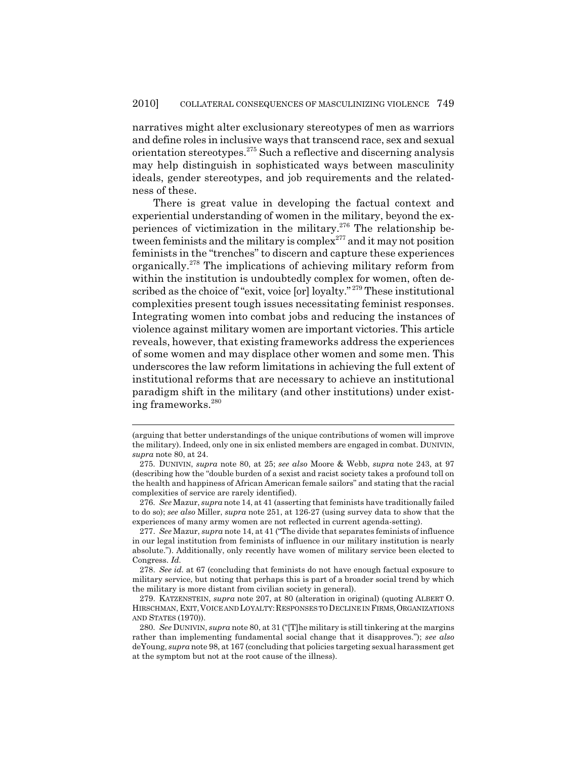narratives might alter exclusionary stereotypes of men as warriors and define roles in inclusive ways that transcend race, sex and sexual orientation stereotypes.[275] Such a reflective and discerning analysis may help distinguish in sophisticated ways between masculinity ideals, gender stereotypes, and job requirements and the relatedness of these.

There is great value in developing the factual context and experiential understanding of women in the military, beyond the experiences of victimization in the military.[276] The relationship between feminists and the military is complex[277] and it may not position feminists in the "trenches" to discern and capture these experiences organically.[278] The implications of achieving military reform from within the institution is undoubtedly complex for women, often described as the choice of "exit, voice [or] loyalty."[279] These institutional complexities present tough issues necessitating feminist responses. Integrating women into combat jobs and reducing the instances of violence against military women are important victories. This article reveals, however, that existing frameworks address the experiences of some women and may displace other women and some men. This underscores the law reform limitations in achieving the full extent of institutional reforms that are necessary to achieve an institutional paradigm shift in the military (and other institutions) under existing frameworks.[280]

---

(arguing that better understandings of the unique contributions of women will improve the military). Indeed, only one in six enlisted members are engaged in combat. DUNIVIN, *supra* note 80, at 24.

275. DUNIVIN, *supra* note 80, at 25; *see also* Moore & Webb, *supra* note 243, at 97 (describing how the "double burden of a sexist and racist society takes a profound toll on the health and happiness of African American female sailors" and stating that the racial complexities of service are rarely identified).

276. *See* Mazur, *supra* note 14, at 41 (asserting that feminists have traditionally failed to do so); *see also* Miller, *supra* note 251, at 126-27 (using survey data to show that the experiences of many army women are not reflected in current agenda-setting).

277. *See* Mazur, *supra* note 14, at 41 ("The divide that separates feminists of influence in our legal institution from feminists of influence in our military institution is nearly absolute."). Additionally, only recently have women of military service been elected to Congress. *Id.*

278. *See id.* at 67 (concluding that feminists do not have enough factual exposure to military service, but noting that perhaps this is part of a broader social trend by which the military is more distant from civilian society in general).

279. KATZENSTEIN, *supra* note 207, at 80 (alteration in original) (quoting ALBERT O. HIRSCHMAN, EXIT, VOICE AND LOYALTY: RESPONSES TO DECLINE IN FIRMS, ORGANIZATIONS AND STATES (1970)).

280. *See* DUNIVIN, *supra* note 80, at 31 ("[T]he military is still tinkering at the margins rather than implementing fundamental social change that it disapproves."); *see also* deYoung, *supra* note 98, at 167 (concluding that policies targeting sexual harassment get at the symptom but not at the root cause of the illness).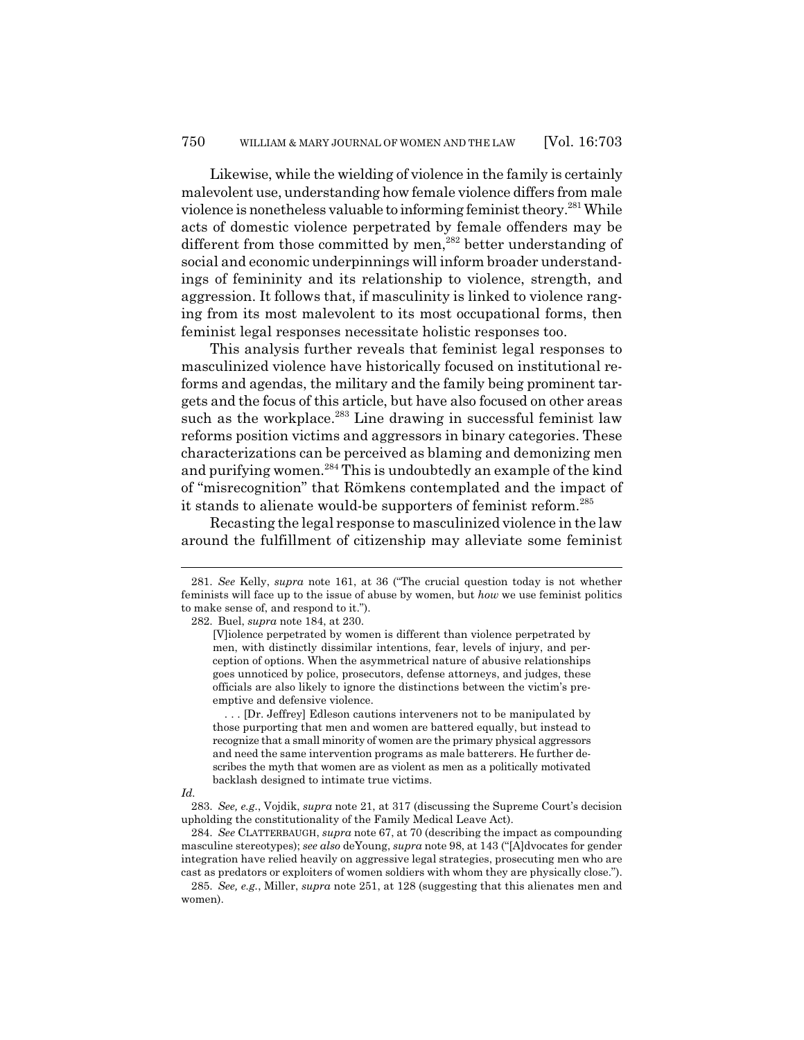Likewise, while the wielding of violence in the family is certainly malevolent use, understanding how female violence differs from male violence is nonetheless valuable to informing feminist theory.[281] While acts of domestic violence perpetrated by female offenders may be different from those committed by men,[282] better understanding of social and economic underpinnings will inform broader understandings of femininity and its relationship to violence, strength, and aggression. It follows that, if masculinity is linked to violence ranging from its most malevolent to its most occupational forms, then feminist legal responses necessitate holistic responses too.

This analysis further reveals that feminist legal responses to masculinized violence have historically focused on institutional reforms and agendas, the military and the family being prominent targets and the focus of this article, but have also focused on other areas such as the workplace.[283] Line drawing in successful feminist law reforms position victims and aggressors in binary categories. These characterizations can be perceived as blaming and demonizing men and purifying women.[284] This is undoubtedly an example of the kind of "misrecognition" that Römkens contemplated and the impact of it stands to alienate would-be supporters of feminist reform.[285]

Recasting the legal response to masculinized violence in the law around the fulfillment of citizenship may alleviate some feminist

---

281. *See* Kelly, *supra* note 161, at 36 ("The crucial question today is not whether feminists will face up to the issue of abuse by women, but *how* we use feminist politics to make sense of, and respond to it.").

282. Buel, *supra* note 184, at 230.

> [V]iolence perpetrated by women is different than violence perpetrated by men, with distinctly dissimilar intentions, fear, levels of injury, and perception of options. When the asymmetrical nature of abusive relationships goes unnoticed by police, prosecutors, defense attorneys, and judges, these officials are also likely to ignore the distinctions between the victim's preemptive and defensive violence.
>
> . . . [Dr. Jeffrey] Edleson cautions interveners not to be manipulated by those purporting that men and women are battered equally, but instead to recognize that a small minority of women are the primary physical aggressors and need the same intervention programs as male batterers. He further describes the myth that women are as violent as men as a politically motivated backlash designed to intimate true victims.

*Id.*

283. *See, e.g.*, Vojdik, *supra* note 21, at 317 (discussing the Supreme Court's decision upholding the constitutionality of the Family Medical Leave Act).

284. *See* CLATTERBAUGH, *supra* note 67, at 70 (describing the impact as compounding masculine stereotypes); *see also* deYoung, *supra* note 98, at 143 ("[A]dvocates for gender integration have relied heavily on aggressive legal strategies, prosecuting men who are cast as predators or exploiters of women soldiers with whom they are physically close.").

285. *See, e.g.*, Miller, *supra* note 251, at 128 (suggesting that this alienates men and women).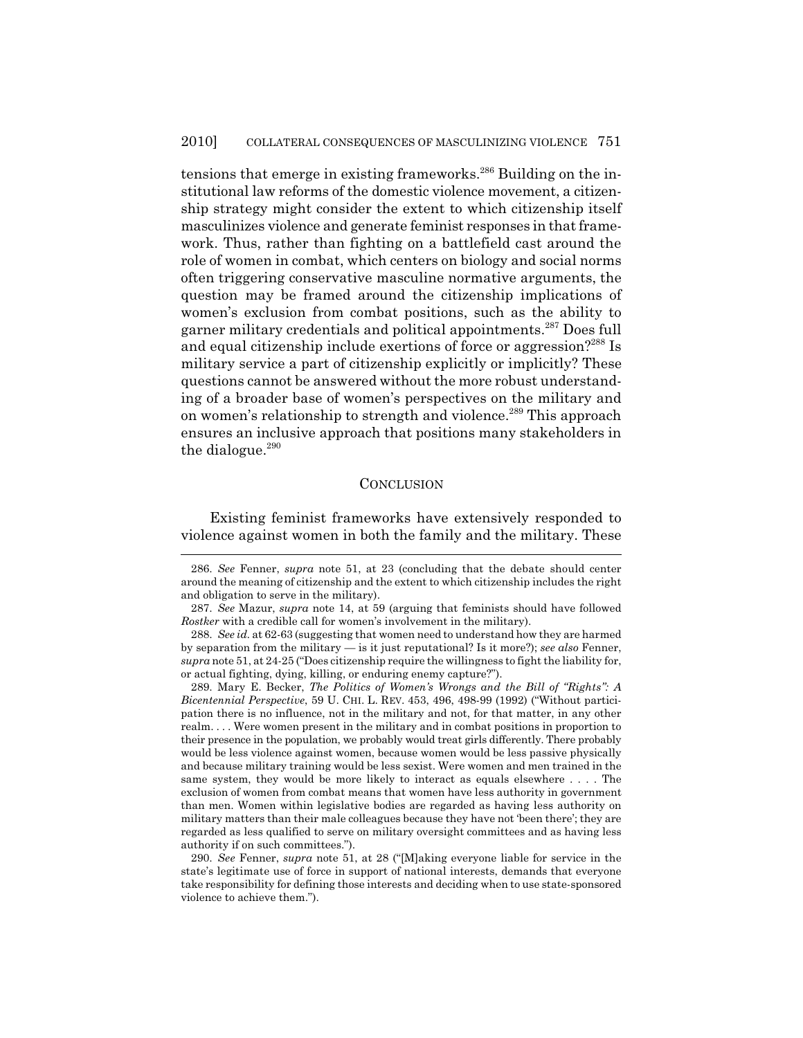tensions that emerge in existing frameworks.[286] Building on the institutional law reforms of the domestic violence movement, a citizenship strategy might consider the extent to which citizenship itself masculinizes violence and generate feminist responses in that framework. Thus, rather than fighting on a battlefield cast around the role of women in combat, which centers on biology and social norms often triggering conservative masculine normative arguments, the question may be framed around the citizenship implications of women's exclusion from combat positions, such as the ability to garner military credentials and political appointments.[287] Does full and equal citizenship include exertions of force or aggression?[288] Is military service a part of citizenship explicitly or implicitly? These questions cannot be answered without the more robust understanding of a broader base of women's perspectives on the military and on women's relationship to strength and violence.[289] This approach ensures an inclusive approach that positions many stakeholders in the dialogue.[290]

## CONCLUSION

Existing feminist frameworks have extensively responded to violence against women in both the family and the military. These

---

286. *See* Fenner, *supra* note 51, at 23 (concluding that the debate should center around the meaning of citizenship and the extent to which citizenship includes the right and obligation to serve in the military).

287. *See* Mazur, *supra* note 14, at 59 (arguing that feminists should have followed *Rostker* with a credible call for women's involvement in the military).

288. *See id.* at 62-63 (suggesting that women need to understand how they are harmed by separation from the military — is it just reputational? Is it more?); *see also* Fenner, *supra* note 51, at 24-25 ("Does citizenship require the willingness to fight the liability for, or actual fighting, dying, killing, or enduring enemy capture?").

289. Mary E. Becker, *The Politics of Women's Wrongs and the Bill of "Rights": A Bicentennial Perspective*, 59 U. CHI. L. REV. 453, 496, 498-99 (1992) ("Without participation there is no influence, not in the military and not, for that matter, in any other realm. . . . Were women present in the military and in combat positions in proportion to their presence in the population, we probably would treat girls differently. There probably would be less violence against women, because women would be less passive physically and because military training would be less sexist. Were women and men trained in the same system, they would be more likely to interact as equals elsewhere . . . . The exclusion of women from combat means that women have less authority in government than men. Women within legislative bodies are regarded as having less authority on military matters than their male colleagues because they have not 'been there'; they are regarded as less qualified to serve on military oversight committees and as having less authority if on such committees.").

290. *See* Fenner, *supra* note 51, at 28 ("[M]aking everyone liable for service in the state's legitimate use of force in support of national interests, demands that everyone take responsibility for defining those interests and deciding when to use state-sponsored violence to achieve them.").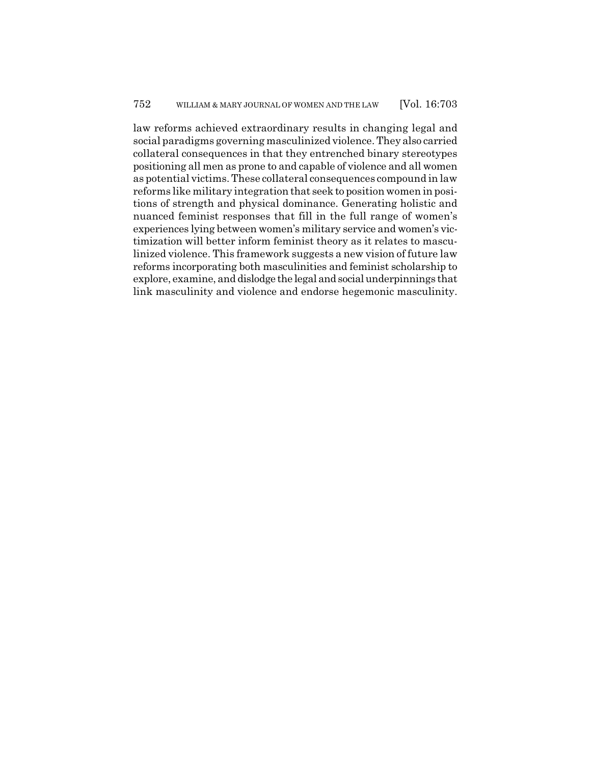law reforms achieved extraordinary results in changing legal and social paradigms governing masculinized violence. They also carried collateral consequences in that they entrenched binary stereotypes positioning all men as prone to and capable of violence and all women as potential victims. These collateral consequences compound in law reforms like military integration that seek to position women in positions of strength and physical dominance. Generating holistic and nuanced feminist responses that fill in the full range of women's experiences lying between women's military service and women's victimization will better inform feminist theory as it relates to masculinized violence. This framework suggests a new vision of future law reforms incorporating both masculinities and feminist scholarship to explore, examine, and dislodge the legal and social underpinnings that link masculinity and violence and endorse hegemonic masculinity.